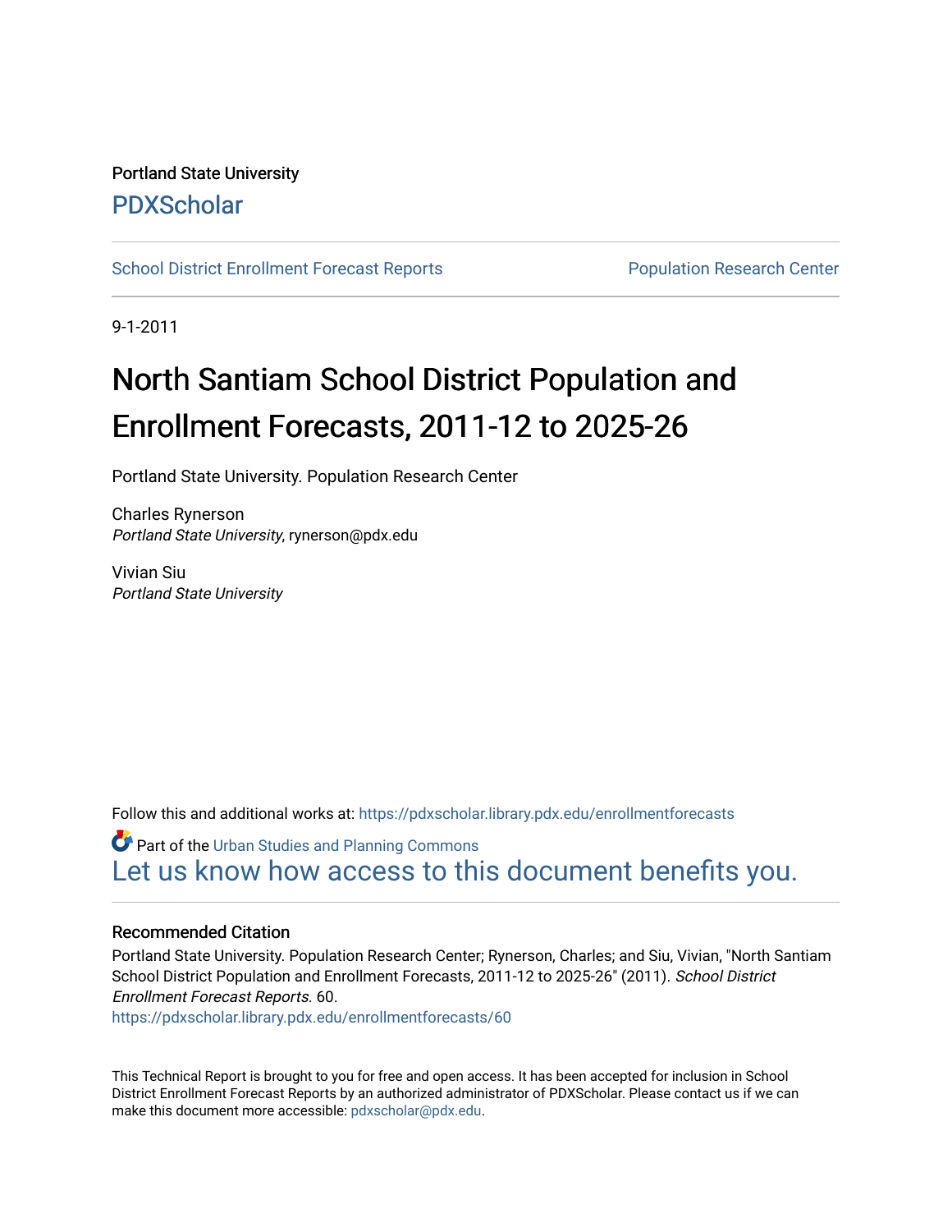Portland State University

PDXScholar

School District Enrollment Forecast Reports | Population Research Center

9-1-2011

# North Santiam School District Population and Enrollment Forecasts, 2011-12 to 2025-26

Portland State University. Population Research Center

Charles Rynerson
*Portland State University*, rynerson@pdx.edu

Vivian Siu
*Portland State University*

Follow this and additional works at: https://pdxscholar.library.pdx.edu/enrollmentforecasts

Part of the Urban Studies and Planning Commons

Let us know how access to this document benefits you.

### Recommended Citation

Portland State University. Population Research Center; Rynerson, Charles; and Siu, Vivian, "North Santiam School District Population and Enrollment Forecasts, 2011-12 to 2025-26" (2011). *School District Enrollment Forecast Reports*. 60.
https://pdxscholar.library.pdx.edu/enrollmentforecasts/60

This Technical Report is brought to you for free and open access. It has been accepted for inclusion in School District Enrollment Forecast Reports by an authorized administrator of PDXScholar. Please contact us if we can make this document more accessible: pdxscholar@pdx.edu.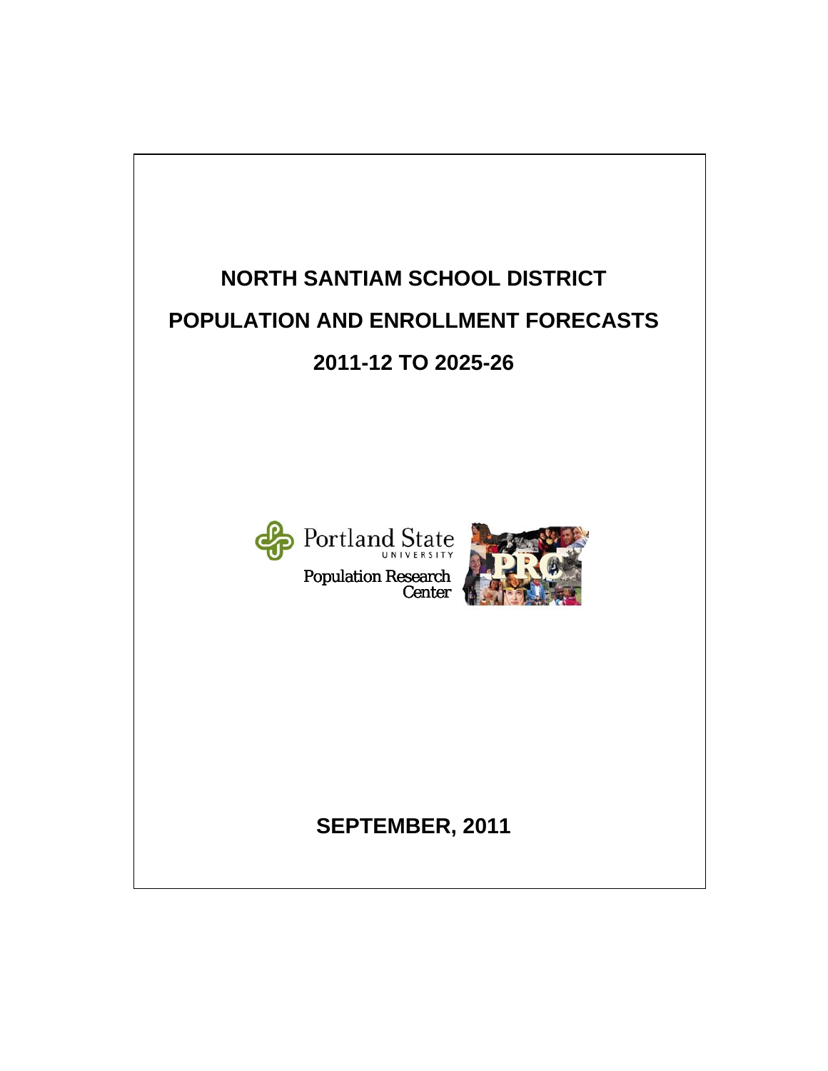# NORTH SANTIAM SCHOOL DISTRICT

# POPULATION AND ENROLLMENT FORECASTS

# 2011-12 TO 2025-26

Portland State University

Population Research Center

**SEPTEMBER, 2011**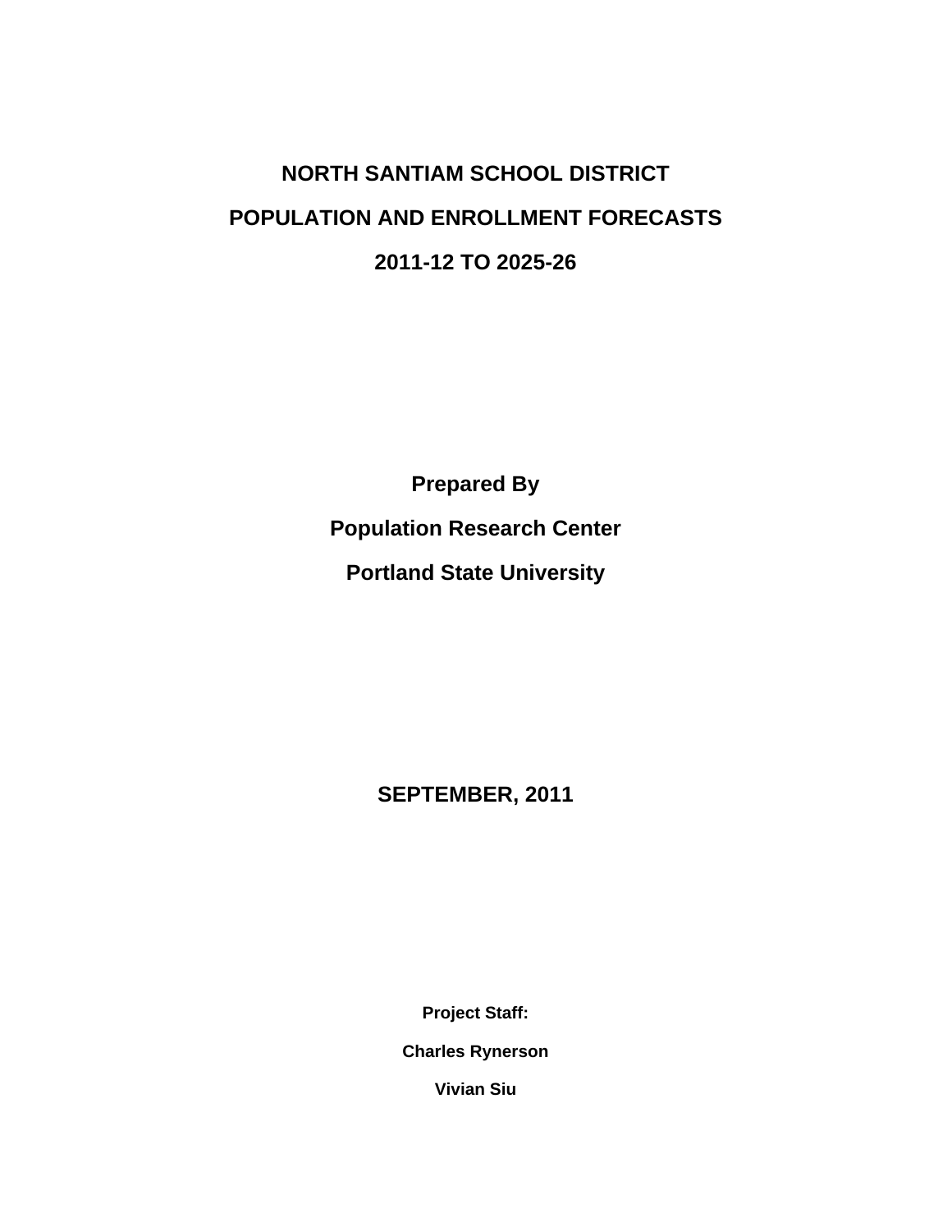# NORTH SANTIAM SCHOOL DISTRICT

# POPULATION AND ENROLLMENT FORECASTS

# 2011-12 TO 2025-26

**Prepared By**

**Population Research Center**

**Portland State University**

**SEPTEMBER, 2011**

**Project Staff:**

**Charles Rynerson**

**Vivian Siu**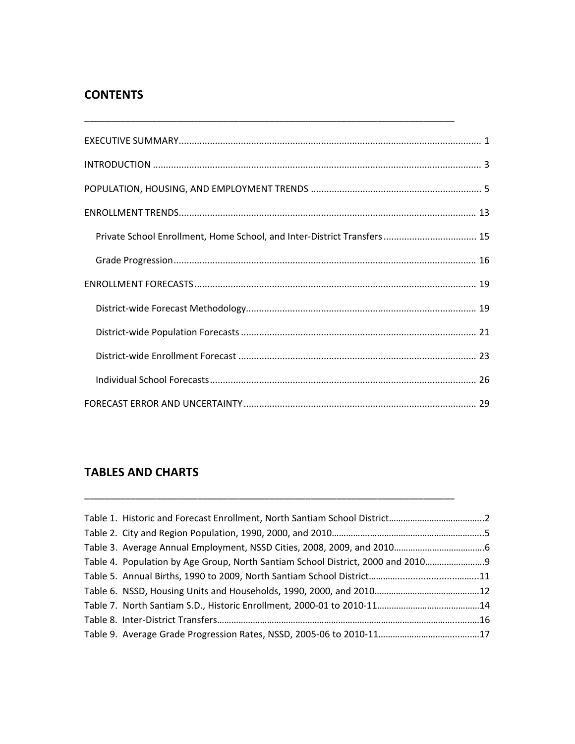## CONTENTS

EXECUTIVE SUMMARY .................................................................................................................... 1

INTRODUCTION .............................................................................................................................. 3

POPULATION, HOUSING, AND EMPLOYMENT TRENDS ................................................................. 5

ENROLLMENT TRENDS.................................................................................................................. 13

- Private School Enrollment, Home School, and Inter-District Transfers .................................... 15
- Grade Progression .................................................................................................................... 16

ENROLLMENT FORECASTS ............................................................................................................ 19

- District-wide Forecast Methodology ........................................................................................ 19
- District-wide Population Forecasts .......................................................................................... 21
- District-wide Enrollment Forecast ........................................................................................... 23
- Individual School Forecasts ...................................................................................................... 26

FORECAST ERROR AND UNCERTAINTY ......................................................................................... 29

## TABLES AND CHARTS

Table 1. Historic and Forecast Enrollment, North Santiam School District.......................................2
Table 2. City and Region Population, 1990, 2000, and 2010..............................................................5
Table 3. Average Annual Employment, NSSD Cities, 2008, 2009, and 2010.....................................6
Table 4. Population by Age Group, North Santiam School District, 2000 and 2010........................9
Table 5. Annual Births, 1990 to 2009, North Santiam School District............................................11
Table 6. NSSD, Housing Units and Households, 1990, 2000, and 2010...........................................12
Table 7. North Santiam S.D., Historic Enrollment, 2000-01 to 2010-11..........................................14
Table 8. Inter-District Transfers...........................................................................................................16
Table 9. Average Grade Progression Rates, NSSD, 2005-06 to 2010-11.........................................17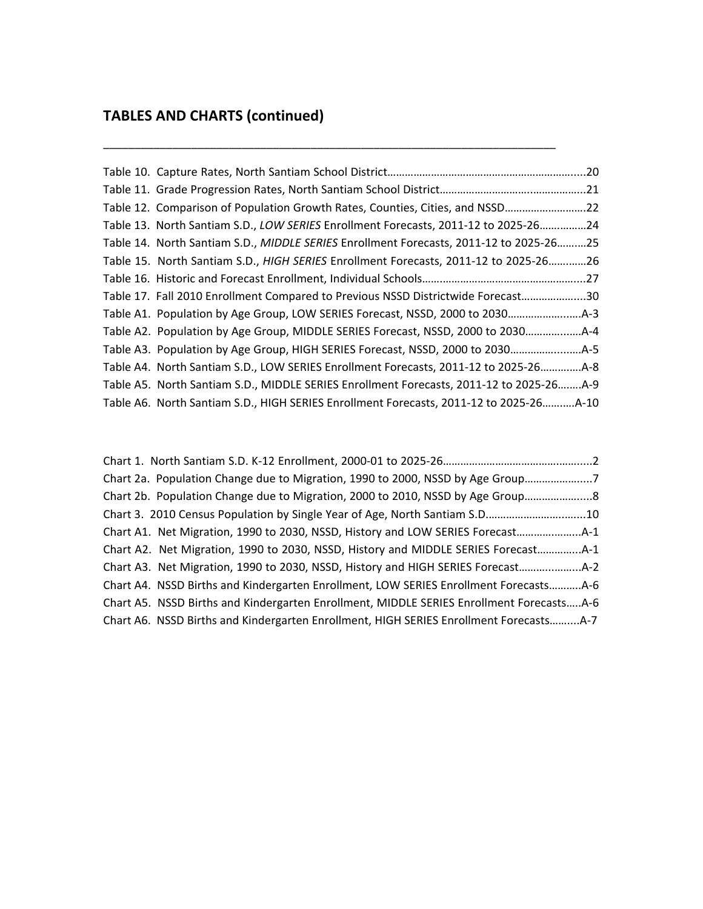## TABLES AND CHARTS (continued)

---

Table 10. Capture Rates, North Santiam School District......20
Table 11. Grade Progression Rates, North Santiam School District......21
Table 12. Comparison of Population Growth Rates, Counties, Cities, and NSSD......22
Table 13. North Santiam S.D., *LOW SERIES* Enrollment Forecasts, 2011-12 to 2025-26......24
Table 14. North Santiam S.D., *MIDDLE SERIES* Enrollment Forecasts, 2011-12 to 2025-26......25
Table 15. North Santiam S.D., *HIGH SERIES* Enrollment Forecasts, 2011-12 to 2025-26......26
Table 16. Historic and Forecast Enrollment, Individual Schools......27
Table 17. Fall 2010 Enrollment Compared to Previous NSSD Districtwide Forecast......30
Table A1. Population by Age Group, LOW SERIES Forecast, NSSD, 2000 to 2030......A-3
Table A2. Population by Age Group, MIDDLE SERIES Forecast, NSSD, 2000 to 2030......A-4
Table A3. Population by Age Group, HIGH SERIES Forecast, NSSD, 2000 to 2030......A-5
Table A4. North Santiam S.D., LOW SERIES Enrollment Forecasts, 2011-12 to 2025-26......A-8
Table A5. North Santiam S.D., MIDDLE SERIES Enrollment Forecasts, 2011-12 to 2025-26......A-9
Table A6. North Santiam S.D., HIGH SERIES Enrollment Forecasts, 2011-12 to 2025-26......A-10

Chart 1. North Santiam S.D. K-12 Enrollment, 2000-01 to 2025-26......2
Chart 2a. Population Change due to Migration, 1990 to 2000, NSSD by Age Group......7
Chart 2b. Population Change due to Migration, 2000 to 2010, NSSD by Age Group......8
Chart 3. 2010 Census Population by Single Year of Age, North Santiam S.D......10
Chart A1. Net Migration, 1990 to 2030, NSSD, History and LOW SERIES Forecast......A-1
Chart A2. Net Migration, 1990 to 2030, NSSD, History and MIDDLE SERIES Forecast......A-1
Chart A3. Net Migration, 1990 to 2030, NSSD, History and HIGH SERIES Forecast......A-2
Chart A4. NSSD Births and Kindergarten Enrollment, LOW SERIES Enrollment Forecasts......A-6
Chart A5. NSSD Births and Kindergarten Enrollment, MIDDLE SERIES Enrollment Forecasts......A-6
Chart A6. NSSD Births and Kindergarten Enrollment, HIGH SERIES Enrollment Forecasts......A-7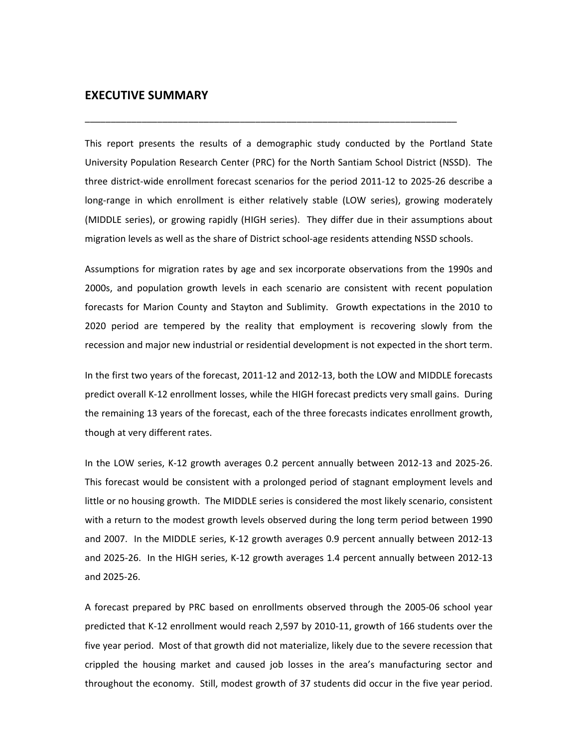# EXECUTIVE SUMMARY

---

This report presents the results of a demographic study conducted by the Portland State University Population Research Center (PRC) for the North Santiam School District (NSSD). The three district-wide enrollment forecast scenarios for the period 2011-12 to 2025-26 describe a long-range in which enrollment is either relatively stable (LOW series), growing moderately (MIDDLE series), or growing rapidly (HIGH series). They differ due in their assumptions about migration levels as well as the share of District school-age residents attending NSSD schools.

Assumptions for migration rates by age and sex incorporate observations from the 1990s and 2000s, and population growth levels in each scenario are consistent with recent population forecasts for Marion County and Stayton and Sublimity. Growth expectations in the 2010 to 2020 period are tempered by the reality that employment is recovering slowly from the recession and major new industrial or residential development is not expected in the short term.

In the first two years of the forecast, 2011-12 and 2012-13, both the LOW and MIDDLE forecasts predict overall K-12 enrollment losses, while the HIGH forecast predicts very small gains. During the remaining 13 years of the forecast, each of the three forecasts indicates enrollment growth, though at very different rates.

In the LOW series, K-12 growth averages 0.2 percent annually between 2012-13 and 2025-26. This forecast would be consistent with a prolonged period of stagnant employment levels and little or no housing growth. The MIDDLE series is considered the most likely scenario, consistent with a return to the modest growth levels observed during the long term period between 1990 and 2007. In the MIDDLE series, K-12 growth averages 0.9 percent annually between 2012-13 and 2025-26. In the HIGH series, K-12 growth averages 1.4 percent annually between 2012-13 and 2025-26.

A forecast prepared by PRC based on enrollments observed through the 2005-06 school year predicted that K-12 enrollment would reach 2,597 by 2010-11, growth of 166 students over the five year period. Most of that growth did not materialize, likely due to the severe recession that crippled the housing market and caused job losses in the area's manufacturing sector and throughout the economy. Still, modest growth of 37 students did occur in the five year period.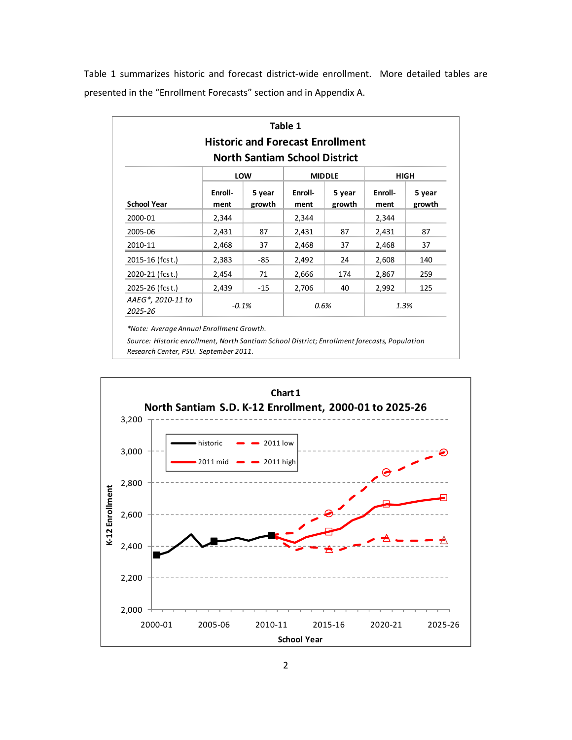Table 1 summarizes historic and forecast district-wide enrollment. More detailed tables are presented in the "Enrollment Forecasts" section and in Appendix A.

**Table 1**
**Historic and Forecast Enrollment**
**North Santiam School District**

| | LOW | | MIDDLE | | HIGH | |
|---|---|---|---|---|---|---|
| School Year | Enroll-ment | 5 year growth | Enroll-ment | 5 year growth | Enroll-ment | 5 year growth |
| 2000-01 | 2,344 | | 2,344 | | 2,344 | |
| 2005-06 | 2,431 | 87 | 2,431 | 87 | 2,431 | 87 |
| 2010-11 | 2,468 | 37 | 2,468 | 37 | 2,468 | 37 |
| 2015-16 (fcst.) | 2,383 | -85 | 2,492 | 24 | 2,608 | 140 |
| 2020-21 (fcst.) | 2,454 | 71 | 2,666 | 174 | 2,867 | 259 |
| 2025-26 (fcst.) | 2,439 | -15 | 2,706 | 40 | 2,992 | 125 |
| *AAEG\*, 2010-11 to 2025-26* | *-0.1%* | | *0.6%* | | *1.3%* | |

*\*Note: Average Annual Enrollment Growth.*

*Source: Historic enrollment, North Santiam School District; Enrollment forecasts, Population Research Center, PSU. September 2011.*

**Chart 1**
**North Santiam S.D. K-12 Enrollment, 2000-01 to 2025-26**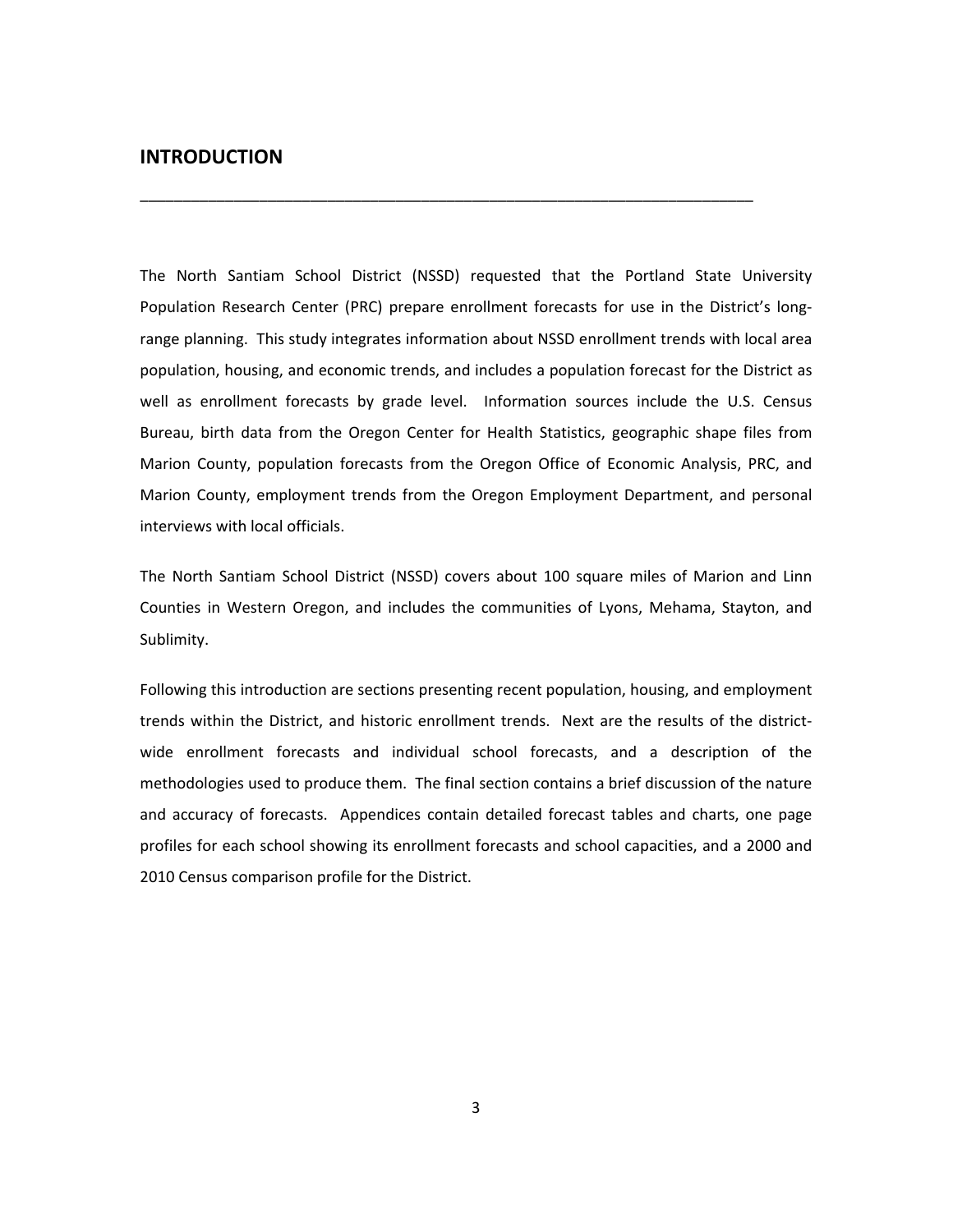## INTRODUCTION

The North Santiam School District (NSSD) requested that the Portland State University Population Research Center (PRC) prepare enrollment forecasts for use in the District's long-range planning. This study integrates information about NSSD enrollment trends with local area population, housing, and economic trends, and includes a population forecast for the District as well as enrollment forecasts by grade level. Information sources include the U.S. Census Bureau, birth data from the Oregon Center for Health Statistics, geographic shape files from Marion County, population forecasts from the Oregon Office of Economic Analysis, PRC, and Marion County, employment trends from the Oregon Employment Department, and personal interviews with local officials.

The North Santiam School District (NSSD) covers about 100 square miles of Marion and Linn Counties in Western Oregon, and includes the communities of Lyons, Mehama, Stayton, and Sublimity.

Following this introduction are sections presenting recent population, housing, and employment trends within the District, and historic enrollment trends. Next are the results of the district-wide enrollment forecasts and individual school forecasts, and a description of the methodologies used to produce them. The final section contains a brief discussion of the nature and accuracy of forecasts. Appendices contain detailed forecast tables and charts, one page profiles for each school showing its enrollment forecasts and school capacities, and a 2000 and 2010 Census comparison profile for the District.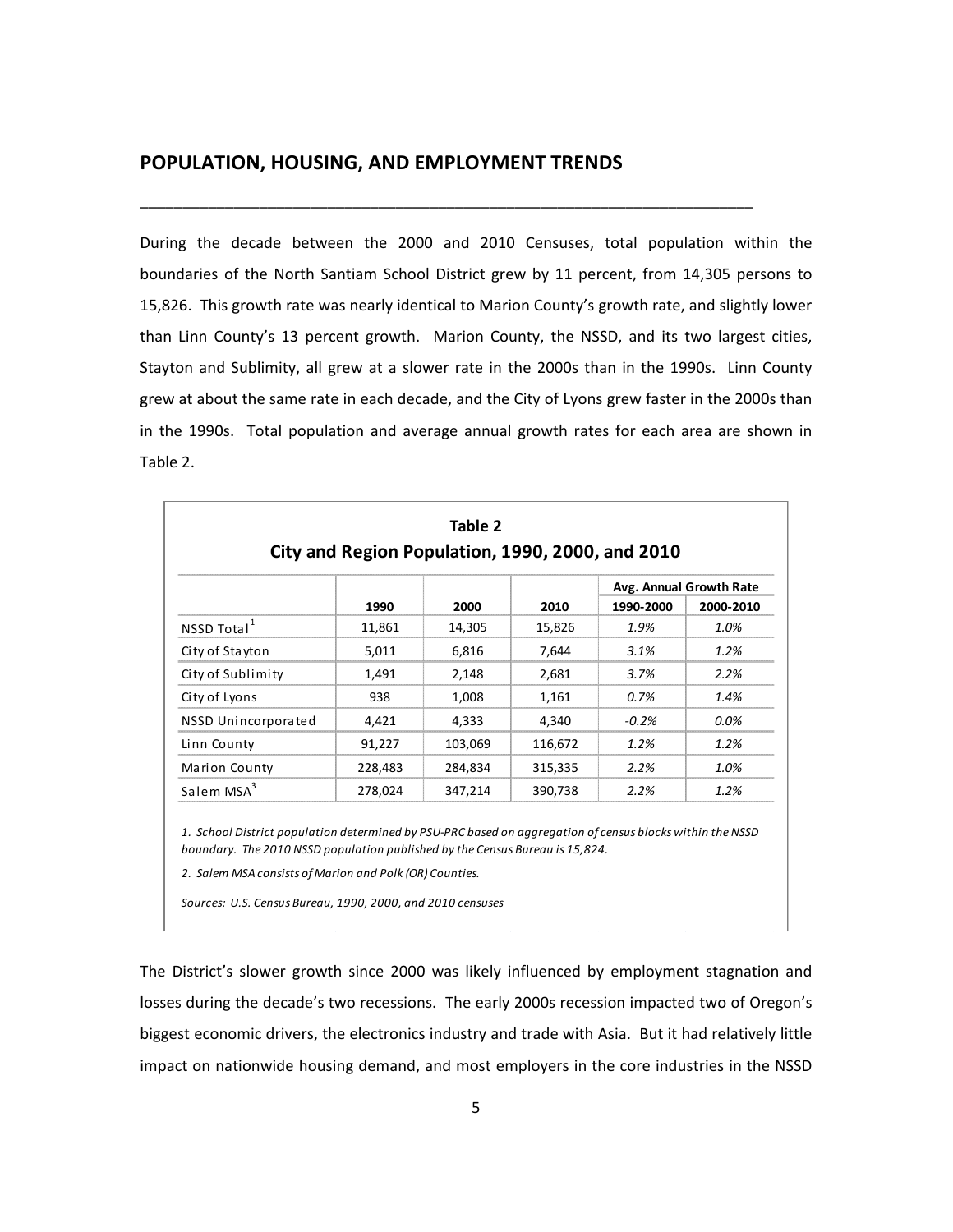## POPULATION, HOUSING, AND EMPLOYMENT TRENDS

During the decade between the 2000 and 2010 Censuses, total population within the boundaries of the North Santiam School District grew by 11 percent, from 14,305 persons to 15,826. This growth rate was nearly identical to Marion County's growth rate, and slightly lower than Linn County's 13 percent growth. Marion County, the NSSD, and its two largest cities, Stayton and Sublimity, all grew at a slower rate in the 2000s than in the 1990s. Linn County grew at about the same rate in each decade, and the City of Lyons grew faster in the 2000s than in the 1990s. Total population and average annual growth rates for each area are shown in Table 2.

**Table 2**
**City and Region Population, 1990, 2000, and 2010**

| | 1990 | 2000 | 2010 | Avg. Annual Growth Rate 1990-2000 | Avg. Annual Growth Rate 2000-2010 |
|---|---|---|---|---|---|
| NSSD Total[1] | 11,861 | 14,305 | 15,826 | *1.9%* | *1.0%* |
| City of Stayton | 5,011 | 6,816 | 7,644 | *3.1%* | *1.2%* |
| City of Sublimity | 1,491 | 2,148 | 2,681 | *3.7%* | *2.2%* |
| City of Lyons | 938 | 1,008 | 1,161 | *0.7%* | *1.4%* |
| NSSD Unincorporated | 4,421 | 4,333 | 4,340 | *-0.2%* | *0.0%* |
| Linn County | 91,227 | 103,069 | 116,672 | *1.2%* | *1.2%* |
| Marion County | 228,483 | 284,834 | 315,335 | *2.2%* | *1.0%* |
| Salem MSA[3] | 278,024 | 347,214 | 390,738 | *2.2%* | *1.2%* |

*1. School District population determined by PSU-PRC based on aggregation of census blocks within the NSSD boundary. The 2010 NSSD population published by the Census Bureau is 15,824.*

*2. Salem MSA consists of Marion and Polk (OR) Counties.*

*Sources: U.S. Census Bureau, 1990, 2000, and 2010 censuses*

The District's slower growth since 2000 was likely influenced by employment stagnation and losses during the decade's two recessions. The early 2000s recession impacted two of Oregon's biggest economic drivers, the electronics industry and trade with Asia. But it had relatively little impact on nationwide housing demand, and most employers in the core industries in the NSSD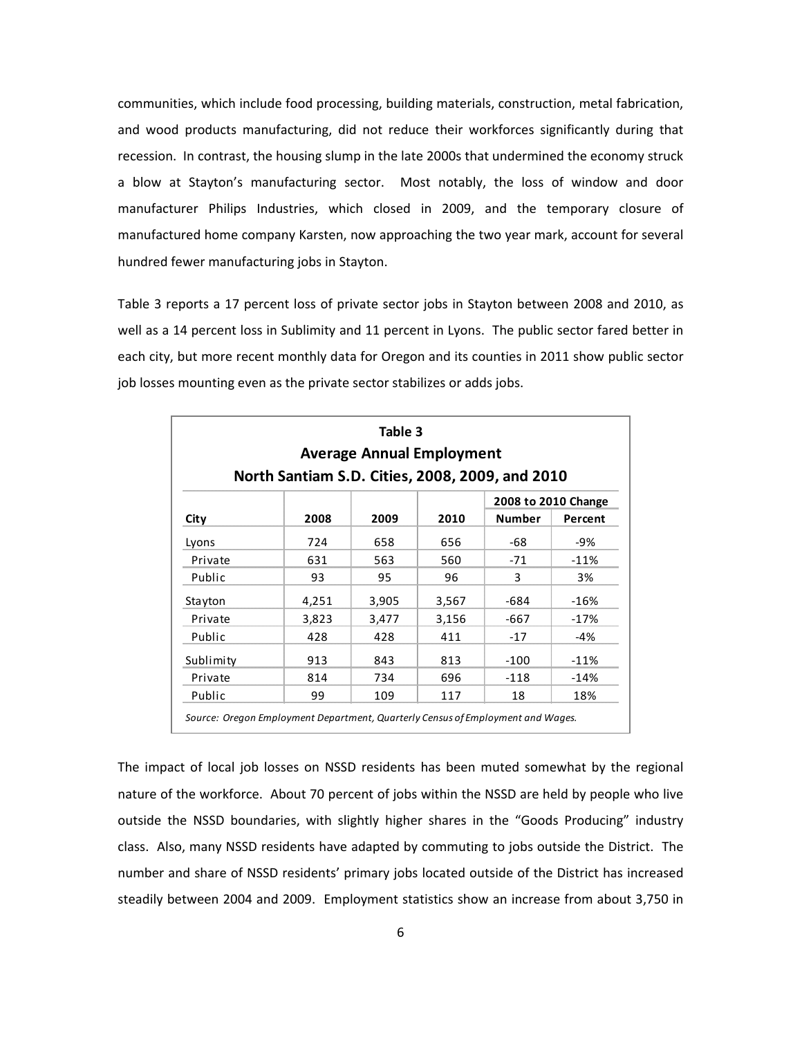communities, which include food processing, building materials, construction, metal fabrication, and wood products manufacturing, did not reduce their workforces significantly during that recession. In contrast, the housing slump in the late 2000s that undermined the economy struck a blow at Stayton's manufacturing sector. Most notably, the loss of window and door manufacturer Philips Industries, which closed in 2009, and the temporary closure of manufactured home company Karsten, now approaching the two year mark, account for several hundred fewer manufacturing jobs in Stayton.

Table 3 reports a 17 percent loss of private sector jobs in Stayton between 2008 and 2010, as well as a 14 percent loss in Sublimity and 11 percent in Lyons. The public sector fared better in each city, but more recent monthly data for Oregon and its counties in 2011 show public sector job losses mounting even as the private sector stabilizes or adds jobs.

**Table 3**
**Average Annual Employment**
**North Santiam S.D. Cities, 2008, 2009, and 2010**

| | | | | 2008 to 2010 Change | |
|---|---|---|---|---|---|
| **City** | **2008** | **2009** | **2010** | **Number** | **Percent** |
| Lyons | 724 | 658 | 656 | -68 | -9% |
| Private | 631 | 563 | 560 | -71 | -11% |
| Public | 93 | 95 | 96 | 3 | 3% |
| Stayton | 4,251 | 3,905 | 3,567 | -684 | -16% |
| Private | 3,823 | 3,477 | 3,156 | -667 | -17% |
| Public | 428 | 428 | 411 | -17 | -4% |
| Sublimity | 913 | 843 | 813 | -100 | -11% |
| Private | 814 | 734 | 696 | -118 | -14% |
| Public | 99 | 109 | 117 | 18 | 18% |

*Source: Oregon Employment Department, Quarterly Census of Employment and Wages.*

The impact of local job losses on NSSD residents has been muted somewhat by the regional nature of the workforce. About 70 percent of jobs within the NSSD are held by people who live outside the NSSD boundaries, with slightly higher shares in the "Goods Producing" industry class. Also, many NSSD residents have adapted by commuting to jobs outside the District. The number and share of NSSD residents' primary jobs located outside of the District has increased steadily between 2004 and 2009. Employment statistics show an increase from about 3,750 in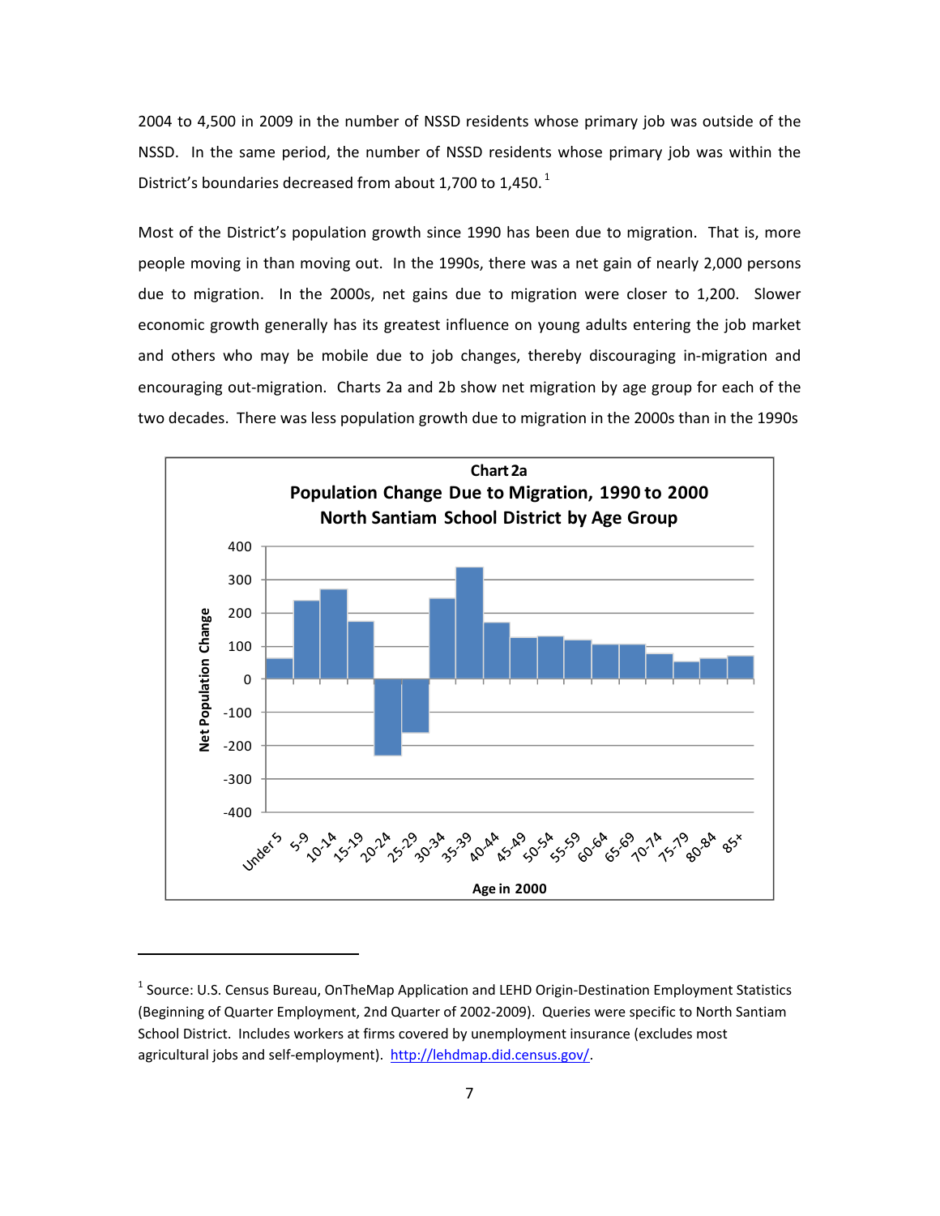2004 to 4,500 in 2009 in the number of NSSD residents whose primary job was outside of the NSSD. In the same period, the number of NSSD residents whose primary job was within the District's boundaries decreased from about 1,700 to 1,450.[1]

Most of the District's population growth since 1990 has been due to migration. That is, more people moving in than moving out. In the 1990s, there was a net gain of nearly 2,000 persons due to migration. In the 2000s, net gains due to migration were closer to 1,200. Slower economic growth generally has its greatest influence on young adults entering the job market and others who may be mobile due to job changes, thereby discouraging in-migration and encouraging out-migration. Charts 2a and 2b show net migration by age group for each of the two decades. There was less population growth due to migration in the 2000s than in the 1990s

**Chart 2a**

**Population Change Due to Migration, 1990 to 2000**
**North Santiam School District by Age Group**

| Age in 2000 | Net Population Change (approx.) |
|---|---|
| Under 5 | 60 |
| 5-9 | 235 |
| 10-14 | 270 |
| 15-19 | 175 |
| 20-24 | -230 |
| 25-29 | -160 |
| 30-34 | 245 |
| 35-39 | 340 |
| 40-44 | 170 |
| 45-49 | 125 |
| 50-54 | 130 |
| 55-59 | 115 |
| 60-64 | 105 |
| 65-69 | 105 |
| 70-74 | 75 |
| 75-79 | 50 |
| 80-84 | 60 |
| 85+ | 70 |

---

[1] Source: U.S. Census Bureau, OnTheMap Application and LEHD Origin-Destination Employment Statistics (Beginning of Quarter Employment, 2nd Quarter of 2002-2009). Queries were specific to North Santiam School District. Includes workers at firms covered by unemployment insurance (excludes most agricultural jobs and self-employment). http://lehdmap.did.census.gov/.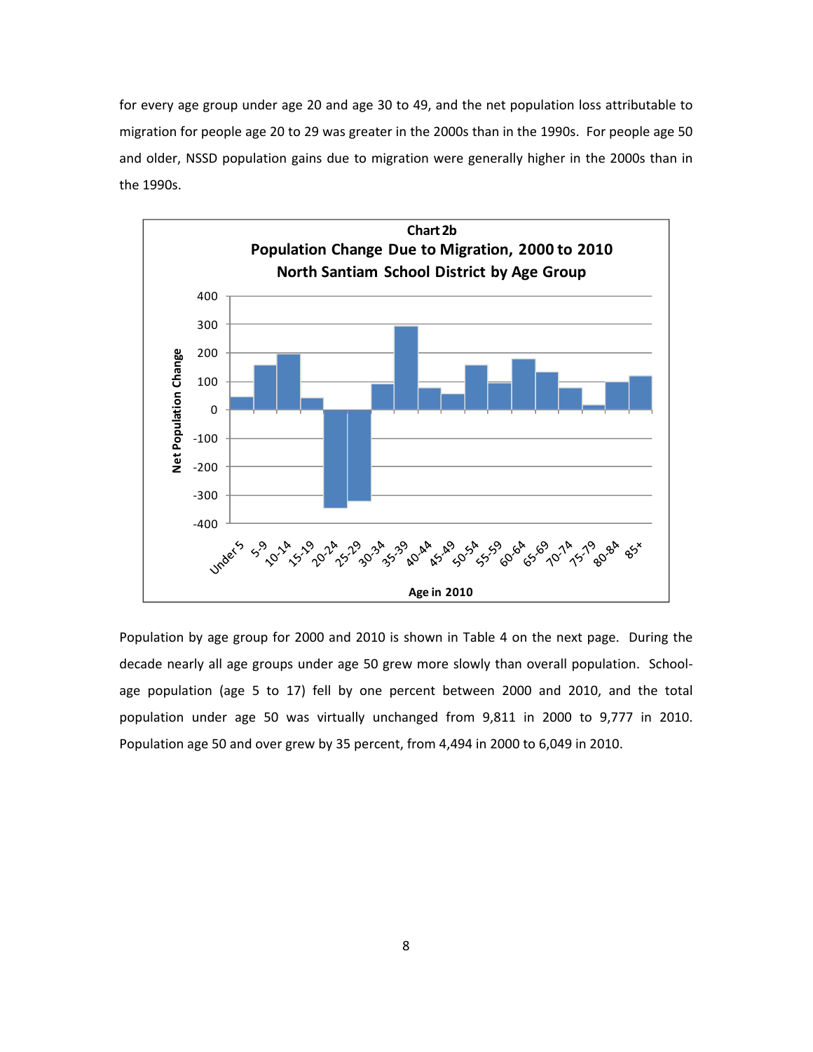for every age group under age 20 and age 30 to 49, and the net population loss attributable to migration for people age 20 to 29 was greater in the 2000s than in the 1990s. For people age 50 and older, NSSD population gains due to migration were generally higher in the 2000s than in the 1990s.

**Chart 2b**
**Population Change Due to Migration, 2000 to 2010**
**North Santiam School District by Age Group**

Population by age group for 2000 and 2010 is shown in Table 4 on the next page. During the decade nearly all age groups under age 50 grew more slowly than overall population. School-age population (age 5 to 17) fell by one percent between 2000 and 2010, and the total population under age 50 was virtually unchanged from 9,811 in 2000 to 9,777 in 2010. Population age 50 and over grew by 35 percent, from 4,494 in 2000 to 6,049 in 2010.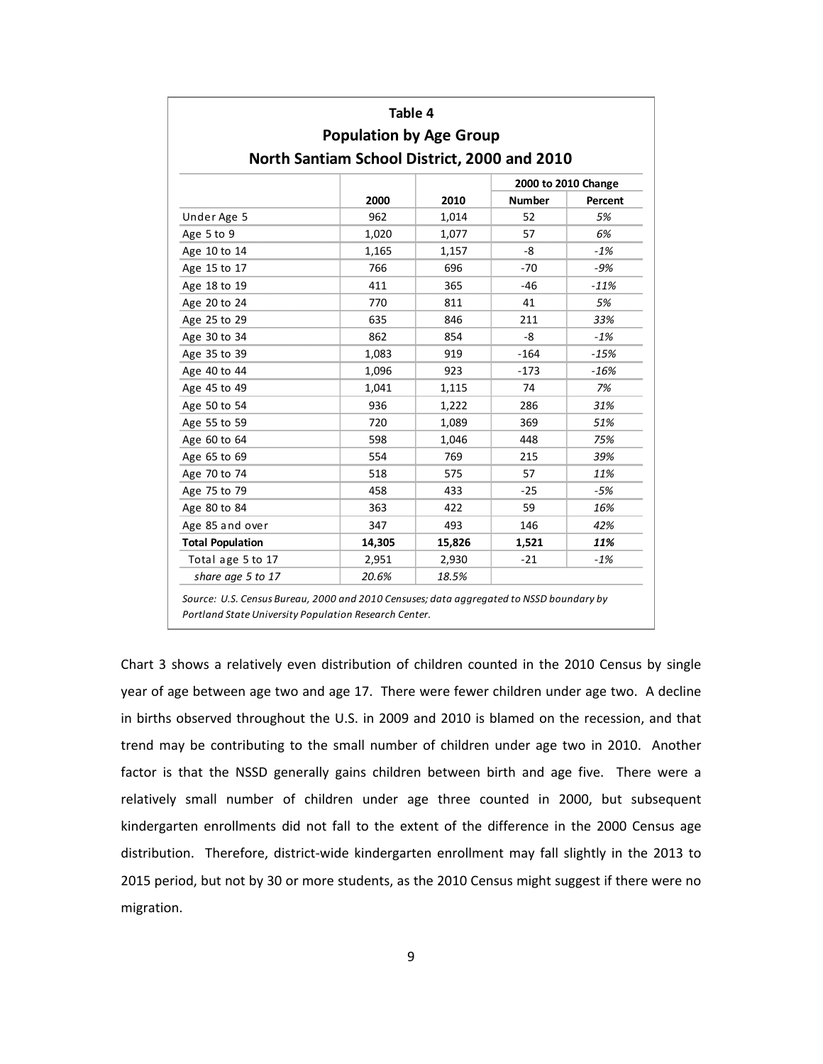**Table 4**
**Population by Age Group**
**North Santiam School District, 2000 and 2010**

| | 2000 | 2010 | 2000 to 2010 Change | |
|---|---|---|---|---|
| | | | Number | Percent |
| Under Age 5 | 962 | 1,014 | 52 | *5%* |
| Age 5 to 9 | 1,020 | 1,077 | 57 | *6%* |
| Age 10 to 14 | 1,165 | 1,157 | -8 | *-1%* |
| Age 15 to 17 | 766 | 696 | -70 | *-9%* |
| Age 18 to 19 | 411 | 365 | -46 | *-11%* |
| Age 20 to 24 | 770 | 811 | 41 | *5%* |
| Age 25 to 29 | 635 | 846 | 211 | *33%* |
| Age 30 to 34 | 862 | 854 | -8 | *-1%* |
| Age 35 to 39 | 1,083 | 919 | -164 | *-15%* |
| Age 40 to 44 | 1,096 | 923 | -173 | *-16%* |
| Age 45 to 49 | 1,041 | 1,115 | 74 | *7%* |
| Age 50 to 54 | 936 | 1,222 | 286 | *31%* |
| Age 55 to 59 | 720 | 1,089 | 369 | *51%* |
| Age 60 to 64 | 598 | 1,046 | 448 | *75%* |
| Age 65 to 69 | 554 | 769 | 215 | *39%* |
| Age 70 to 74 | 518 | 575 | 57 | *11%* |
| Age 75 to 79 | 458 | 433 | -25 | *-5%* |
| Age 80 to 84 | 363 | 422 | 59 | *16%* |
| Age 85 and over | 347 | 493 | 146 | *42%* |
| **Total Population** | **14,305** | **15,826** | **1,521** | ***11%*** |
| Total age 5 to 17 | 2,951 | 2,930 | -21 | *-1%* |
| *share age 5 to 17* | *20.6%* | *18.5%* | | |

*Source: U.S. Census Bureau, 2000 and 2010 Censuses; data aggregated to NSSD boundary by Portland State University Population Research Center.*

Chart 3 shows a relatively even distribution of children counted in the 2010 Census by single year of age between age two and age 17. There were fewer children under age two. A decline in births observed throughout the U.S. in 2009 and 2010 is blamed on the recession, and that trend may be contributing to the small number of children under age two in 2010. Another factor is that the NSSD generally gains children between birth and age five. There were a relatively small number of children under age three counted in 2000, but subsequent kindergarten enrollments did not fall to the extent of the difference in the 2000 Census age distribution. Therefore, district-wide kindergarten enrollment may fall slightly in the 2013 to 2015 period, but not by 30 or more students, as the 2010 Census might suggest if there were no migration.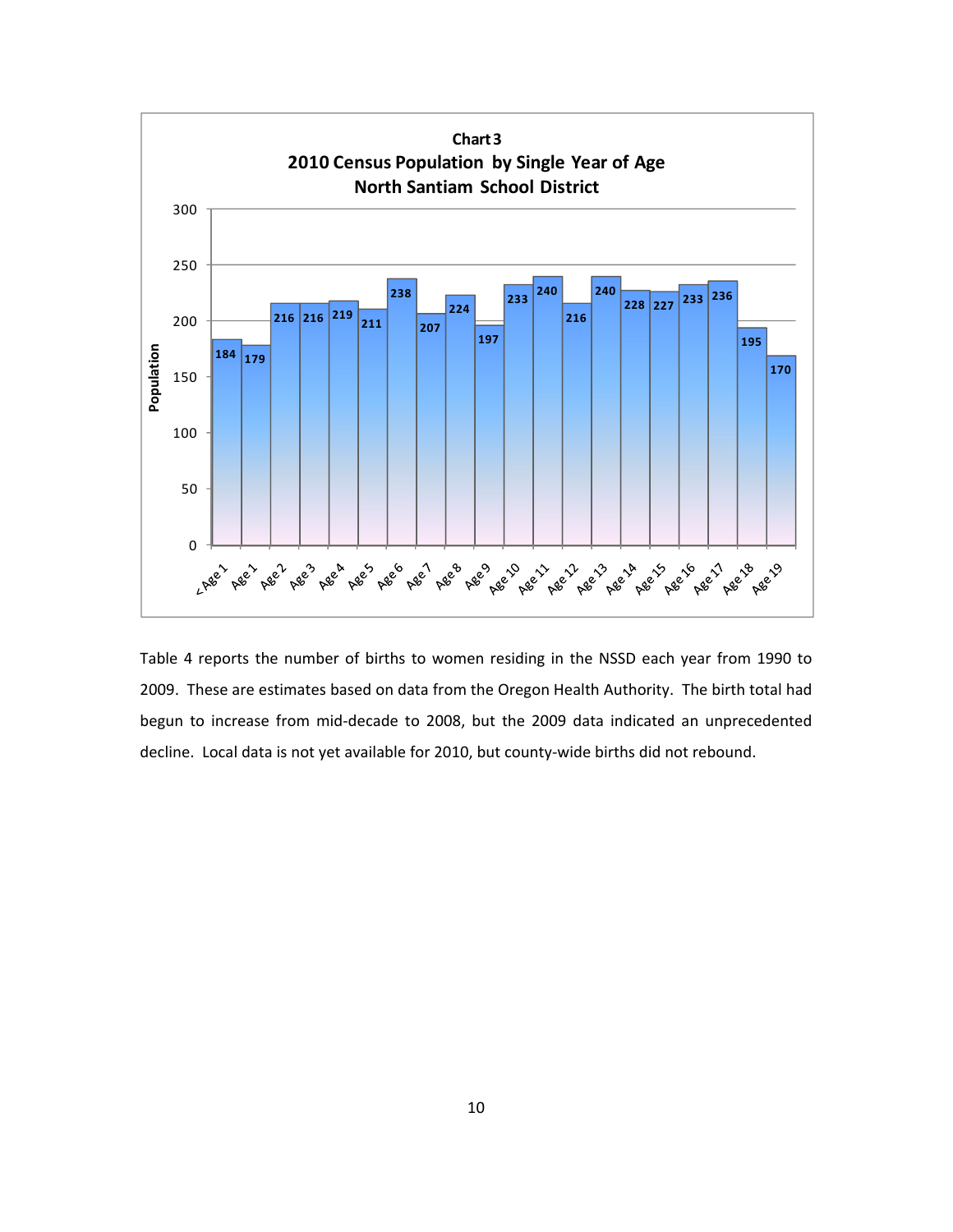**Chart 3**
**2010 Census Population by Single Year of Age**
**North Santiam School District**

| Age | Population |
|---|---|
| <Age 1 | 184 |
| Age 1 | 179 |
| Age 2 | 216 |
| Age 3 | 216 |
| Age 4 | 219 |
| Age 5 | 211 |
| Age 6 | 238 |
| Age 7 | 207 |
| Age 8 | 224 |
| Age 9 | 197 |
| Age 10 | 233 |
| Age 11 | 240 |
| Age 12 | 216 |
| Age 13 | 240 |
| Age 14 | 228 |
| Age 15 | 227 |
| Age 16 | 233 |
| Age 17 | 236 |
| Age 18 | 195 |
| Age 19 | 170 |

Table 4 reports the number of births to women residing in the NSSD each year from 1990 to 2009. These are estimates based on data from the Oregon Health Authority. The birth total had begun to increase from mid-decade to 2008, but the 2009 data indicated an unprecedented decline. Local data is not yet available for 2010, but county-wide births did not rebound.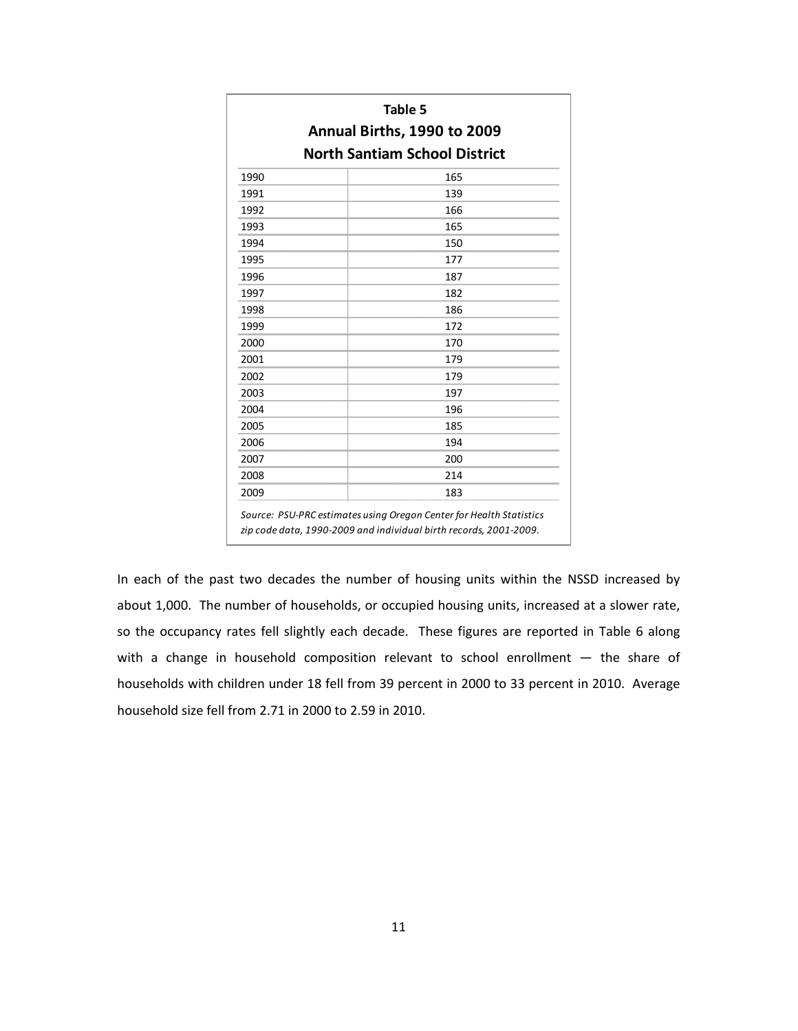**Table 5**
**Annual Births, 1990 to 2009**
**North Santiam School District**

| Year | Births |
|---|---|
| 1990 | 165 |
| 1991 | 139 |
| 1992 | 166 |
| 1993 | 165 |
| 1994 | 150 |
| 1995 | 177 |
| 1996 | 187 |
| 1997 | 182 |
| 1998 | 186 |
| 1999 | 172 |
| 2000 | 170 |
| 2001 | 179 |
| 2002 | 179 |
| 2003 | 197 |
| 2004 | 196 |
| 2005 | 185 |
| 2006 | 194 |
| 2007 | 200 |
| 2008 | 214 |
| 2009 | 183 |

*Source: PSU-PRC estimates using Oregon Center for Health Statistics zip code data, 1990-2009 and individual birth records, 2001-2009.*

In each of the past two decades the number of housing units within the NSSD increased by about 1,000. The number of households, or occupied housing units, increased at a slower rate, so the occupancy rates fell slightly each decade. These figures are reported in Table 6 along with a change in household composition relevant to school enrollment — the share of households with children under 18 fell from 39 percent in 2000 to 33 percent in 2010. Average household size fell from 2.71 in 2000 to 2.59 in 2010.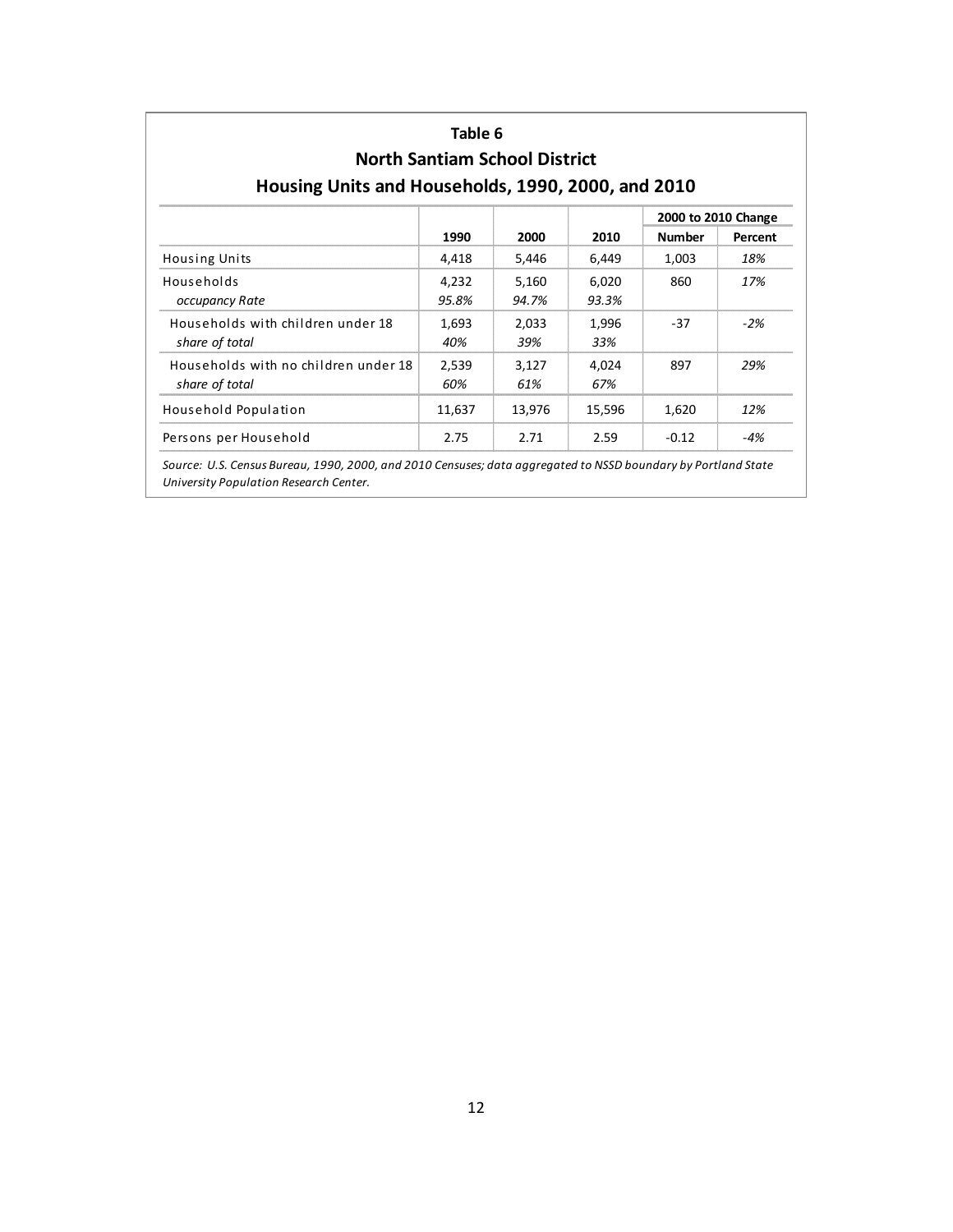**Table 6**

**North Santiam School District**

**Housing Units and Households, 1990, 2000, and 2010**

| | 1990 | 2000 | 2010 | 2000 to 2010 Change Number | 2000 to 2010 Change Percent |
|---|---|---|---|---|---|
| Housing Units | 4,418 | 5,446 | 6,449 | 1,003 | *18%* |
| Households | 4,232 | 5,160 | 6,020 | 860 | *17%* |
| *occupancy Rate* | *95.8%* | *94.7%* | *93.3%* | | |
| Households with children under 18 | 1,693 | 2,033 | 1,996 | -37 | *-2%* |
| *share of total* | *40%* | *39%* | *33%* | | |
| Households with no children under 18 | 2,539 | 3,127 | 4,024 | 897 | *29%* |
| *share of total* | *60%* | *61%* | *67%* | | |
| Household Population | 11,637 | 13,976 | 15,596 | 1,620 | *12%* |
| Persons per Household | 2.75 | 2.71 | 2.59 | -0.12 | *-4%* |

*Source: U.S. Census Bureau, 1990, 2000, and 2010 Censuses; data aggregated to NSSD boundary by Portland State University Population Research Center.*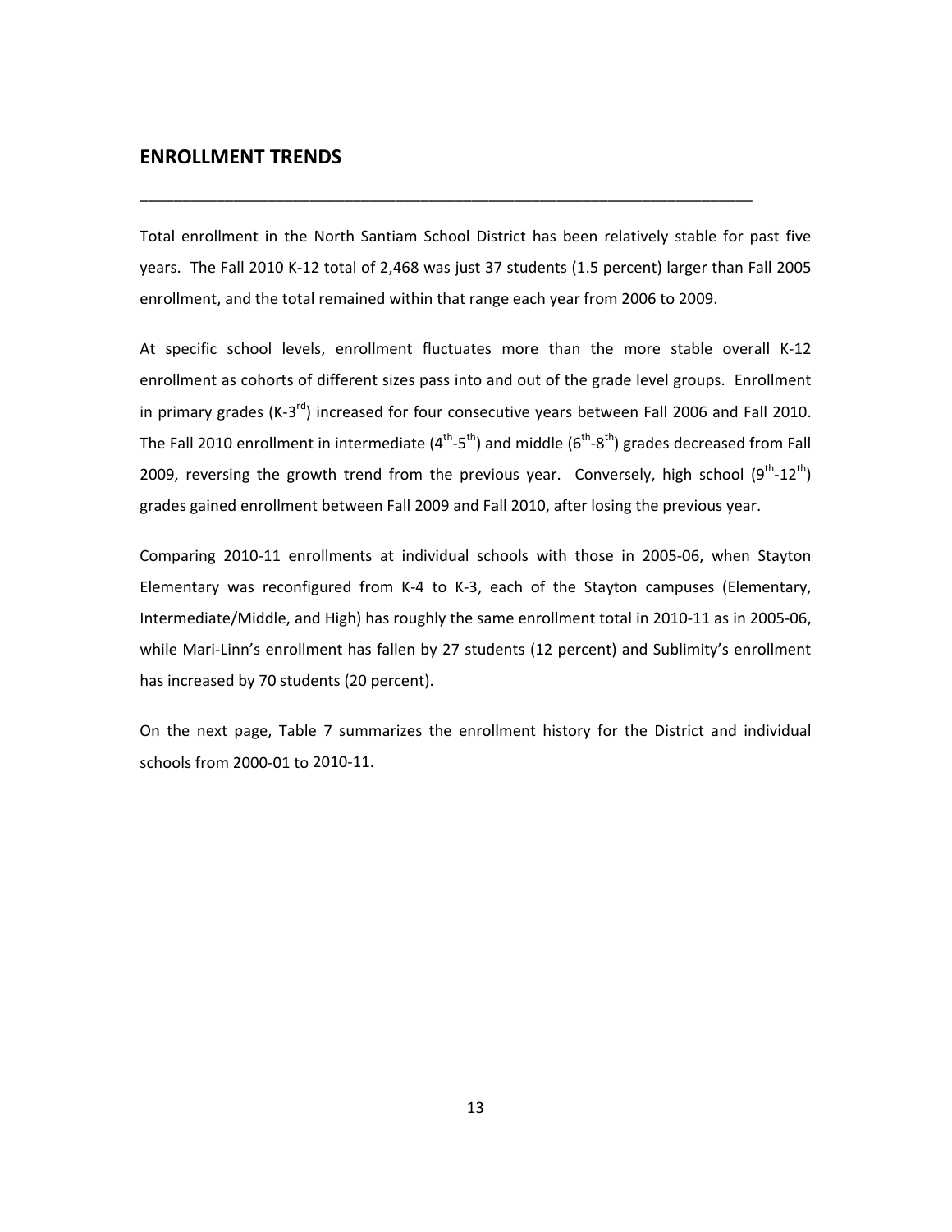## ENROLLMENT TRENDS

Total enrollment in the North Santiam School District has been relatively stable for past five years. The Fall 2010 K-12 total of 2,468 was just 37 students (1.5 percent) larger than Fall 2005 enrollment, and the total remained within that range each year from 2006 to 2009.

At specific school levels, enrollment fluctuates more than the more stable overall K-12 enrollment as cohorts of different sizes pass into and out of the grade level groups. Enrollment in primary grades (K-3rd) increased for four consecutive years between Fall 2006 and Fall 2010. The Fall 2010 enrollment in intermediate (4th-5th) and middle (6th-8th) grades decreased from Fall 2009, reversing the growth trend from the previous year. Conversely, high school (9th-12th) grades gained enrollment between Fall 2009 and Fall 2010, after losing the previous year.

Comparing 2010-11 enrollments at individual schools with those in 2005-06, when Stayton Elementary was reconfigured from K-4 to K-3, each of the Stayton campuses (Elementary, Intermediate/Middle, and High) has roughly the same enrollment total in 2010-11 as in 2005-06, while Mari-Linn's enrollment has fallen by 27 students (12 percent) and Sublimity's enrollment has increased by 70 students (20 percent).

On the next page, Table 7 summarizes the enrollment history for the District and individual schools from 2000-01 to 2010-11.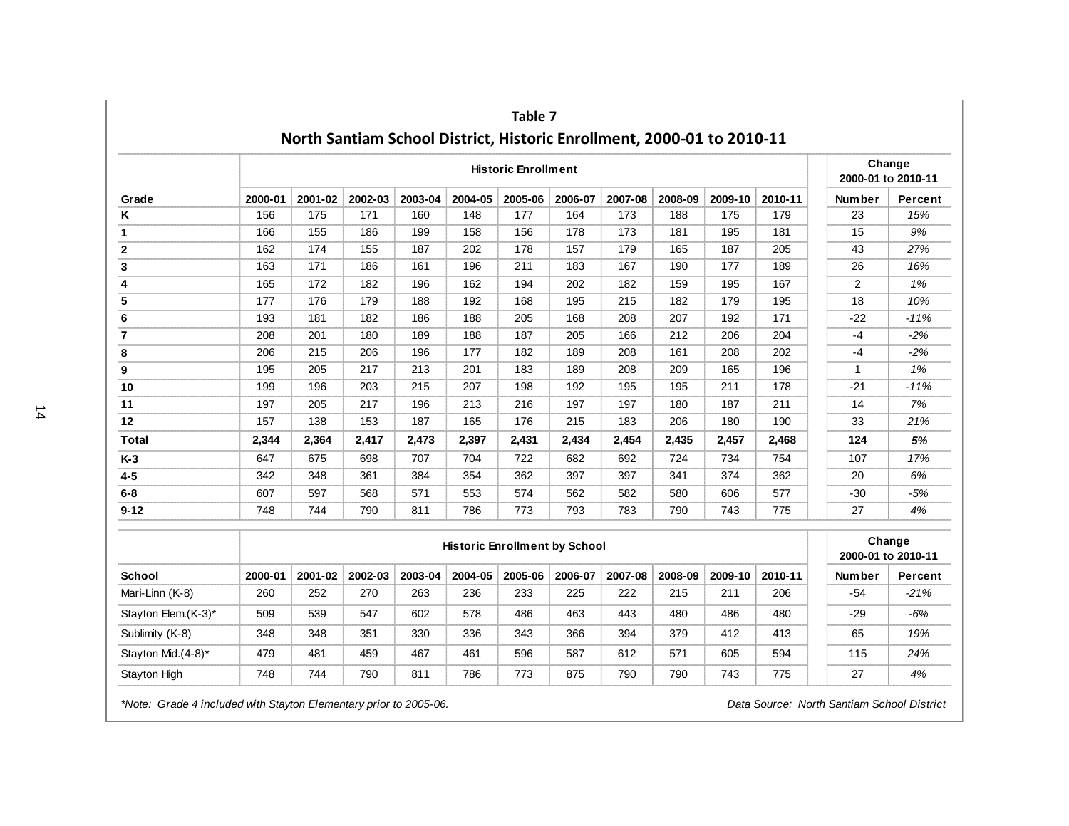## Table 7

## North Santiam School District, Historic Enrollment, 2000-01 to 2010-11

| | Historic Enrollment | | | | | | | | | | | Change 2000-01 to 2010-11 | |
|---|---|---|---|---|---|---|---|---|---|---|---|---|---|
| **Grade** | **2000-01** | **2001-02** | **2002-03** | **2003-04** | **2004-05** | **2005-06** | **2006-07** | **2007-08** | **2008-09** | **2009-10** | **2010-11** | **Number** | **Percent** |
| **K** | 156 | 175 | 171 | 160 | 148 | 177 | 164 | 173 | 188 | 175 | 179 | 23 | *15%* |
| **1** | 166 | 155 | 186 | 199 | 158 | 156 | 178 | 173 | 181 | 195 | 181 | 15 | *9%* |
| **2** | 162 | 174 | 155 | 187 | 202 | 178 | 157 | 179 | 165 | 187 | 205 | 43 | *27%* |
| **3** | 163 | 171 | 186 | 161 | 196 | 211 | 183 | 167 | 190 | 177 | 189 | 26 | *16%* |
| **4** | 165 | 172 | 182 | 196 | 162 | 194 | 202 | 182 | 159 | 195 | 167 | 2 | *1%* |
| **5** | 177 | 176 | 179 | 188 | 192 | 168 | 195 | 215 | 182 | 179 | 195 | 18 | *10%* |
| **6** | 193 | 181 | 182 | 186 | 188 | 205 | 168 | 208 | 207 | 192 | 171 | -22 | *-11%* |
| **7** | 208 | 201 | 180 | 189 | 188 | 187 | 205 | 166 | 212 | 206 | 204 | -4 | *-2%* |
| **8** | 206 | 215 | 206 | 196 | 177 | 182 | 189 | 208 | 161 | 208 | 202 | -4 | *-2%* |
| **9** | 195 | 205 | 217 | 213 | 201 | 183 | 189 | 208 | 209 | 165 | 196 | 1 | *1%* |
| **10** | 199 | 196 | 203 | 215 | 207 | 198 | 192 | 195 | 195 | 211 | 178 | -21 | *-11%* |
| **11** | 197 | 205 | 217 | 196 | 213 | 216 | 197 | 197 | 180 | 187 | 211 | 14 | *7%* |
| **12** | 157 | 138 | 153 | 187 | 165 | 176 | 215 | 183 | 206 | 180 | 190 | 33 | *21%* |
| **Total** | **2,344** | **2,364** | **2,417** | **2,473** | **2,397** | **2,431** | **2,434** | **2,454** | **2,435** | **2,457** | **2,468** | **124** | ***5%*** |
| **K-3** | 647 | 675 | 698 | 707 | 704 | 722 | 682 | 692 | 724 | 734 | 754 | 107 | *17%* |
| **4-5** | 342 | 348 | 361 | 384 | 354 | 362 | 397 | 397 | 341 | 374 | 362 | 20 | *6%* |
| **6-8** | 607 | 597 | 568 | 571 | 553 | 574 | 562 | 582 | 580 | 606 | 577 | -30 | *-5%* |
| **9-12** | 748 | 744 | 790 | 811 | 786 | 773 | 793 | 783 | 790 | 743 | 775 | 27 | *4%* |

| | Historic Enrollment by School | | | | | | | | | | | Change 2000-01 to 2010-11 | |
|---|---|---|---|---|---|---|---|---|---|---|---|---|---|
| **School** | **2000-01** | **2001-02** | **2002-03** | **2003-04** | **2004-05** | **2005-06** | **2006-07** | **2007-08** | **2008-09** | **2009-10** | **2010-11** | **Number** | **Percent** |
| Mari-Linn (K-8) | 260 | 252 | 270 | 263 | 236 | 233 | 225 | 222 | 215 | 211 | 206 | -54 | *-21%* |
| Stayton Elem.(K-3)* | 509 | 539 | 547 | 602 | 578 | 486 | 463 | 443 | 480 | 486 | 480 | -29 | *-6%* |
| Sublimity (K-8) | 348 | 348 | 351 | 330 | 336 | 343 | 366 | 394 | 379 | 412 | 413 | 65 | *19%* |
| Stayton Mid.(4-8)* | 479 | 481 | 459 | 467 | 461 | 596 | 587 | 612 | 571 | 605 | 594 | 115 | *24%* |
| Stayton High | 748 | 744 | 790 | 811 | 786 | 773 | 875 | 790 | 790 | 743 | 775 | 27 | *4%* |

*\*Note: Grade 4 included with Stayton Elementary prior to 2005-06.*

*Data Source: North Santiam School District*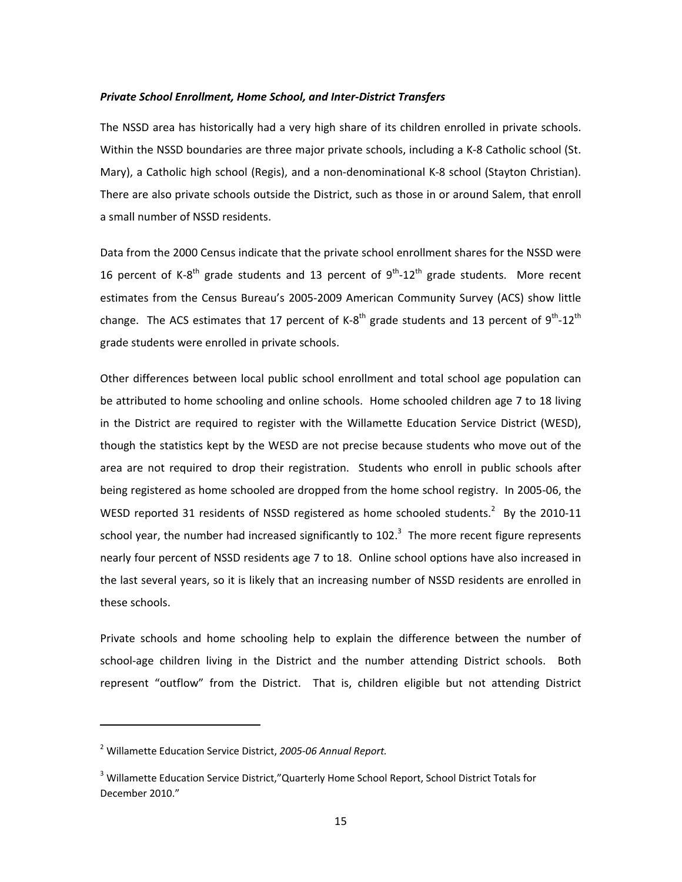***Private School Enrollment, Home School, and Inter-District Transfers***

The NSSD area has historically had a very high share of its children enrolled in private schools. Within the NSSD boundaries are three major private schools, including a K-8 Catholic school (St. Mary), a Catholic high school (Regis), and a non-denominational K-8 school (Stayton Christian). There are also private schools outside the District, such as those in or around Salem, that enroll a small number of NSSD residents.

Data from the 2000 Census indicate that the private school enrollment shares for the NSSD were 16 percent of K-8$^{th}$ grade students and 13 percent of 9$^{th}$-12$^{th}$ grade students. More recent estimates from the Census Bureau's 2005-2009 American Community Survey (ACS) show little change. The ACS estimates that 17 percent of K-8$^{th}$ grade students and 13 percent of 9$^{th}$-12$^{th}$ grade students were enrolled in private schools.

Other differences between local public school enrollment and total school age population can be attributed to home schooling and online schools. Home schooled children age 7 to 18 living in the District are required to register with the Willamette Education Service District (WESD), though the statistics kept by the WESD are not precise because students who move out of the area are not required to drop their registration. Students who enroll in public schools after being registered as home schooled are dropped from the home school registry. In 2005-06, the WESD reported 31 residents of NSSD registered as home schooled students.[2] By the 2010-11 school year, the number had increased significantly to 102.[3] The more recent figure represents nearly four percent of NSSD residents age 7 to 18. Online school options have also increased in the last several years, so it is likely that an increasing number of NSSD residents are enrolled in these schools.

Private schools and home schooling help to explain the difference between the number of school-age children living in the District and the number attending District schools. Both represent "outflow" from the District. That is, children eligible but not attending District

---

[2] Willamette Education Service District, *2005-06 Annual Report.*

[3] Willamette Education Service District,"Quarterly Home School Report, School District Totals for December 2010."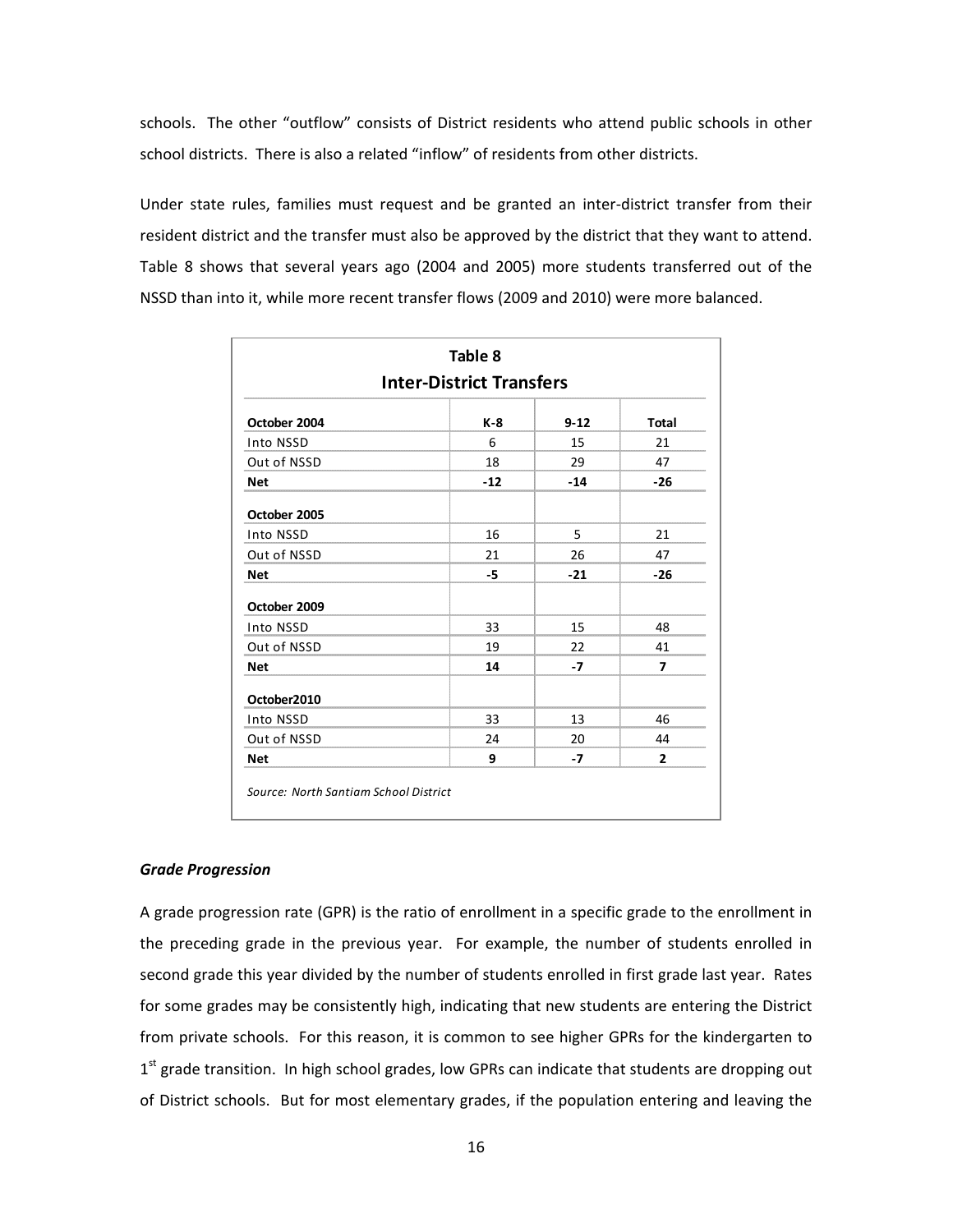schools. The other "outflow" consists of District residents who attend public schools in other school districts. There is also a related "inflow" of residents from other districts.

Under state rules, families must request and be granted an inter-district transfer from their resident district and the transfer must also be approved by the district that they want to attend. Table 8 shows that several years ago (2004 and 2005) more students transferred out of the NSSD than into it, while more recent transfer flows (2009 and 2010) were more balanced.

**Table 8**
**Inter-District Transfers**

| October 2004 | K-8 | 9-12 | Total |
|---|---|---|---|
| Into NSSD | 6 | 15 | 21 |
| Out of NSSD | 18 | 29 | 47 |
| **Net** | **-12** | **-14** | **-26** |
| **October 2005** | | | |
| Into NSSD | 16 | 5 | 21 |
| Out of NSSD | 21 | 26 | 47 |
| **Net** | **-5** | **-21** | **-26** |
| **October 2009** | | | |
| Into NSSD | 33 | 15 | 48 |
| Out of NSSD | 19 | 22 | 41 |
| **Net** | **14** | **-7** | **7** |
| **October2010** | | | |
| Into NSSD | 33 | 13 | 46 |
| Out of NSSD | 24 | 20 | 44 |
| **Net** | **9** | **-7** | **2** |

*Source: North Santiam School District*

***Grade Progression***

A grade progression rate (GPR) is the ratio of enrollment in a specific grade to the enrollment in the preceding grade in the previous year. For example, the number of students enrolled in second grade this year divided by the number of students enrolled in first grade last year. Rates for some grades may be consistently high, indicating that new students are entering the District from private schools. For this reason, it is common to see higher GPRs for the kindergarten to 1st grade transition. In high school grades, low GPRs can indicate that students are dropping out of District schools. But for most elementary grades, if the population entering and leaving the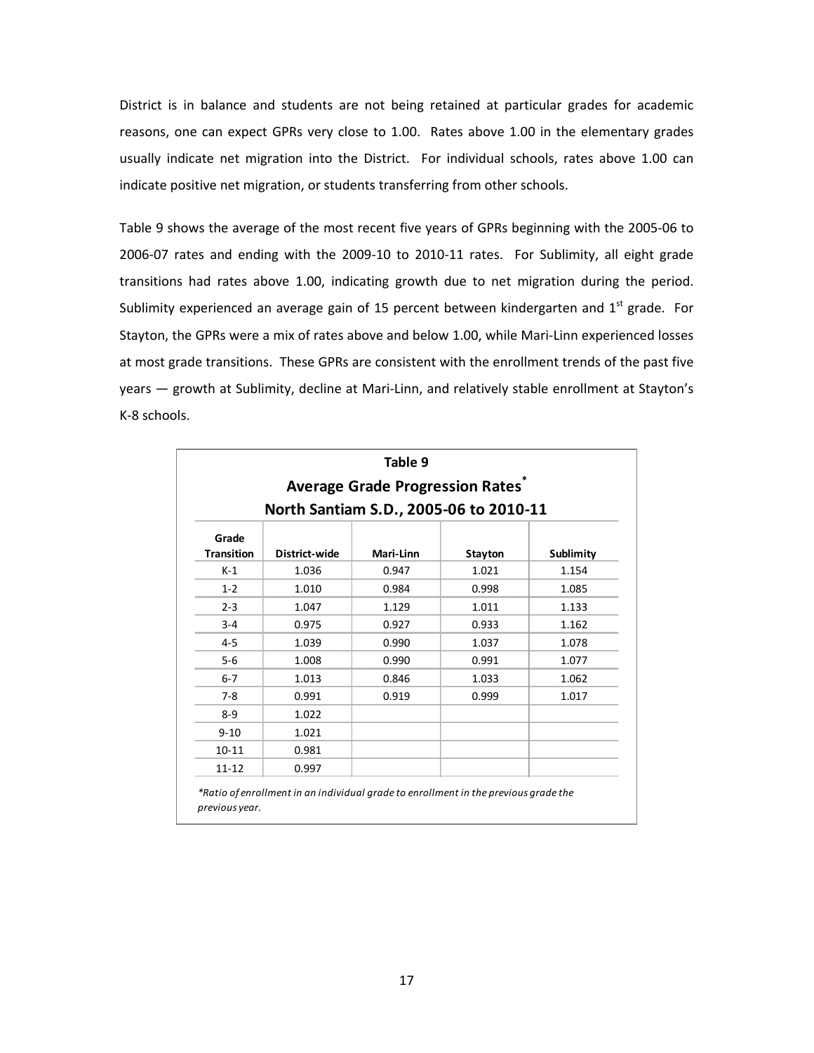District is in balance and students are not being retained at particular grades for academic reasons, one can expect GPRs very close to 1.00. Rates above 1.00 in the elementary grades usually indicate net migration into the District. For individual schools, rates above 1.00 can indicate positive net migration, or students transferring from other schools.

Table 9 shows the average of the most recent five years of GPRs beginning with the 2005-06 to 2006-07 rates and ending with the 2009-10 to 2010-11 rates. For Sublimity, all eight grade transitions had rates above 1.00, indicating growth due to net migration during the period. Sublimity experienced an average gain of 15 percent between kindergarten and 1st grade. For Stayton, the GPRs were a mix of rates above and below 1.00, while Mari-Linn experienced losses at most grade transitions. These GPRs are consistent with the enrollment trends of the past five years — growth at Sublimity, decline at Mari-Linn, and relatively stable enrollment at Stayton's K-8 schools.

**Table 9**

**Average Grade Progression Rates***

**North Santiam S.D., 2005-06 to 2010-11**

| Grade Transition | District-wide | Mari-Linn | Stayton | Sublimity |
|---|---|---|---|---|
| K-1 | 1.036 | 0.947 | 1.021 | 1.154 |
| 1-2 | 1.010 | 0.984 | 0.998 | 1.085 |
| 2-3 | 1.047 | 1.129 | 1.011 | 1.133 |
| 3-4 | 0.975 | 0.927 | 0.933 | 1.162 |
| 4-5 | 1.039 | 0.990 | 1.037 | 1.078 |
| 5-6 | 1.008 | 0.990 | 0.991 | 1.077 |
| 6-7 | 1.013 | 0.846 | 1.033 | 1.062 |
| 7-8 | 0.991 | 0.919 | 0.999 | 1.017 |
| 8-9 | 1.022 | | | |
| 9-10 | 1.021 | | | |
| 10-11 | 0.981 | | | |
| 11-12 | 0.997 | | | |

*\*Ratio of enrollment in an individual grade to enrollment in the previous grade the previous year.*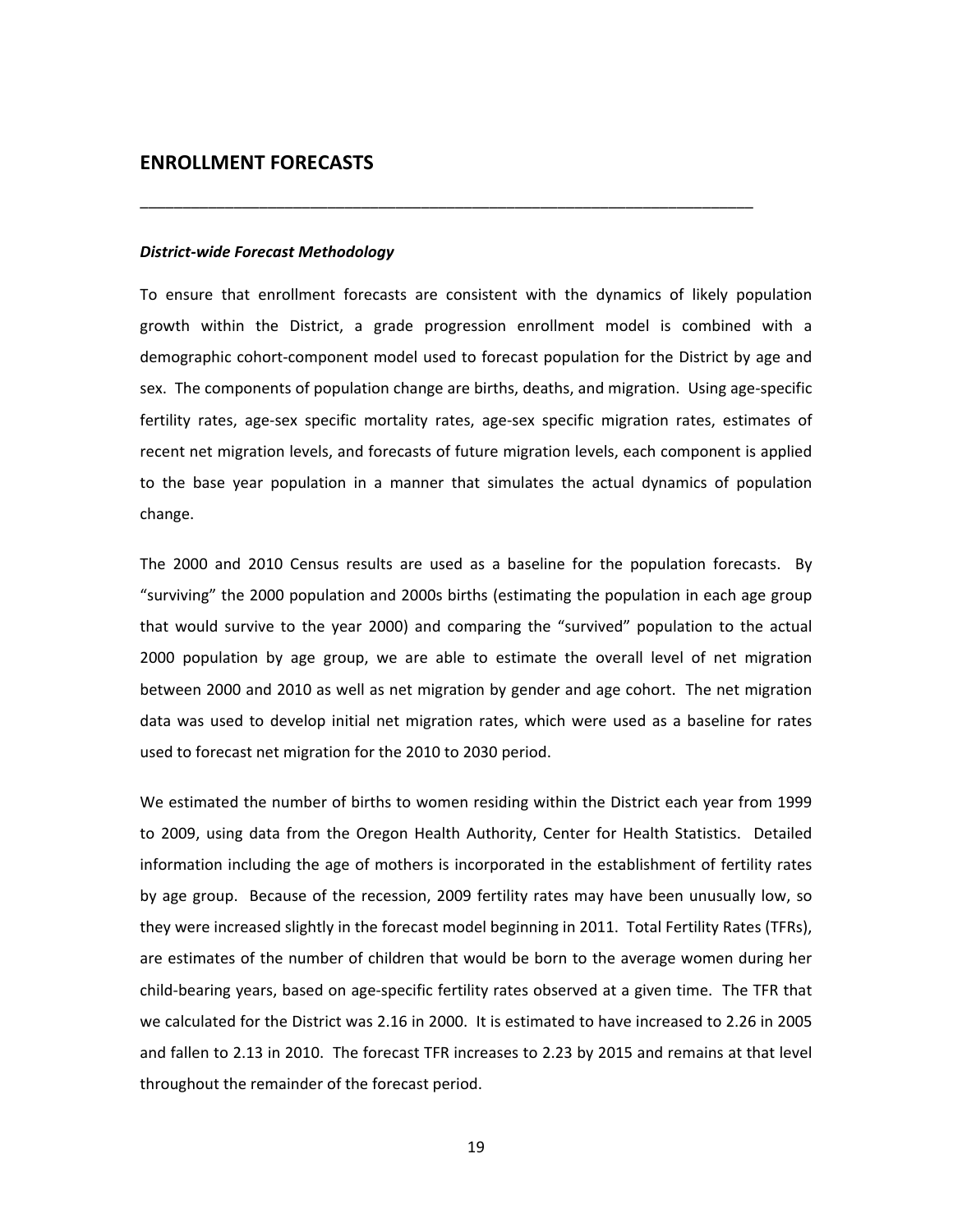## ENROLLMENT FORECASTS

---

***District-wide Forecast Methodology***

To ensure that enrollment forecasts are consistent with the dynamics of likely population growth within the District, a grade progression enrollment model is combined with a demographic cohort-component model used to forecast population for the District by age and sex. The components of population change are births, deaths, and migration. Using age-specific fertility rates, age-sex specific mortality rates, age-sex specific migration rates, estimates of recent net migration levels, and forecasts of future migration levels, each component is applied to the base year population in a manner that simulates the actual dynamics of population change.

The 2000 and 2010 Census results are used as a baseline for the population forecasts. By "surviving" the 2000 population and 2000s births (estimating the population in each age group that would survive to the year 2000) and comparing the "survived" population to the actual 2000 population by age group, we are able to estimate the overall level of net migration between 2000 and 2010 as well as net migration by gender and age cohort. The net migration data was used to develop initial net migration rates, which were used as a baseline for rates used to forecast net migration for the 2010 to 2030 period.

We estimated the number of births to women residing within the District each year from 1999 to 2009, using data from the Oregon Health Authority, Center for Health Statistics. Detailed information including the age of mothers is incorporated in the establishment of fertility rates by age group. Because of the recession, 2009 fertility rates may have been unusually low, so they were increased slightly in the forecast model beginning in 2011. Total Fertility Rates (TFRs), are estimates of the number of children that would be born to the average women during her child-bearing years, based on age-specific fertility rates observed at a given time. The TFR that we calculated for the District was 2.16 in 2000. It is estimated to have increased to 2.26 in 2005 and fallen to 2.13 in 2010. The forecast TFR increases to 2.23 by 2015 and remains at that level throughout the remainder of the forecast period.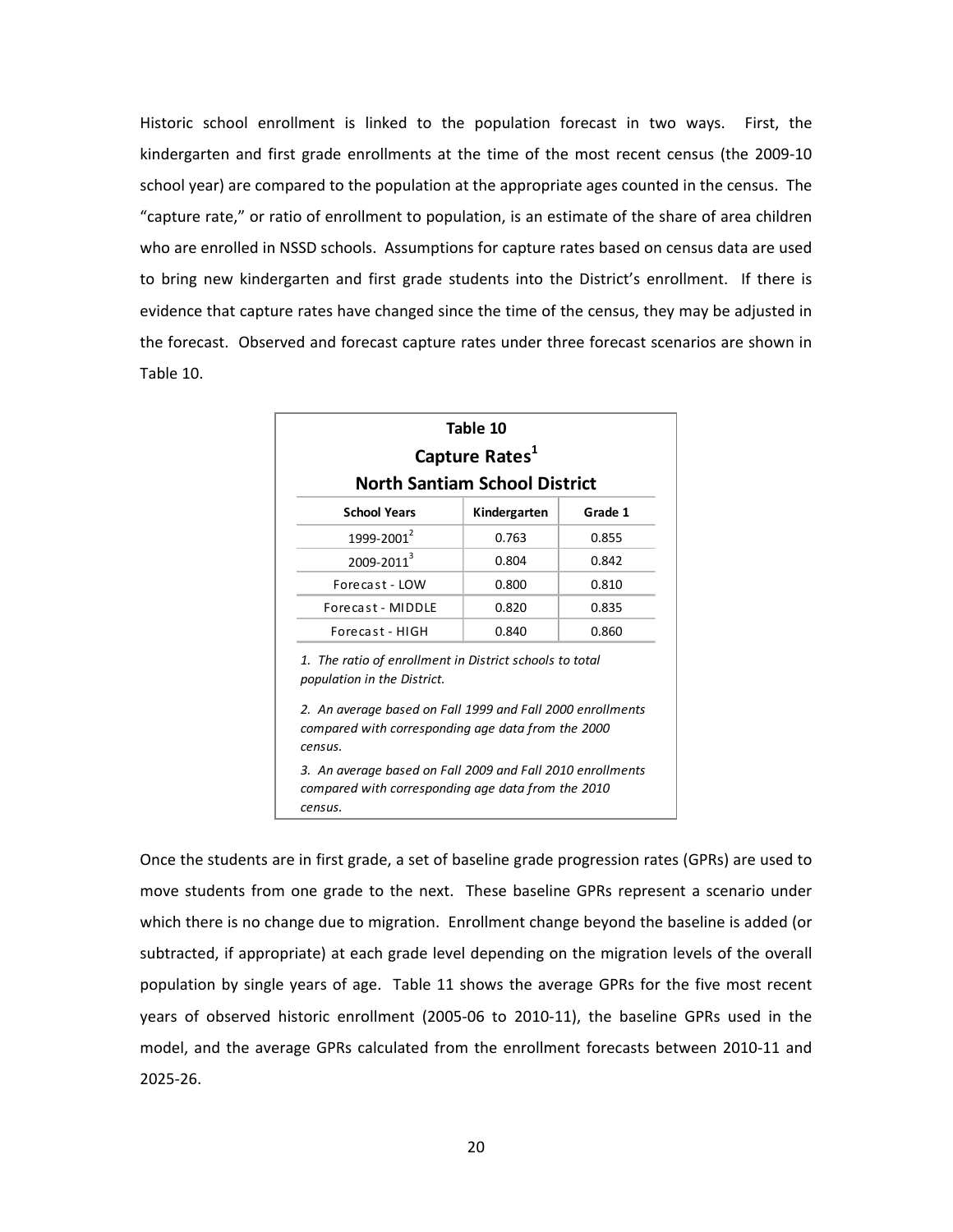Historic school enrollment is linked to the population forecast in two ways. First, the kindergarten and first grade enrollments at the time of the most recent census (the 2009-10 school year) are compared to the population at the appropriate ages counted in the census. The "capture rate," or ratio of enrollment to population, is an estimate of the share of area children who are enrolled in NSSD schools. Assumptions for capture rates based on census data are used to bring new kindergarten and first grade students into the District's enrollment. If there is evidence that capture rates have changed since the time of the census, they may be adjusted in the forecast. Observed and forecast capture rates under three forecast scenarios are shown in Table 10.

**Table 10**
**Capture Rates[1]**
**North Santiam School District**

| School Years | Kindergarten | Grade 1 |
|---|---|---|
| 1999-2001[2] | 0.763 | 0.855 |
| 2009-2011[3] | 0.804 | 0.842 |
| Forecast - LOW | 0.800 | 0.810 |
| Forecast - MIDDLE | 0.820 | 0.835 |
| Forecast - HIGH | 0.840 | 0.860 |

*1. The ratio of enrollment in District schools to total population in the District.*

*2. An average based on Fall 1999 and Fall 2000 enrollments compared with corresponding age data from the 2000 census.*

*3. An average based on Fall 2009 and Fall 2010 enrollments compared with corresponding age data from the 2010 census.*

Once the students are in first grade, a set of baseline grade progression rates (GPRs) are used to move students from one grade to the next. These baseline GPRs represent a scenario under which there is no change due to migration. Enrollment change beyond the baseline is added (or subtracted, if appropriate) at each grade level depending on the migration levels of the overall population by single years of age. Table 11 shows the average GPRs for the five most recent years of observed historic enrollment (2005-06 to 2010-11), the baseline GPRs used in the model, and the average GPRs calculated from the enrollment forecasts between 2010-11 and 2025-26.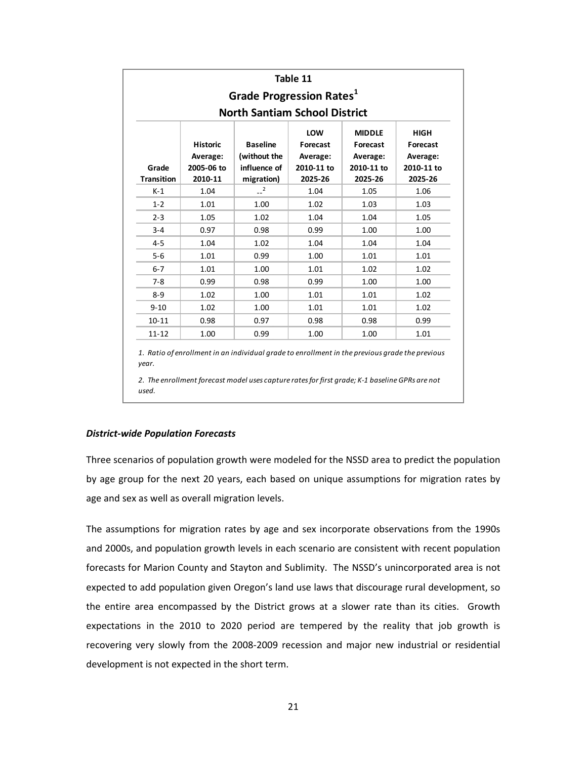**Table 11**

**Grade Progression Rates[1]**

**North Santiam School District**

| Grade Transition | Historic Average: 2005-06 to 2010-11 | Baseline (without the influence of migration) | LOW Forecast Average: 2010-11 to 2025-26 | MIDDLE Forecast Average: 2010-11 to 2025-26 | HIGH Forecast Average: 2010-11 to 2025-26 |
|---|---|---|---|---|---|
| K-1 | 1.04 | --[2] | 1.04 | 1.05 | 1.06 |
| 1-2 | 1.01 | 1.00 | 1.02 | 1.03 | 1.03 |
| 2-3 | 1.05 | 1.02 | 1.04 | 1.04 | 1.05 |
| 3-4 | 0.97 | 0.98 | 0.99 | 1.00 | 1.00 |
| 4-5 | 1.04 | 1.02 | 1.04 | 1.04 | 1.04 |
| 5-6 | 1.01 | 0.99 | 1.00 | 1.01 | 1.01 |
| 6-7 | 1.01 | 1.00 | 1.01 | 1.02 | 1.02 |
| 7-8 | 0.99 | 0.98 | 0.99 | 1.00 | 1.00 |
| 8-9 | 1.02 | 1.00 | 1.01 | 1.01 | 1.02 |
| 9-10 | 1.02 | 1.00 | 1.01 | 1.01 | 1.02 |
| 10-11 | 0.98 | 0.97 | 0.98 | 0.98 | 0.99 |
| 11-12 | 1.00 | 0.99 | 1.00 | 1.00 | 1.01 |

*1. Ratio of enrollment in an individual grade to enrollment in the previous grade the previous year.*

*2. The enrollment forecast model uses capture rates for first grade; K-1 baseline GPRs are not used.*

***District-wide Population Forecasts***

Three scenarios of population growth were modeled for the NSSD area to predict the population by age group for the next 20 years, each based on unique assumptions for migration rates by age and sex as well as overall migration levels.

The assumptions for migration rates by age and sex incorporate observations from the 1990s and 2000s, and population growth levels in each scenario are consistent with recent population forecasts for Marion County and Stayton and Sublimity. The NSSD's unincorporated area is not expected to add population given Oregon's land use laws that discourage rural development, so the entire area encompassed by the District grows at a slower rate than its cities. Growth expectations in the 2010 to 2020 period are tempered by the reality that job growth is recovering very slowly from the 2008-2009 recession and major new industrial or residential development is not expected in the short term.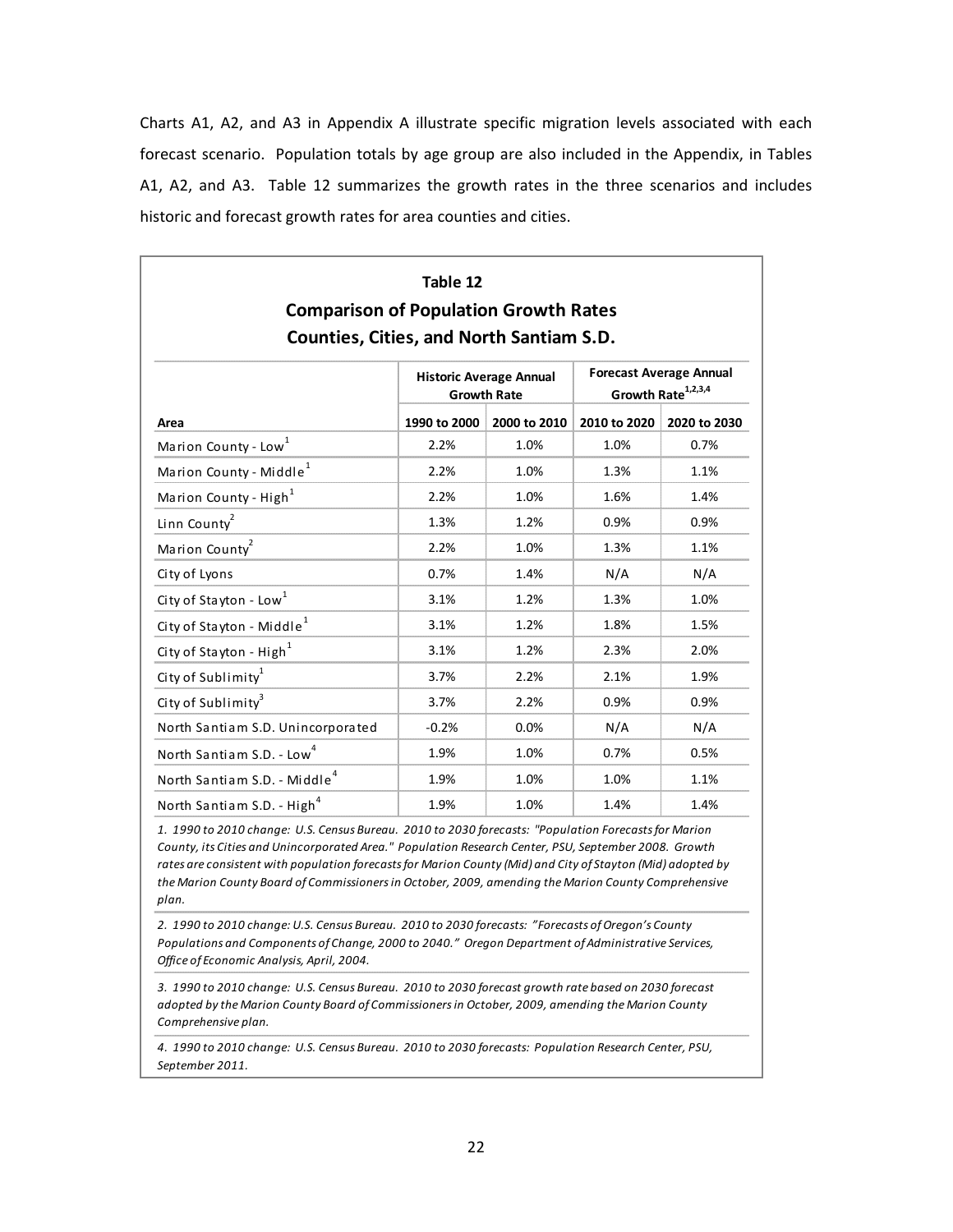Charts A1, A2, and A3 in Appendix A illustrate specific migration levels associated with each forecast scenario. Population totals by age group are also included in the Appendix, in Tables A1, A2, and A3. Table 12 summarizes the growth rates in the three scenarios and includes historic and forecast growth rates for area counties and cities.

**Table 12**
**Comparison of Population Growth Rates**
**Counties, Cities, and North Santiam S.D.**

| | Historic Average Annual Growth Rate | | Forecast Average Annual Growth Rate[1,2,3,4] | |
|---|---|---|---|---|
| **Area** | **1990 to 2000** | **2000 to 2010** | **2010 to 2020** | **2020 to 2030** |
| Marion County - Low[1] | 2.2% | 1.0% | 1.0% | 0.7% |
| Marion County - Middle[1] | 2.2% | 1.0% | 1.3% | 1.1% |
| Marion County - High[1] | 2.2% | 1.0% | 1.6% | 1.4% |
| Linn County[2] | 1.3% | 1.2% | 0.9% | 0.9% |
| Marion County[2] | 2.2% | 1.0% | 1.3% | 1.1% |
| City of Lyons | 0.7% | 1.4% | N/A | N/A |
| City of Stayton - Low[1] | 3.1% | 1.2% | 1.3% | 1.0% |
| City of Stayton - Middle[1] | 3.1% | 1.2% | 1.8% | 1.5% |
| City of Stayton - High[1] | 3.1% | 1.2% | 2.3% | 2.0% |
| City of Sublimity[1] | 3.7% | 2.2% | 2.1% | 1.9% |
| City of Sublimity[3] | 3.7% | 2.2% | 0.9% | 0.9% |
| North Santiam S.D. Unincorporated | -0.2% | 0.0% | N/A | N/A |
| North Santiam S.D. - Low[4] | 1.9% | 1.0% | 0.7% | 0.5% |
| North Santiam S.D. - Middle[4] | 1.9% | 1.0% | 1.0% | 1.1% |
| North Santiam S.D. - High[4] | 1.9% | 1.0% | 1.4% | 1.4% |

*1. 1990 to 2010 change: U.S. Census Bureau. 2010 to 2030 forecasts: "Population Forecasts for Marion County, its Cities and Unincorporated Area." Population Research Center, PSU, September 2008. Growth rates are consistent with population forecasts for Marion County (Mid) and City of Stayton (Mid) adopted by the Marion County Board of Commissioners in October, 2009, amending the Marion County Comprehensive plan.*

*2. 1990 to 2010 change: U.S. Census Bureau. 2010 to 2030 forecasts: "Forecasts of Oregon's County Populations and Components of Change, 2000 to 2040." Oregon Department of Administrative Services, Office of Economic Analysis, April, 2004.*

*3. 1990 to 2010 change: U.S. Census Bureau. 2010 to 2030 forecast growth rate based on 2030 forecast adopted by the Marion County Board of Commissioners in October, 2009, amending the Marion County Comprehensive plan.*

*4. 1990 to 2010 change: U.S. Census Bureau. 2010 to 2030 forecasts: Population Research Center, PSU, September 2011.*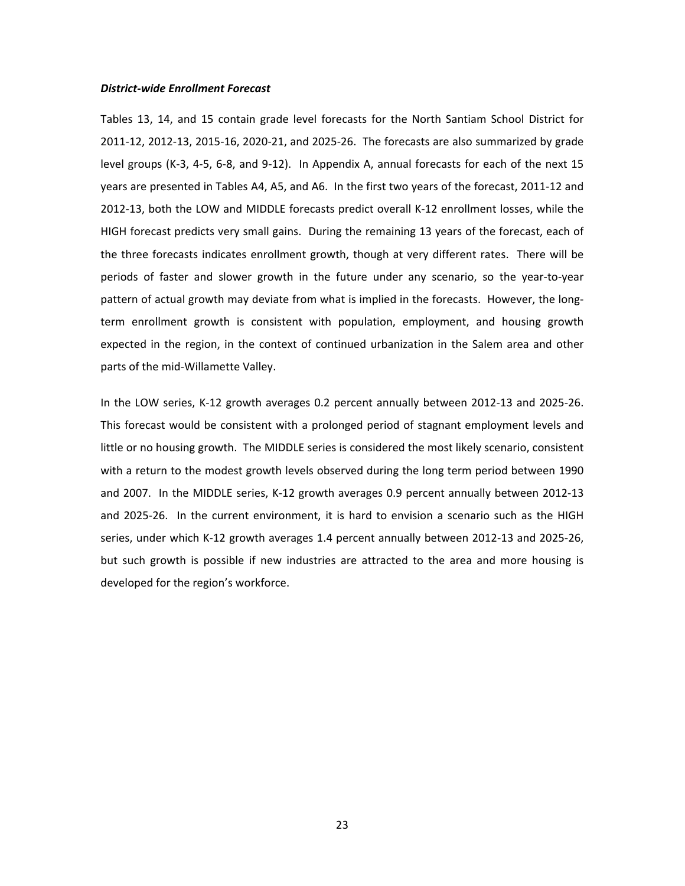***District-wide Enrollment Forecast***

Tables 13, 14, and 15 contain grade level forecasts for the North Santiam School District for 2011-12, 2012-13, 2015-16, 2020-21, and 2025-26. The forecasts are also summarized by grade level groups (K-3, 4-5, 6-8, and 9-12). In Appendix A, annual forecasts for each of the next 15 years are presented in Tables A4, A5, and A6. In the first two years of the forecast, 2011-12 and 2012-13, both the LOW and MIDDLE forecasts predict overall K-12 enrollment losses, while the HIGH forecast predicts very small gains. During the remaining 13 years of the forecast, each of the three forecasts indicates enrollment growth, though at very different rates. There will be periods of faster and slower growth in the future under any scenario, so the year-to-year pattern of actual growth may deviate from what is implied in the forecasts. However, the long-term enrollment growth is consistent with population, employment, and housing growth expected in the region, in the context of continued urbanization in the Salem area and other parts of the mid-Willamette Valley.

In the LOW series, K-12 growth averages 0.2 percent annually between 2012-13 and 2025-26. This forecast would be consistent with a prolonged period of stagnant employment levels and little or no housing growth. The MIDDLE series is considered the most likely scenario, consistent with a return to the modest growth levels observed during the long term period between 1990 and 2007. In the MIDDLE series, K-12 growth averages 0.9 percent annually between 2012-13 and 2025-26. In the current environment, it is hard to envision a scenario such as the HIGH series, under which K-12 growth averages 1.4 percent annually between 2012-13 and 2025-26, but such growth is possible if new industries are attracted to the area and more housing is developed for the region's workforce.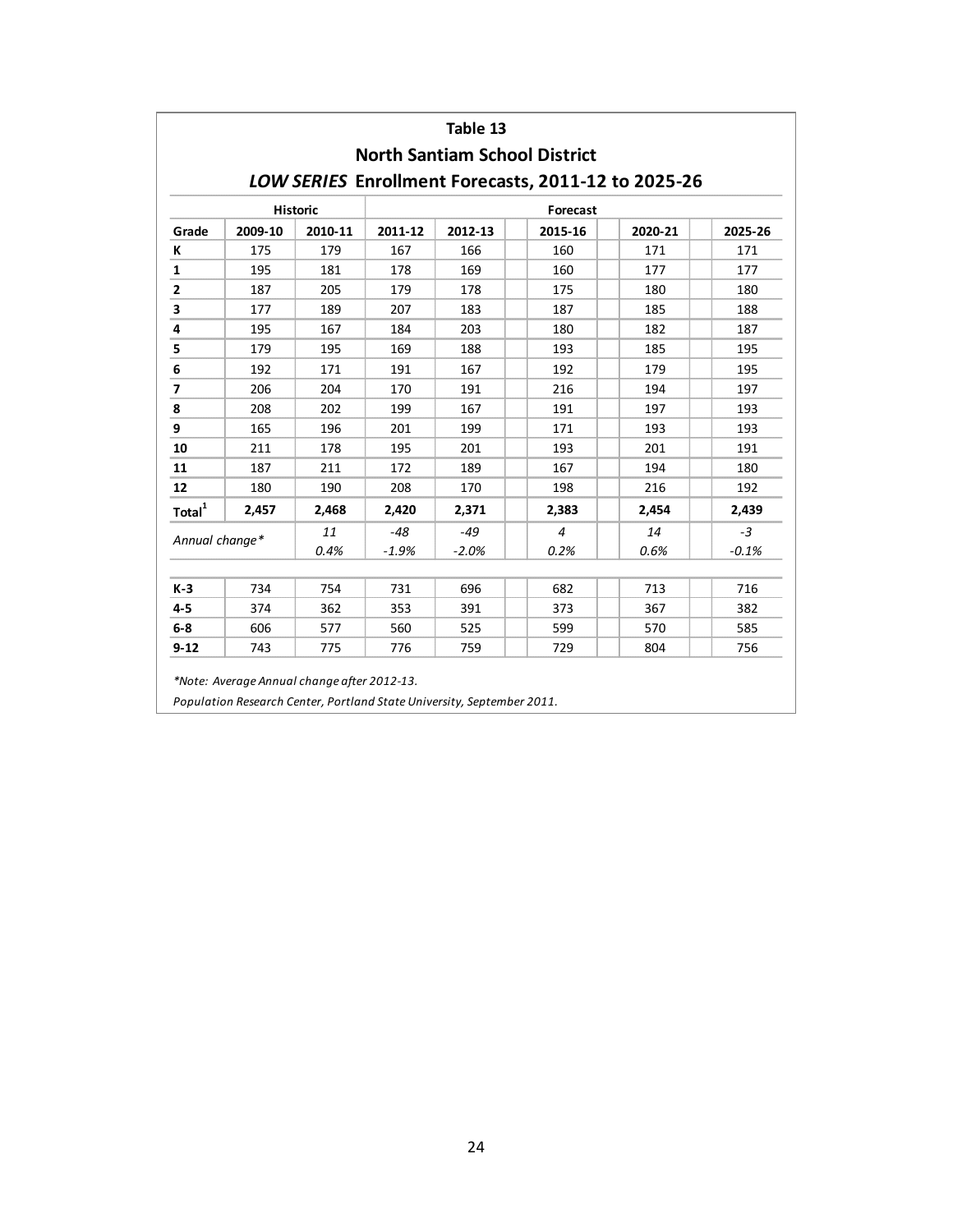## Table 13

## North Santiam School District

## *LOW SERIES* Enrollment Forecasts, 2011-12 to 2025-26

| | Historic | | Forecast | | | | |
|---|---|---|---|---|---|---|---|
| **Grade** | **2009-10** | **2010-11** | **2011-12** | **2012-13** | **2015-16** | **2020-21** | **2025-26** |
| **K** | 175 | 179 | 167 | 166 | 160 | 171 | 171 |
| **1** | 195 | 181 | 178 | 169 | 160 | 177 | 177 |
| **2** | 187 | 205 | 179 | 178 | 175 | 180 | 180 |
| **3** | 177 | 189 | 207 | 183 | 187 | 185 | 188 |
| **4** | 195 | 167 | 184 | 203 | 180 | 182 | 187 |
| **5** | 179 | 195 | 169 | 188 | 193 | 185 | 195 |
| **6** | 192 | 171 | 191 | 167 | 192 | 179 | 195 |
| **7** | 206 | 204 | 170 | 191 | 216 | 194 | 197 |
| **8** | 208 | 202 | 199 | 167 | 191 | 197 | 193 |
| **9** | 165 | 196 | 201 | 199 | 171 | 193 | 193 |
| **10** | 211 | 178 | 195 | 201 | 193 | 201 | 191 |
| **11** | 187 | 211 | 172 | 189 | 167 | 194 | 180 |
| **12** | 180 | 190 | 208 | 170 | 198 | 216 | 192 |
| **Total[1]** | **2,457** | **2,468** | **2,420** | **2,371** | **2,383** | **2,454** | **2,439** |
| *Annual change** | | *11* | *-48* | *-49* | *4* | *14* | *-3* |
| | | *0.4%* | *-1.9%* | *-2.0%* | *0.2%* | *0.6%* | *-0.1%* |
| **K-3** | 734 | 754 | 731 | 696 | 682 | 713 | 716 |
| **4-5** | 374 | 362 | 353 | 391 | 373 | 367 | 382 |
| **6-8** | 606 | 577 | 560 | 525 | 599 | 570 | 585 |
| **9-12** | 743 | 775 | 776 | 759 | 729 | 804 | 756 |

*\*Note: Average Annual change after 2012-13.*

*Population Research Center, Portland State University, September 2011.*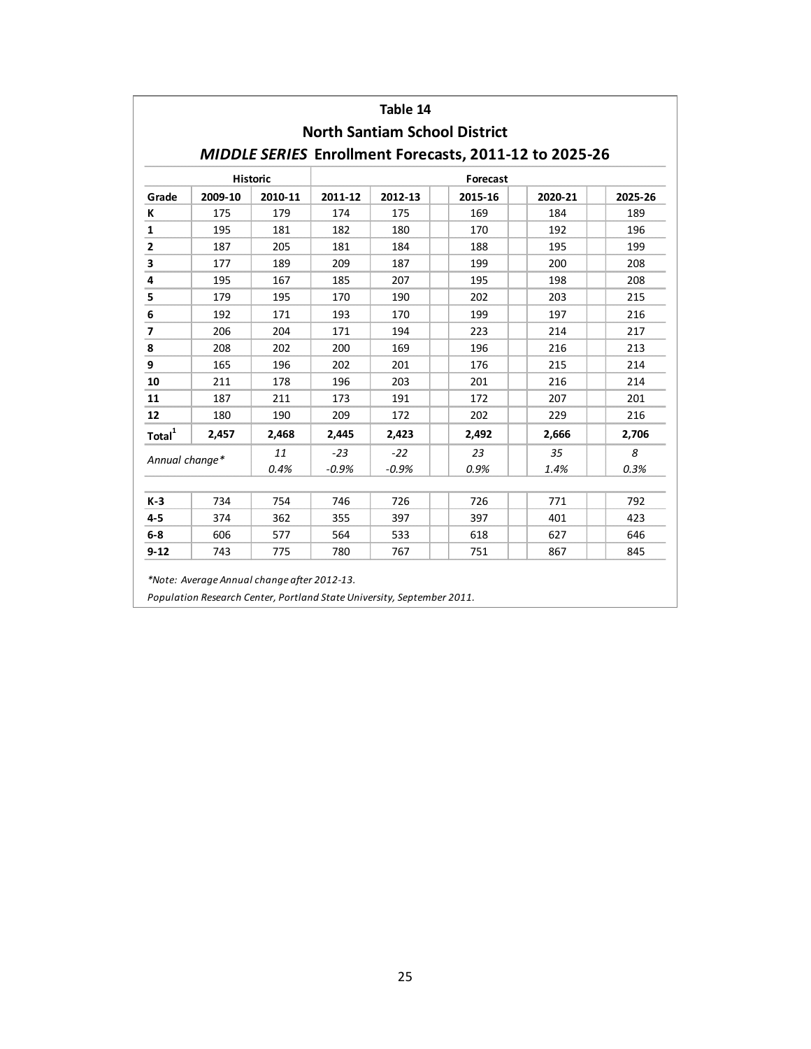**Table 14**

**North Santiam School District**

***MIDDLE SERIES* Enrollment Forecasts, 2011-12 to 2025-26**

| | Historic | | Forecast | | | | |
|---|---|---|---|---|---|---|---|
| **Grade** | **2009-10** | **2010-11** | **2011-12** | **2012-13** | **2015-16** | **2020-21** | **2025-26** |
| **K** | 175 | 179 | 174 | 175 | 169 | 184 | 189 |
| **1** | 195 | 181 | 182 | 180 | 170 | 192 | 196 |
| **2** | 187 | 205 | 181 | 184 | 188 | 195 | 199 |
| **3** | 177 | 189 | 209 | 187 | 199 | 200 | 208 |
| **4** | 195 | 167 | 185 | 207 | 195 | 198 | 208 |
| **5** | 179 | 195 | 170 | 190 | 202 | 203 | 215 |
| **6** | 192 | 171 | 193 | 170 | 199 | 197 | 216 |
| **7** | 206 | 204 | 171 | 194 | 223 | 214 | 217 |
| **8** | 208 | 202 | 200 | 169 | 196 | 216 | 213 |
| **9** | 165 | 196 | 202 | 201 | 176 | 215 | 214 |
| **10** | 211 | 178 | 196 | 203 | 201 | 216 | 214 |
| **11** | 187 | 211 | 173 | 191 | 172 | 207 | 201 |
| **12** | 180 | 190 | 209 | 172 | 202 | 229 | 216 |
| **Total[1]** | **2,457** | **2,468** | **2,445** | **2,423** | **2,492** | **2,666** | **2,706** |
| *Annual change\** | | *11* | *-23* | *-22* | *23* | *35* | *8* |
| | | *0.4%* | *-0.9%* | *-0.9%* | *0.9%* | *1.4%* | *0.3%* |
| | | | | | | | |
| **K-3** | 734 | 754 | 746 | 726 | 726 | 771 | 792 |
| **4-5** | 374 | 362 | 355 | 397 | 397 | 401 | 423 |
| **6-8** | 606 | 577 | 564 | 533 | 618 | 627 | 646 |
| **9-12** | 743 | 775 | 780 | 767 | 751 | 867 | 845 |

*\*Note: Average Annual change after 2012-13.*

*Population Research Center, Portland State University, September 2011.*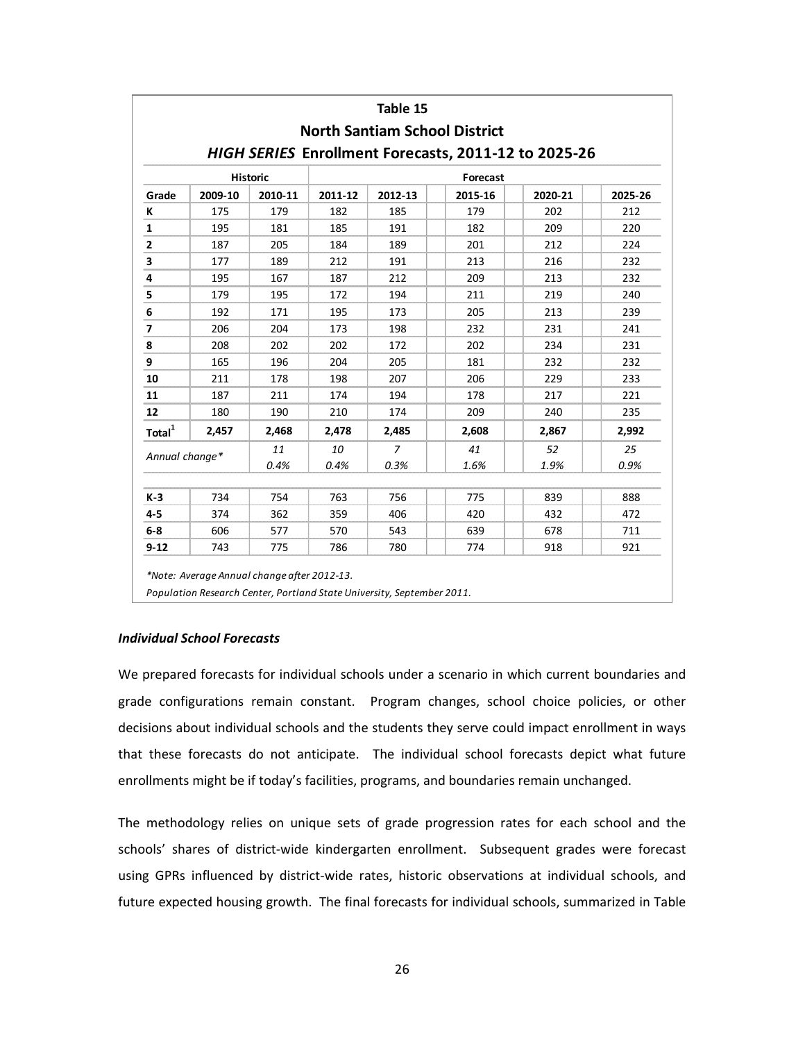**Table 15**

**North Santiam School District**

***HIGH SERIES* Enrollment Forecasts, 2011-12 to 2025-26**

| | Historic | | Forecast | | | | |
|---|---|---|---|---|---|---|---|
| Grade | 2009-10 | 2010-11 | 2011-12 | 2012-13 | 2015-16 | 2020-21 | 2025-26 |
| K | 175 | 179 | 182 | 185 | 179 | 202 | 212 |
| 1 | 195 | 181 | 185 | 191 | 182 | 209 | 220 |
| 2 | 187 | 205 | 184 | 189 | 201 | 212 | 224 |
| 3 | 177 | 189 | 212 | 191 | 213 | 216 | 232 |
| 4 | 195 | 167 | 187 | 212 | 209 | 213 | 232 |
| 5 | 179 | 195 | 172 | 194 | 211 | 219 | 240 |
| 6 | 192 | 171 | 195 | 173 | 205 | 213 | 239 |
| 7 | 206 | 204 | 173 | 198 | 232 | 231 | 241 |
| 8 | 208 | 202 | 202 | 172 | 202 | 234 | 231 |
| 9 | 165 | 196 | 204 | 205 | 181 | 232 | 232 |
| 10 | 211 | 178 | 198 | 207 | 206 | 229 | 233 |
| 11 | 187 | 211 | 174 | 194 | 178 | 217 | 221 |
| 12 | 180 | 190 | 210 | 174 | 209 | 240 | 235 |
| **Total[1]** | **2,457** | **2,468** | **2,478** | **2,485** | **2,608** | **2,867** | **2,992** |
| *Annual change** | | *11* | *10* | *7* | *41* | *52* | *25* |
| | | *0.4%* | *0.4%* | *0.3%* | *1.6%* | *1.9%* | *0.9%* |
| | | | | | | | |
| **K-3** | 734 | 754 | 763 | 756 | 775 | 839 | 888 |
| **4-5** | 374 | 362 | 359 | 406 | 420 | 432 | 472 |
| **6-8** | 606 | 577 | 570 | 543 | 639 | 678 | 711 |
| **9-12** | 743 | 775 | 786 | 780 | 774 | 918 | 921 |

*\*Note: Average Annual change after 2012-13.*

*Population Research Center, Portland State University, September 2011.*

### *Individual School Forecasts*

We prepared forecasts for individual schools under a scenario in which current boundaries and grade configurations remain constant. Program changes, school choice policies, or other decisions about individual schools and the students they serve could impact enrollment in ways that these forecasts do not anticipate. The individual school forecasts depict what future enrollments might be if today's facilities, programs, and boundaries remain unchanged.

The methodology relies on unique sets of grade progression rates for each school and the schools' shares of district-wide kindergarten enrollment. Subsequent grades were forecast using GPRs influenced by district-wide rates, historic observations at individual schools, and future expected housing growth. The final forecasts for individual schools, summarized in Table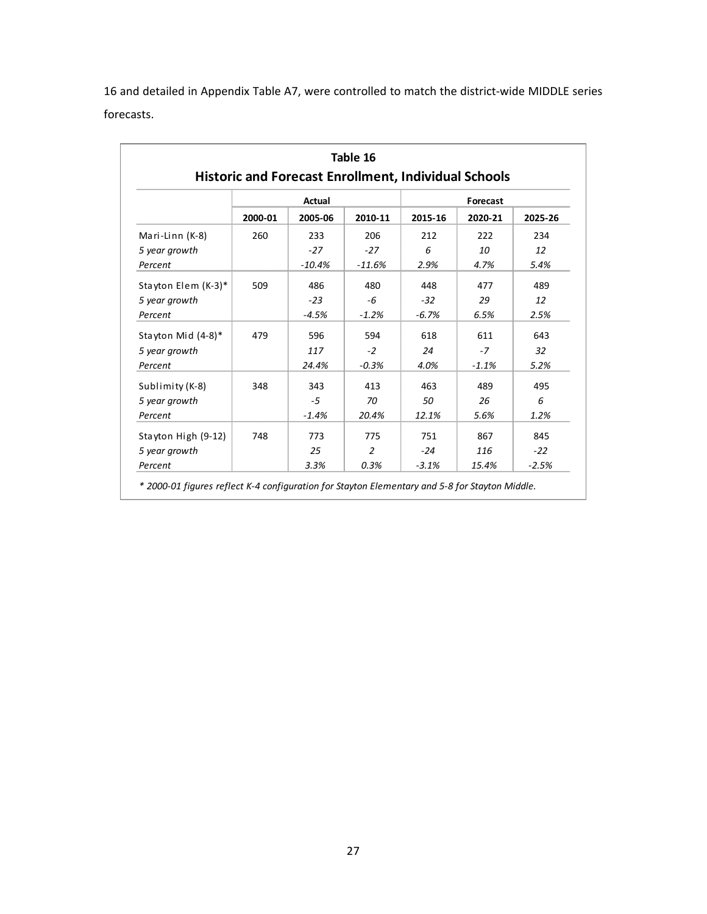16 and detailed in Appendix Table A7, were controlled to match the district-wide MIDDLE series forecasts.

**Table 16**
**Historic and Forecast Enrollment, Individual Schools**

| | Actual | | | Forecast | | |
|---|---|---|---|---|---|---|
| | 2000-01 | 2005-06 | 2010-11 | 2015-16 | 2020-21 | 2025-26 |
| Mari-Linn (K-8) | 260 | 233 | 206 | 212 | 222 | 234 |
| *5 year growth* | | *-27* | *-27* | *6* | *10* | *12* |
| *Percent* | | *-10.4%* | *-11.6%* | *2.9%* | *4.7%* | *5.4%* |
| Stayton Elem (K-3)* | 509 | 486 | 480 | 448 | 477 | 489 |
| *5 year growth* | | *-23* | *-6* | *-32* | *29* | *12* |
| *Percent* | | *-4.5%* | *-1.2%* | *-6.7%* | *6.5%* | *2.5%* |
| Stayton Mid (4-8)* | 479 | 596 | 594 | 618 | 611 | 643 |
| *5 year growth* | | *117* | *-2* | *24* | *-7* | *32* |
| *Percent* | | *24.4%* | *-0.3%* | *4.0%* | *-1.1%* | *5.2%* |
| Sublimity (K-8) | 348 | 343 | 413 | 463 | 489 | 495 |
| *5 year growth* | | *-5* | *70* | *50* | *26* | *6* |
| *Percent* | | *-1.4%* | *20.4%* | *12.1%* | *5.6%* | *1.2%* |
| Stayton High (9-12) | 748 | 773 | 775 | 751 | 867 | 845 |
| *5 year growth* | | *25* | *2* | *-24* | *116* | *-22* |
| *Percent* | | *3.3%* | *0.3%* | *-3.1%* | *15.4%* | *-2.5%* |

*\* 2000-01 figures reflect K-4 configuration for Stayton Elementary and 5-8 for Stayton Middle.*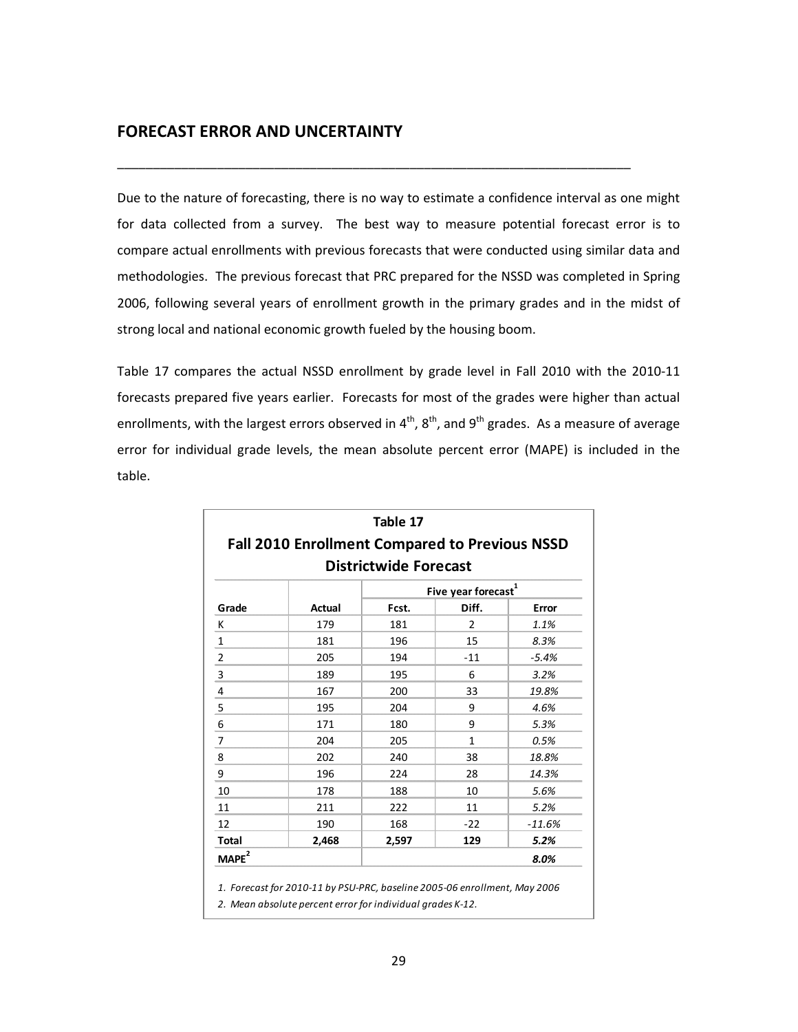## FORECAST ERROR AND UNCERTAINTY

Due to the nature of forecasting, there is no way to estimate a confidence interval as one might for data collected from a survey. The best way to measure potential forecast error is to compare actual enrollments with previous forecasts that were conducted using similar data and methodologies. The previous forecast that PRC prepared for the NSSD was completed in Spring 2006, following several years of enrollment growth in the primary grades and in the midst of strong local and national economic growth fueled by the housing boom.

Table 17 compares the actual NSSD enrollment by grade level in Fall 2010 with the 2010-11 forecasts prepared five years earlier. Forecasts for most of the grades were higher than actual enrollments, with the largest errors observed in 4th, 8th, and 9th grades. As a measure of average error for individual grade levels, the mean absolute percent error (MAPE) is included in the table.

**Table 17**
**Fall 2010 Enrollment Compared to Previous NSSD Districtwide Forecast**

| | | Five year forecast[1] | | |
|---|---|---|---|---|
| **Grade** | **Actual** | **Fcst.** | **Diff.** | **Error** |
| K | 179 | 181 | 2 | *1.1%* |
| 1 | 181 | 196 | 15 | *8.3%* |
| 2 | 205 | 194 | -11 | *-5.4%* |
| 3 | 189 | 195 | 6 | *3.2%* |
| 4 | 167 | 200 | 33 | *19.8%* |
| 5 | 195 | 204 | 9 | *4.6%* |
| 6 | 171 | 180 | 9 | *5.3%* |
| 7 | 204 | 205 | 1 | *0.5%* |
| 8 | 202 | 240 | 38 | *18.8%* |
| 9 | 196 | 224 | 28 | *14.3%* |
| 10 | 178 | 188 | 10 | *5.6%* |
| 11 | 211 | 222 | 11 | *5.2%* |
| 12 | 190 | 168 | -22 | *-11.6%* |
| **Total** | **2,468** | **2,597** | **129** | ***5.2%*** |
| **MAPE[2]** | | | | ***8.0%*** |

*1. Forecast for 2010-11 by PSU-PRC, baseline 2005-06 enrollment, May 2006*

*2. Mean absolute percent error for individual grades K-12.*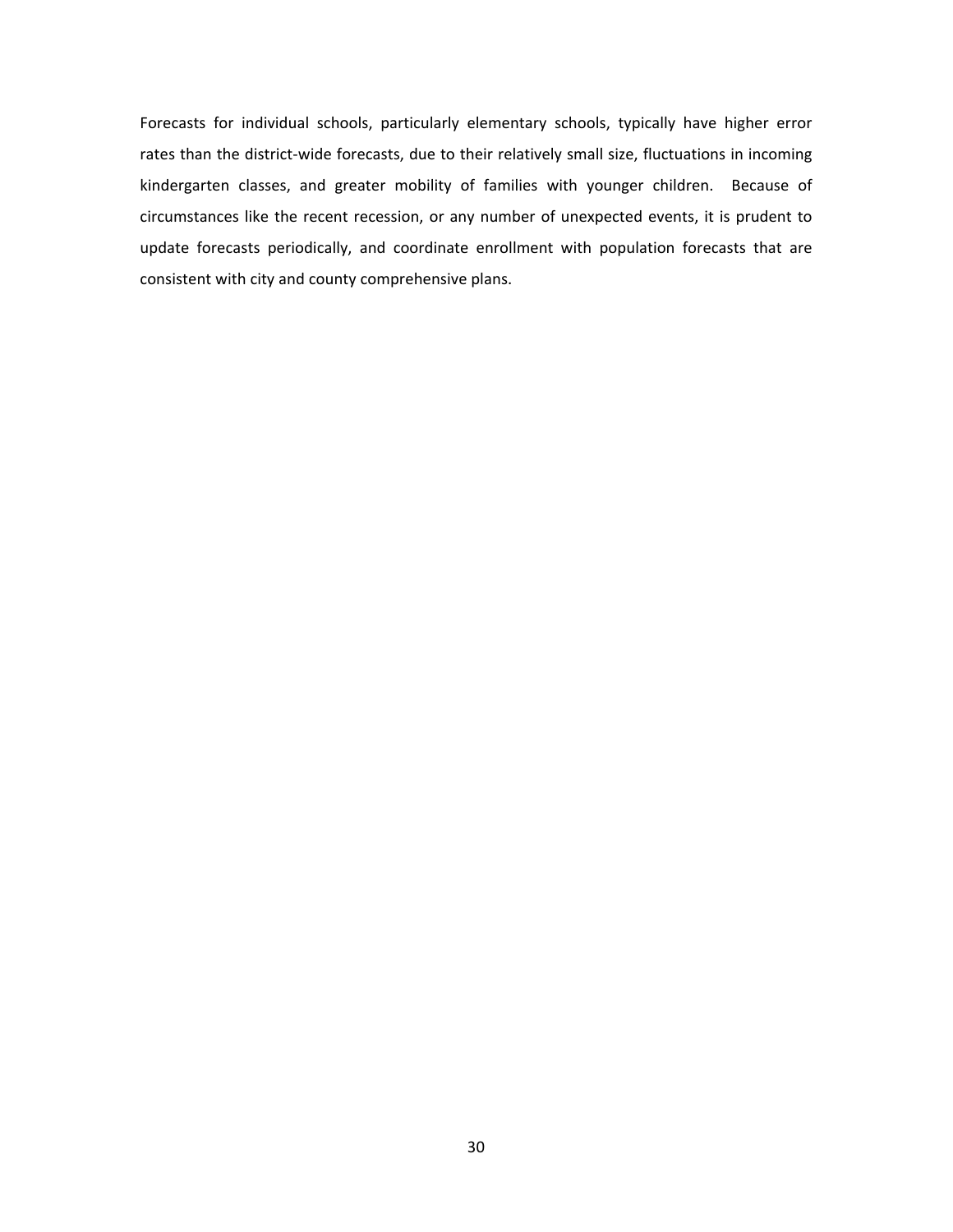Forecasts for individual schools, particularly elementary schools, typically have higher error rates than the district-wide forecasts, due to their relatively small size, fluctuations in incoming kindergarten classes, and greater mobility of families with younger children. Because of circumstances like the recent recession, or any number of unexpected events, it is prudent to update forecasts periodically, and coordinate enrollment with population forecasts that are consistent with city and county comprehensive plans.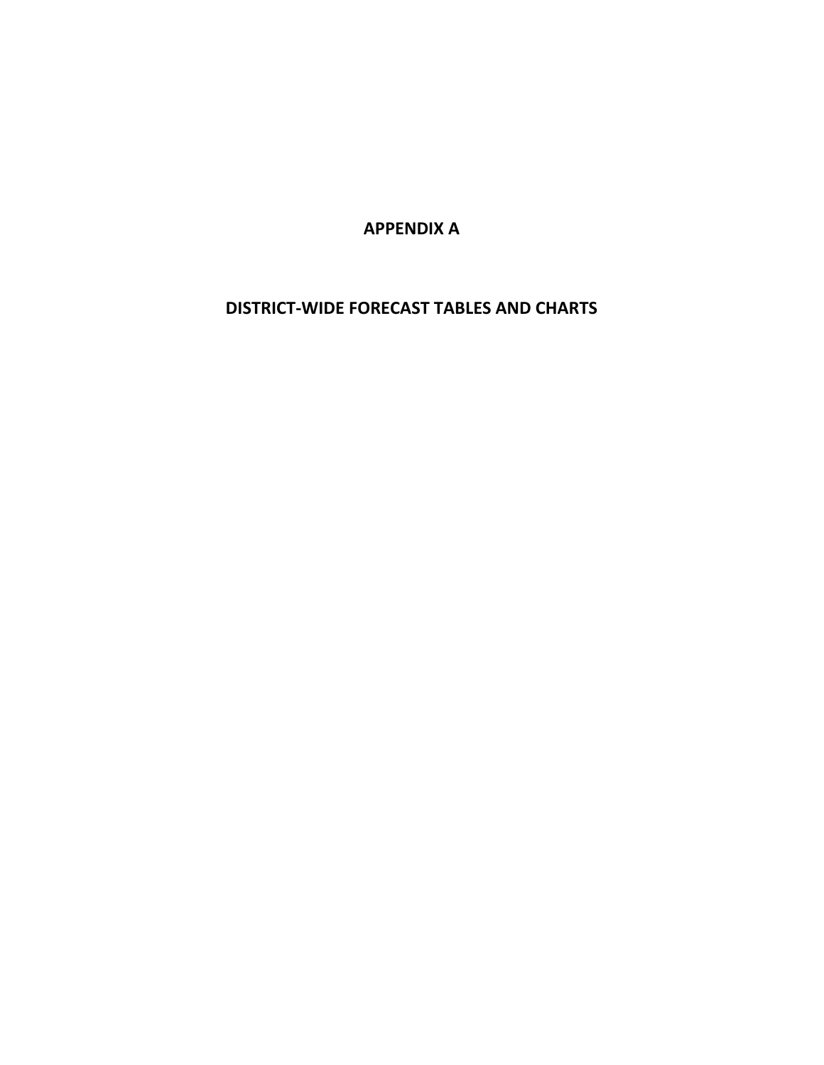# APPENDIX A

## DISTRICT-WIDE FORECAST TABLES AND CHARTS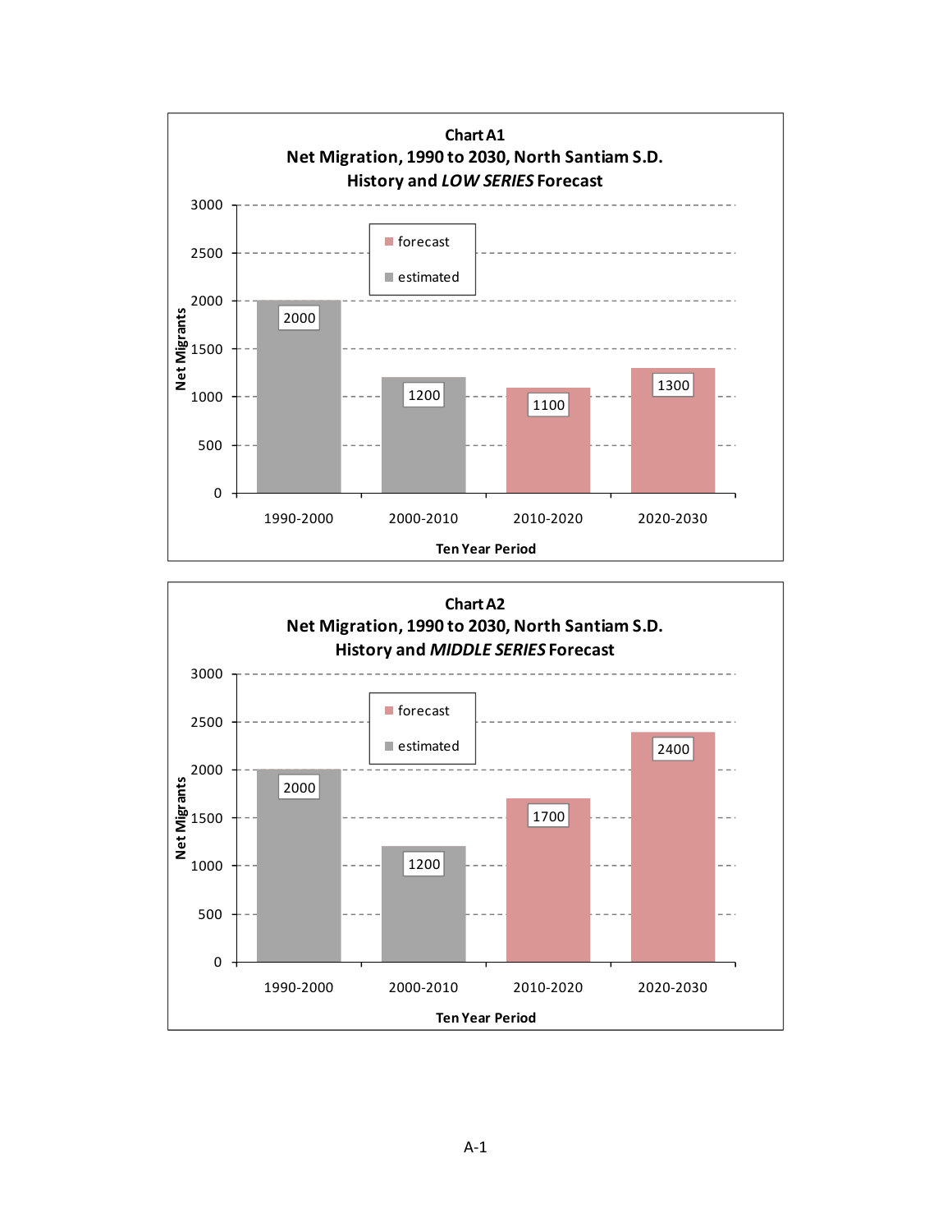**Chart A1**

**Net Migration, 1990 to 2030, North Santiam S.D.**

**History and *LOW SERIES* Forecast**

| Ten Year Period | Net Migrants | Type |
|---|---|---|
| 1990-2000 | 2000 | estimated |
| 2000-2010 | 1200 | estimated |
| 2010-2020 | 1100 | forecast |
| 2020-2030 | 1300 | forecast |

**Chart A2**

**Net Migration, 1990 to 2030, North Santiam S.D.**

**History and *MIDDLE SERIES* Forecast**

| Ten Year Period | Net Migrants | Type |
|---|---|---|
| 1990-2000 | 2000 | estimated |
| 2000-2010 | 1200 | estimated |
| 2010-2020 | 1700 | forecast |
| 2020-2030 | 2400 | forecast |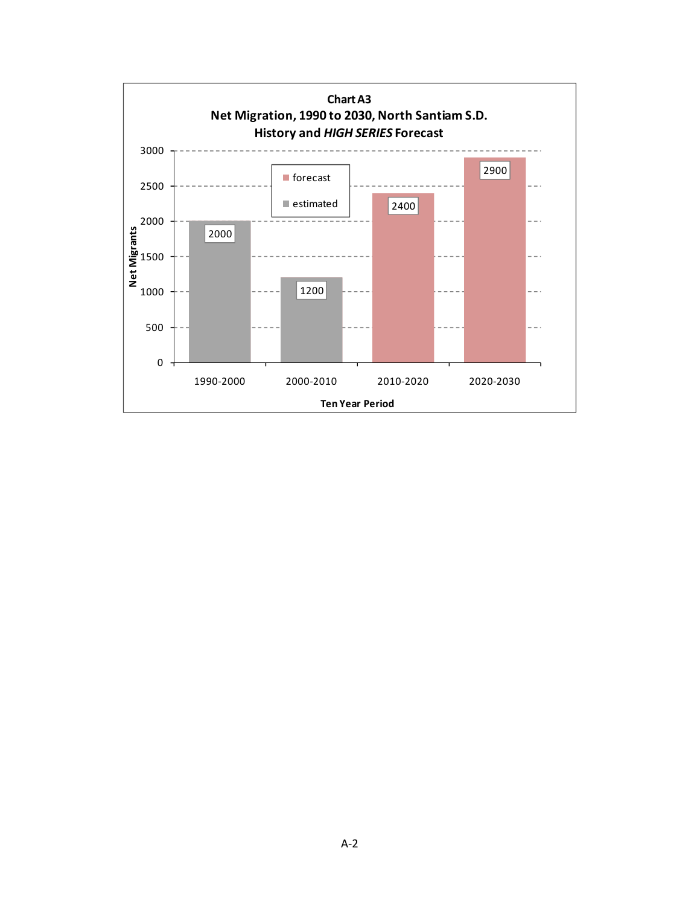**Chart A3**
**Net Migration, 1990 to 2030, North Santiam S.D.**
**History and *HIGH SERIES* Forecast**

| Ten Year Period | Net Migrants | Type |
|---|---|---|
| 1990-2000 | 2000 | estimated |
| 2000-2010 | 1200 | estimated |
| 2010-2020 | 2400 | forecast |
| 2020-2030 | 2900 | forecast |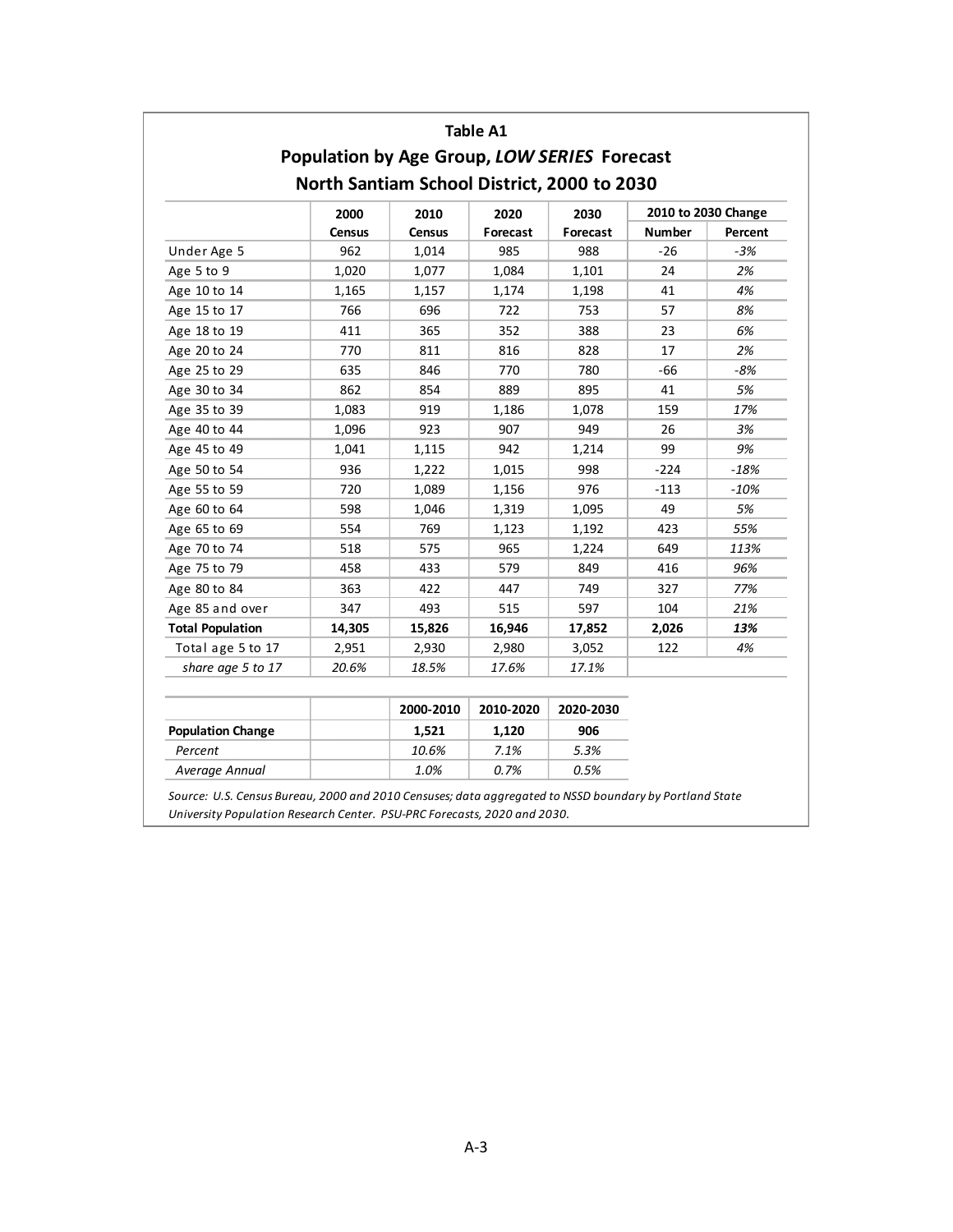## Table A1

### Population by Age Group, *LOW SERIES* Forecast

### North Santiam School District, 2000 to 2030

| | 2000 Census | 2010 Census | 2020 Forecast | 2030 Forecast | 2010 to 2030 Change | |
|---|---|---|---|---|---|---|
| | | | | | Number | Percent |
| Under Age 5 | 962 | 1,014 | 985 | 988 | -26 | *-3%* |
| Age 5 to 9 | 1,020 | 1,077 | 1,084 | 1,101 | 24 | *2%* |
| Age 10 to 14 | 1,165 | 1,157 | 1,174 | 1,198 | 41 | *4%* |
| Age 15 to 17 | 766 | 696 | 722 | 753 | 57 | *8%* |
| Age 18 to 19 | 411 | 365 | 352 | 388 | 23 | *6%* |
| Age 20 to 24 | 770 | 811 | 816 | 828 | 17 | *2%* |
| Age 25 to 29 | 635 | 846 | 770 | 780 | -66 | *-8%* |
| Age 30 to 34 | 862 | 854 | 889 | 895 | 41 | *5%* |
| Age 35 to 39 | 1,083 | 919 | 1,186 | 1,078 | 159 | *17%* |
| Age 40 to 44 | 1,096 | 923 | 907 | 949 | 26 | *3%* |
| Age 45 to 49 | 1,041 | 1,115 | 942 | 1,214 | 99 | *9%* |
| Age 50 to 54 | 936 | 1,222 | 1,015 | 998 | -224 | *-18%* |
| Age 55 to 59 | 720 | 1,089 | 1,156 | 976 | -113 | *-10%* |
| Age 60 to 64 | 598 | 1,046 | 1,319 | 1,095 | 49 | *5%* |
| Age 65 to 69 | 554 | 769 | 1,123 | 1,192 | 423 | *55%* |
| Age 70 to 74 | 518 | 575 | 965 | 1,224 | 649 | *113%* |
| Age 75 to 79 | 458 | 433 | 579 | 849 | 416 | *96%* |
| Age 80 to 84 | 363 | 422 | 447 | 749 | 327 | *77%* |
| Age 85 and over | 347 | 493 | 515 | 597 | 104 | *21%* |
| **Total Population** | **14,305** | **15,826** | **16,946** | **17,852** | **2,026** | ***13%*** |
| Total age 5 to 17 | 2,951 | 2,930 | 2,980 | 3,052 | 122 | *4%* |
| *share age 5 to 17* | *20.6%* | *18.5%* | *17.6%* | *17.1%* | | |

| | | 2000-2010 | 2010-2020 | 2020-2030 |
|---|---|---|---|---|
| **Population Change** | | **1,521** | **1,120** | **906** |
| *Percent* | | *10.6%* | *7.1%* | *5.3%* |
| *Average Annual* | | *1.0%* | *0.7%* | *0.5%* |

*Source: U.S. Census Bureau, 2000 and 2010 Censuses; data aggregated to NSSD boundary by Portland State University Population Research Center. PSU-PRC Forecasts, 2020 and 2030.*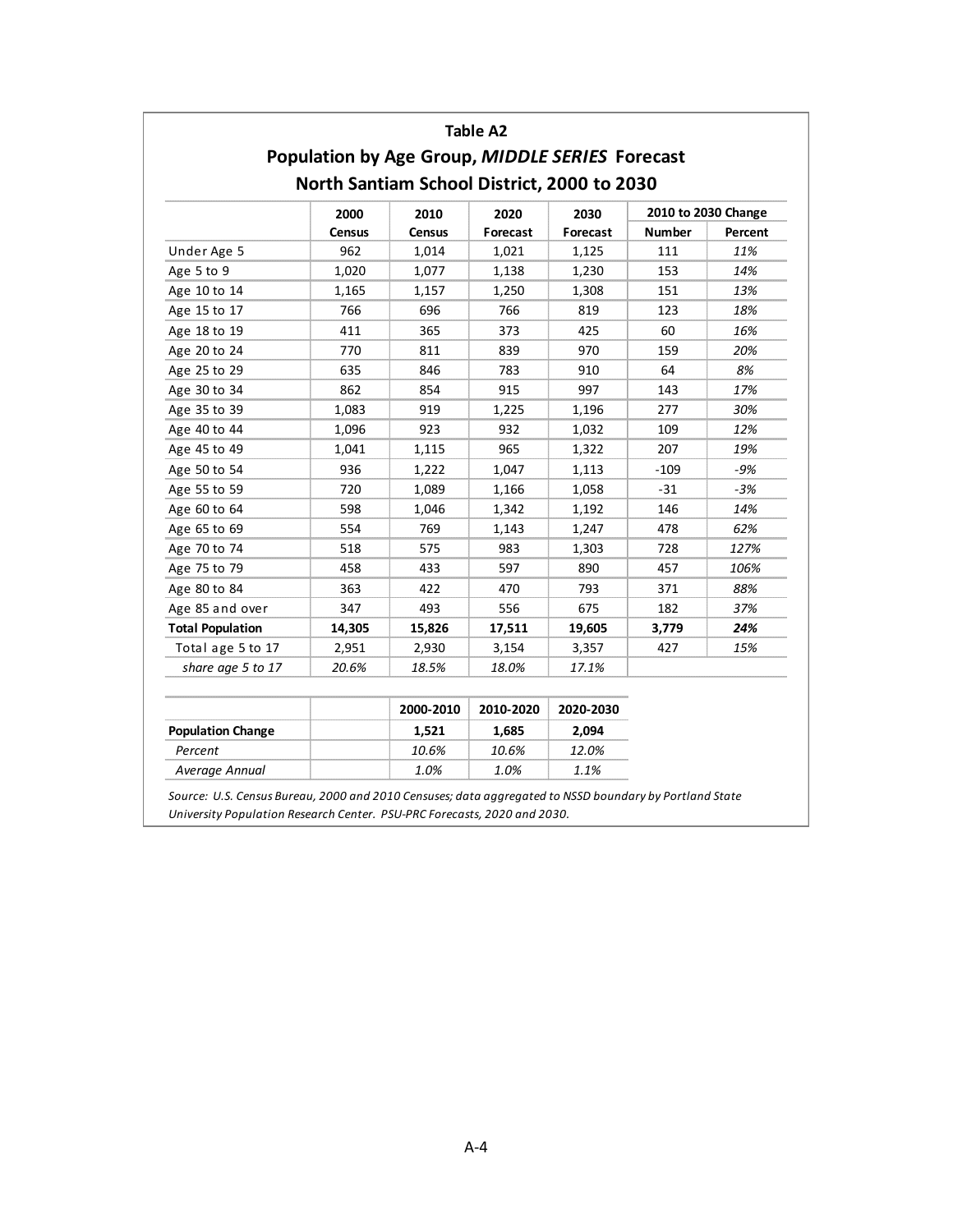## Table A2

## Population by Age Group, *MIDDLE SERIES* Forecast

## North Santiam School District, 2000 to 2030

| | 2000 Census | 2010 Census | 2020 Forecast | 2030 Forecast | 2010 to 2030 Change | |
|---|---|---|---|---|---|---|
| | | | | | Number | Percent |
| Under Age 5 | 962 | 1,014 | 1,021 | 1,125 | 111 | *11%* |
| Age 5 to 9 | 1,020 | 1,077 | 1,138 | 1,230 | 153 | *14%* |
| Age 10 to 14 | 1,165 | 1,157 | 1,250 | 1,308 | 151 | *13%* |
| Age 15 to 17 | 766 | 696 | 766 | 819 | 123 | *18%* |
| Age 18 to 19 | 411 | 365 | 373 | 425 | 60 | *16%* |
| Age 20 to 24 | 770 | 811 | 839 | 970 | 159 | *20%* |
| Age 25 to 29 | 635 | 846 | 783 | 910 | 64 | *8%* |
| Age 30 to 34 | 862 | 854 | 915 | 997 | 143 | *17%* |
| Age 35 to 39 | 1,083 | 919 | 1,225 | 1,196 | 277 | *30%* |
| Age 40 to 44 | 1,096 | 923 | 932 | 1,032 | 109 | *12%* |
| Age 45 to 49 | 1,041 | 1,115 | 965 | 1,322 | 207 | *19%* |
| Age 50 to 54 | 936 | 1,222 | 1,047 | 1,113 | -109 | *-9%* |
| Age 55 to 59 | 720 | 1,089 | 1,166 | 1,058 | -31 | *-3%* |
| Age 60 to 64 | 598 | 1,046 | 1,342 | 1,192 | 146 | *14%* |
| Age 65 to 69 | 554 | 769 | 1,143 | 1,247 | 478 | *62%* |
| Age 70 to 74 | 518 | 575 | 983 | 1,303 | 728 | *127%* |
| Age 75 to 79 | 458 | 433 | 597 | 890 | 457 | *106%* |
| Age 80 to 84 | 363 | 422 | 470 | 793 | 371 | *88%* |
| Age 85 and over | 347 | 493 | 556 | 675 | 182 | *37%* |
| **Total Population** | **14,305** | **15,826** | **17,511** | **19,605** | **3,779** | ***24%*** |
| Total age 5 to 17 | 2,951 | 2,930 | 3,154 | 3,357 | 427 | *15%* |
| *share age 5 to 17* | *20.6%* | *18.5%* | *18.0%* | *17.1%* | | |

| | | 2000-2010 | 2010-2020 | 2020-2030 |
|---|---|---|---|---|
| **Population Change** | | **1,521** | **1,685** | **2,094** |
| *Percent* | | *10.6%* | *10.6%* | *12.0%* |
| *Average Annual* | | *1.0%* | *1.0%* | *1.1%* |

*Source: U.S. Census Bureau, 2000 and 2010 Censuses; data aggregated to NSSD boundary by Portland State University Population Research Center. PSU-PRC Forecasts, 2020 and 2030.*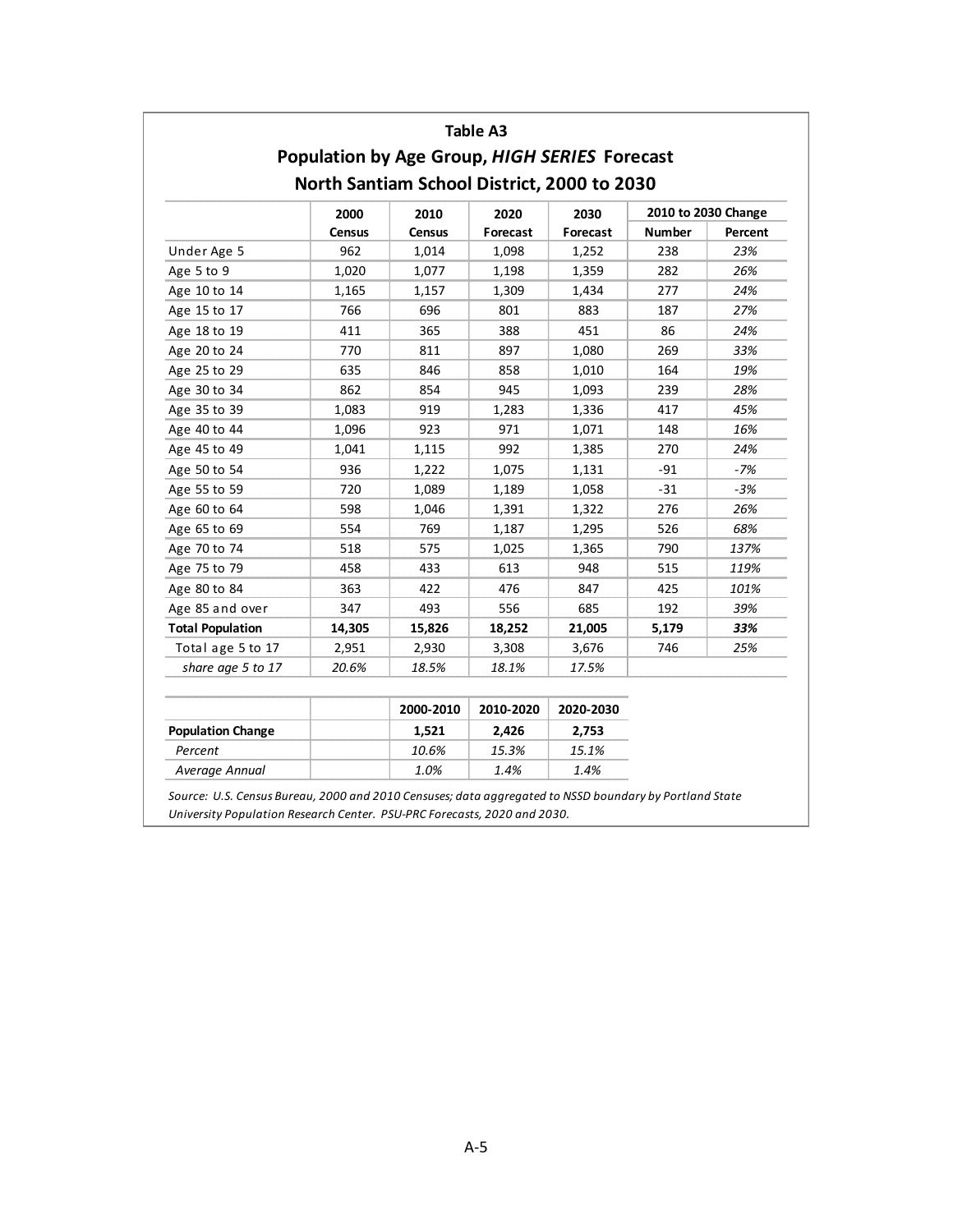## Table A3

## Population by Age Group, *HIGH SERIES* Forecast

## North Santiam School District, 2000 to 2030

| | 2000 Census | 2010 Census | 2020 Forecast | 2030 Forecast | 2010 to 2030 Change Number | Percent |
|---|---|---|---|---|---|---|
| Under Age 5 | 962 | 1,014 | 1,098 | 1,252 | 238 | *23%* |
| Age 5 to 9 | 1,020 | 1,077 | 1,198 | 1,359 | 282 | *26%* |
| Age 10 to 14 | 1,165 | 1,157 | 1,309 | 1,434 | 277 | *24%* |
| Age 15 to 17 | 766 | 696 | 801 | 883 | 187 | *27%* |
| Age 18 to 19 | 411 | 365 | 388 | 451 | 86 | *24%* |
| Age 20 to 24 | 770 | 811 | 897 | 1,080 | 269 | *33%* |
| Age 25 to 29 | 635 | 846 | 858 | 1,010 | 164 | *19%* |
| Age 30 to 34 | 862 | 854 | 945 | 1,093 | 239 | *28%* |
| Age 35 to 39 | 1,083 | 919 | 1,283 | 1,336 | 417 | *45%* |
| Age 40 to 44 | 1,096 | 923 | 971 | 1,071 | 148 | *16%* |
| Age 45 to 49 | 1,041 | 1,115 | 992 | 1,385 | 270 | *24%* |
| Age 50 to 54 | 936 | 1,222 | 1,075 | 1,131 | -91 | *-7%* |
| Age 55 to 59 | 720 | 1,089 | 1,189 | 1,058 | -31 | *-3%* |
| Age 60 to 64 | 598 | 1,046 | 1,391 | 1,322 | 276 | *26%* |
| Age 65 to 69 | 554 | 769 | 1,187 | 1,295 | 526 | *68%* |
| Age 70 to 74 | 518 | 575 | 1,025 | 1,365 | 790 | *137%* |
| Age 75 to 79 | 458 | 433 | 613 | 948 | 515 | *119%* |
| Age 80 to 84 | 363 | 422 | 476 | 847 | 425 | *101%* |
| Age 85 and over | 347 | 493 | 556 | 685 | 192 | *39%* |
| **Total Population** | **14,305** | **15,826** | **18,252** | **21,005** | **5,179** | ***33%*** |
| Total age 5 to 17 | 2,951 | 2,930 | 3,308 | 3,676 | 746 | *25%* |
| *share age 5 to 17* | *20.6%* | *18.5%* | *18.1%* | *17.5%* | | |

| | | 2000-2010 | 2010-2020 | 2020-2030 |
|---|---|---|---|---|
| **Population Change** | | **1,521** | **2,426** | **2,753** |
| *Percent* | | *10.6%* | *15.3%* | *15.1%* |
| *Average Annual* | | *1.0%* | *1.4%* | *1.4%* |

*Source: U.S. Census Bureau, 2000 and 2010 Censuses; data aggregated to NSSD boundary by Portland State University Population Research Center. PSU-PRC Forecasts, 2020 and 2030.*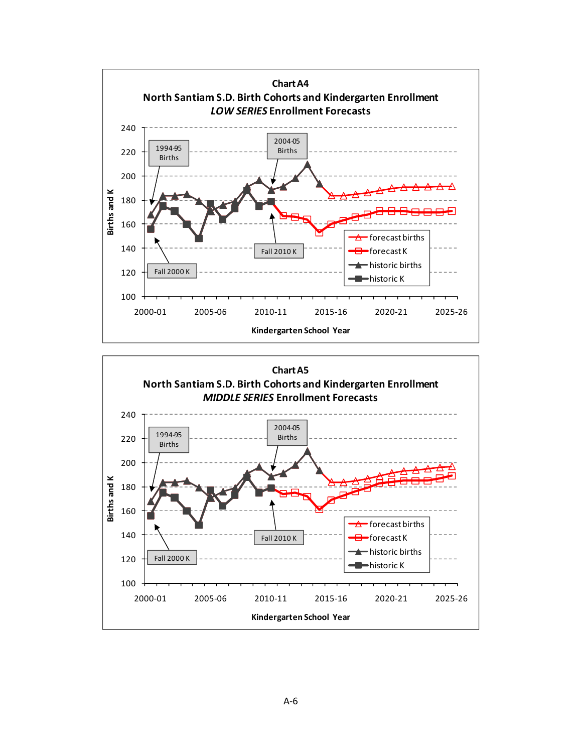**Chart A4**
**North Santiam S.D. Birth Cohorts and Kindergarten Enrollment**
***LOW SERIES* Enrollment Forecasts**

Births and K

240
220
200
180
160
140
120
100

1994-95 Births

2004-05 Births

Fall 2010 K

Fall 2000 K

forecast births
forecast K
historic births
historic K

2000-01 2005-06 2010-11 2015-16 2020-21 2025-26

**Kindergarten School Year**

**Chart A5**
**North Santiam S.D. Birth Cohorts and Kindergarten Enrollment**
***MIDDLE SERIES* Enrollment Forecasts**

Births and K

240
220
200
180
160
140
120
100

1994-95 Births

2004-05 Births

Fall 2010 K

Fall 2000 K

forecast births
forecast K
historic births
historic K

2000-01 2005-06 2010-11 2015-16 2020-21 2025-26

**Kindergarten School Year**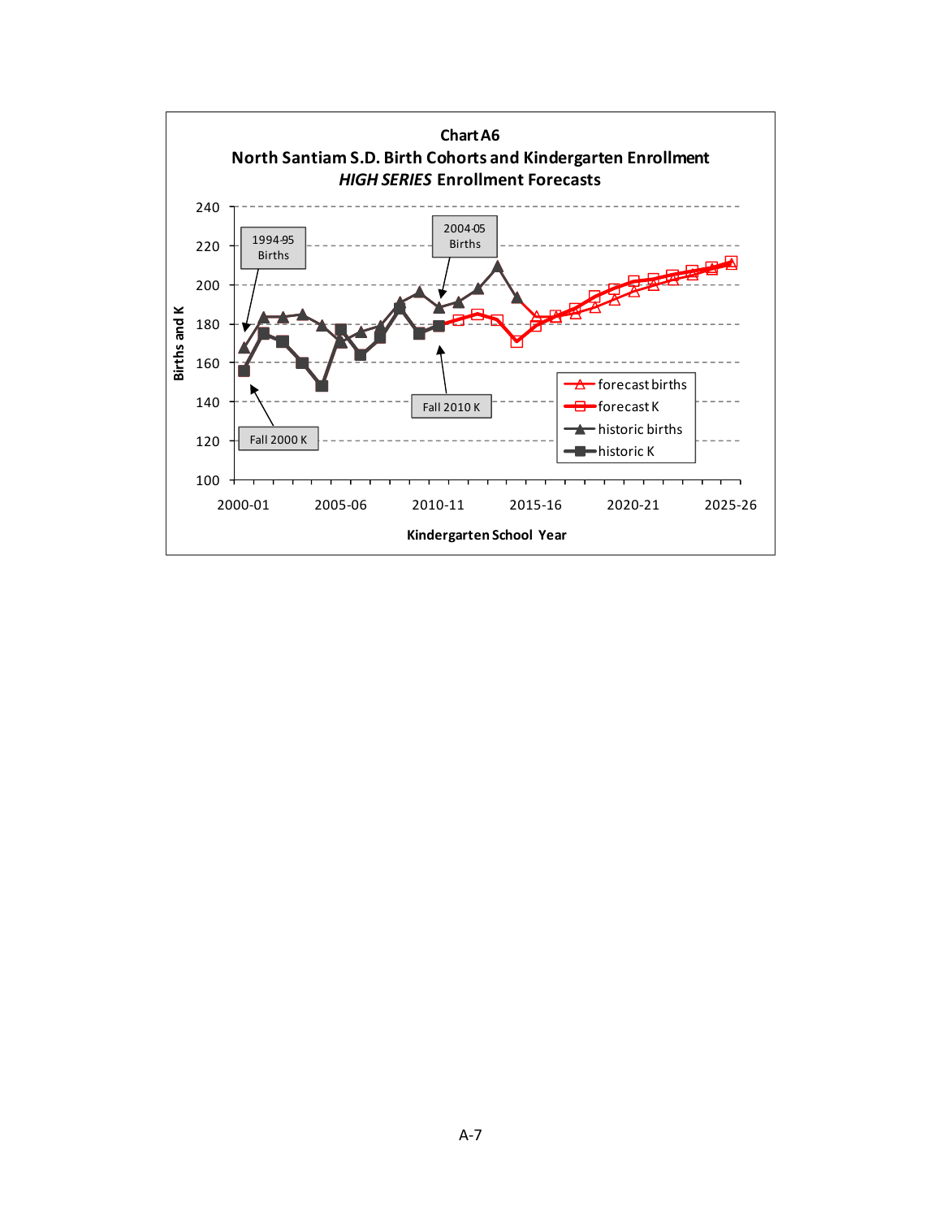**Chart A6**

**North Santiam S.D. Birth Cohorts and Kindergarten Enrollment**

***HIGH SERIES* Enrollment Forecasts**

Births and K

240
220
200
180
160
140
120
100

1994-95 Births

2004-05 Births

Fall 2000 K

Fall 2010 K

forecast births
forecast K
historic births
historic K

2000-01 2005-06 2010-11 2015-16 2020-21 2025-26

**Kindergarten School Year**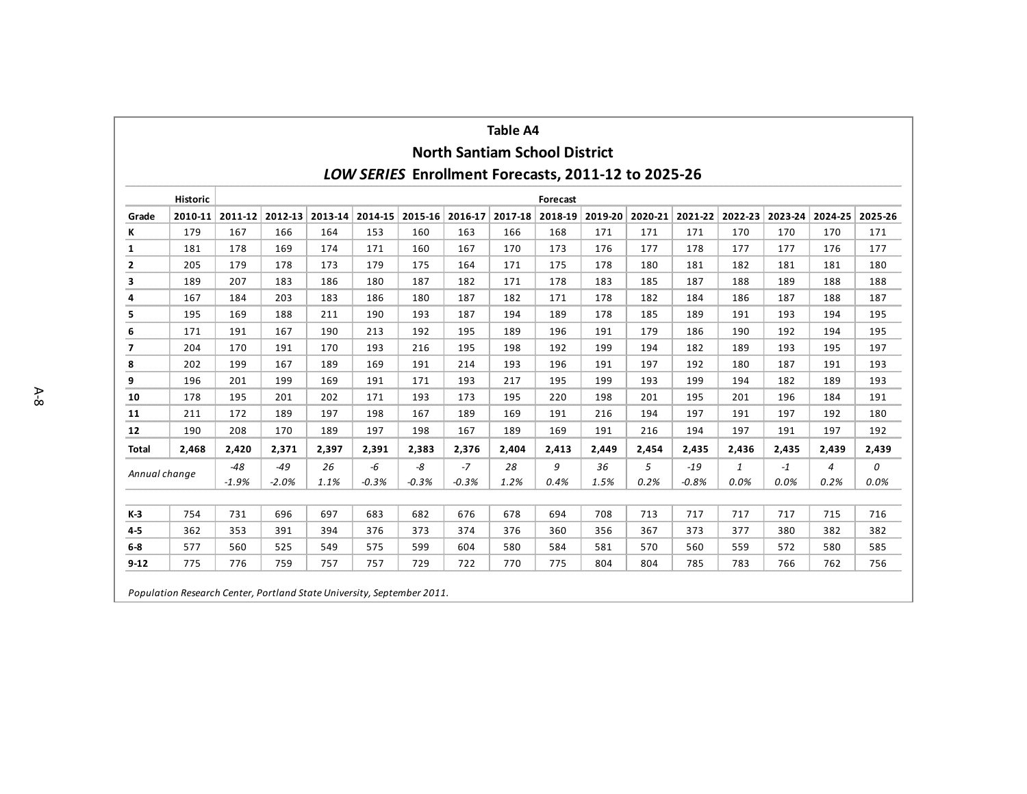**Table A4**

**North Santiam School District**

***LOW SERIES* Enrollment Forecasts, 2011-12 to 2025-26**

| | Historic | Forecast | | | | | | | | | | | | | | |
|---|---|---|---|---|---|---|---|---|---|---|---|---|---|---|---|---|
| Grade | 2010-11 | 2011-12 | 2012-13 | 2013-14 | 2014-15 | 2015-16 | 2016-17 | 2017-18 | 2018-19 | 2019-20 | 2020-21 | 2021-22 | 2022-23 | 2023-24 | 2024-25 | 2025-26 |
| K | 179 | 167 | 166 | 164 | 153 | 160 | 163 | 166 | 168 | 171 | 171 | 171 | 170 | 170 | 170 | 171 |
| 1 | 181 | 178 | 169 | 174 | 171 | 160 | 167 | 170 | 173 | 176 | 177 | 178 | 177 | 177 | 176 | 177 |
| 2 | 205 | 179 | 178 | 173 | 179 | 175 | 164 | 171 | 175 | 178 | 180 | 181 | 182 | 181 | 181 | 180 |
| 3 | 189 | 207 | 183 | 186 | 180 | 187 | 182 | 171 | 178 | 183 | 185 | 187 | 188 | 189 | 188 | 188 |
| 4 | 167 | 184 | 203 | 183 | 186 | 180 | 187 | 182 | 171 | 178 | 182 | 184 | 186 | 187 | 188 | 187 |
| 5 | 195 | 169 | 188 | 211 | 190 | 193 | 187 | 194 | 189 | 178 | 185 | 189 | 191 | 193 | 194 | 195 |
| 6 | 171 | 191 | 167 | 190 | 213 | 192 | 195 | 189 | 196 | 191 | 179 | 186 | 190 | 192 | 194 | 195 |
| 7 | 204 | 170 | 191 | 170 | 193 | 216 | 195 | 198 | 192 | 199 | 194 | 182 | 189 | 193 | 195 | 197 |
| 8 | 202 | 199 | 167 | 189 | 169 | 191 | 214 | 193 | 196 | 191 | 197 | 192 | 180 | 187 | 191 | 193 |
| 9 | 196 | 201 | 199 | 169 | 191 | 171 | 193 | 217 | 195 | 199 | 193 | 199 | 194 | 182 | 189 | 193 |
| 10 | 178 | 195 | 201 | 202 | 171 | 193 | 173 | 195 | 220 | 198 | 201 | 195 | 201 | 196 | 184 | 191 |
| 11 | 211 | 172 | 189 | 197 | 198 | 167 | 189 | 169 | 191 | 216 | 194 | 197 | 191 | 197 | 192 | 180 |
| 12 | 190 | 208 | 170 | 189 | 197 | 198 | 167 | 189 | 169 | 191 | 216 | 194 | 197 | 191 | 197 | 192 |
| **Total** | **2,468** | **2,420** | **2,371** | **2,397** | **2,391** | **2,383** | **2,376** | **2,404** | **2,413** | **2,449** | **2,454** | **2,435** | **2,436** | **2,435** | **2,439** | **2,439** |
| *Annual change* | | *-48* | *-49* | *26* | *-6* | *-8* | *-7* | *28* | *9* | *36* | *5* | *-19* | *1* | *-1* | *4* | *0* |
| | | *-1.9%* | *-2.0%* | *1.1%* | *-0.3%* | *-0.3%* | *-0.3%* | *1.2%* | *0.4%* | *1.5%* | *0.2%* | *-0.8%* | *0.0%* | *0.0%* | *0.2%* | *0.0%* |
| | | | | | | | | | | | | | | | | |
| K-3 | 754 | 731 | 696 | 697 | 683 | 682 | 676 | 678 | 694 | 708 | 713 | 717 | 717 | 717 | 715 | 716 |
| 4-5 | 362 | 353 | 391 | 394 | 376 | 373 | 374 | 376 | 360 | 356 | 367 | 373 | 377 | 380 | 382 | 382 |
| 6-8 | 577 | 560 | 525 | 549 | 575 | 599 | 604 | 580 | 584 | 581 | 570 | 560 | 559 | 572 | 580 | 585 |
| 9-12 | 775 | 776 | 759 | 757 | 757 | 729 | 722 | 770 | 775 | 804 | 804 | 785 | 783 | 766 | 762 | 756 |

*Population Research Center, Portland State University, September 2011.*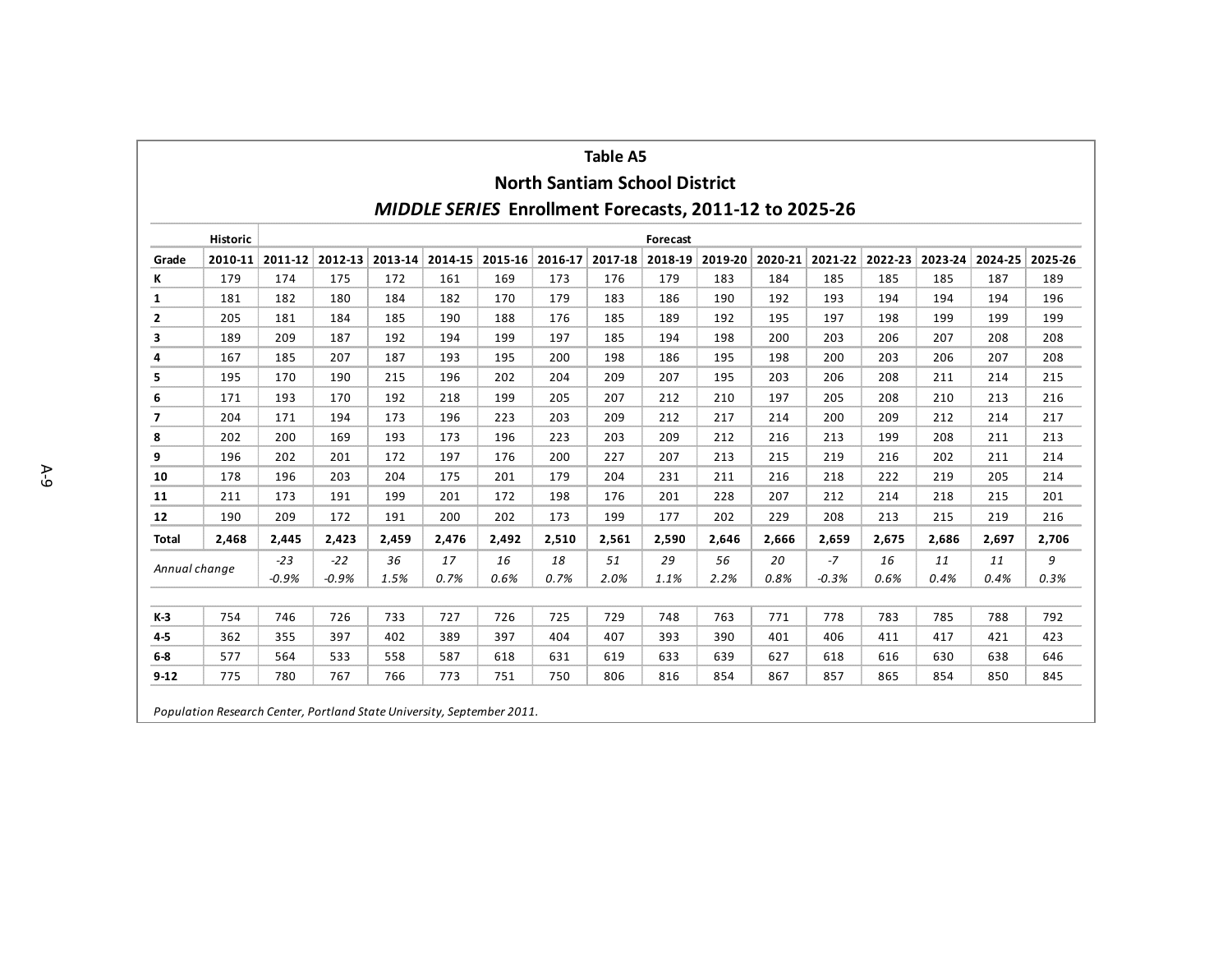### Table A5

### North Santiam School District

### *MIDDLE SERIES* Enrollment Forecasts, 2011-12 to 2025-26

| | Historic | Forecast | | | | | | | | | | | | | | |
|---|---|---|---|---|---|---|---|---|---|---|---|---|---|---|---|---|
| **Grade** | **2010-11** | **2011-12** | **2012-13** | **2013-14** | **2014-15** | **2015-16** | **2016-17** | **2017-18** | **2018-19** | **2019-20** | **2020-21** | **2021-22** | **2022-23** | **2023-24** | **2024-25** | **2025-26** |
| **K** | 179 | 174 | 175 | 172 | 161 | 169 | 173 | 176 | 179 | 183 | 184 | 185 | 185 | 185 | 187 | 189 |
| **1** | 181 | 182 | 180 | 184 | 182 | 170 | 179 | 183 | 186 | 190 | 192 | 193 | 194 | 194 | 194 | 196 |
| **2** | 205 | 181 | 184 | 185 | 190 | 188 | 176 | 185 | 189 | 192 | 195 | 197 | 198 | 199 | 199 | 199 |
| **3** | 189 | 209 | 187 | 192 | 194 | 199 | 197 | 185 | 194 | 198 | 200 | 203 | 206 | 207 | 208 | 208 |
| **4** | 167 | 185 | 207 | 187 | 193 | 195 | 200 | 198 | 186 | 195 | 198 | 200 | 203 | 206 | 207 | 208 |
| **5** | 195 | 170 | 190 | 215 | 196 | 202 | 204 | 209 | 207 | 195 | 203 | 206 | 208 | 211 | 214 | 215 |
| **6** | 171 | 193 | 170 | 192 | 218 | 199 | 205 | 207 | 212 | 210 | 197 | 205 | 208 | 210 | 213 | 216 |
| **7** | 204 | 171 | 194 | 173 | 196 | 223 | 203 | 209 | 212 | 217 | 214 | 200 | 209 | 212 | 214 | 217 |
| **8** | 202 | 200 | 169 | 193 | 173 | 196 | 223 | 203 | 209 | 212 | 216 | 213 | 199 | 208 | 211 | 213 |
| **9** | 196 | 202 | 201 | 172 | 197 | 176 | 200 | 227 | 207 | 213 | 215 | 219 | 216 | 202 | 211 | 214 |
| **10** | 178 | 196 | 203 | 204 | 175 | 201 | 179 | 204 | 231 | 211 | 216 | 218 | 222 | 219 | 205 | 214 |
| **11** | 211 | 173 | 191 | 199 | 201 | 172 | 198 | 176 | 201 | 228 | 207 | 212 | 214 | 218 | 215 | 201 |
| **12** | 190 | 209 | 172 | 191 | 200 | 202 | 173 | 199 | 177 | 202 | 229 | 208 | 213 | 215 | 219 | 216 |
| **Total** | **2,468** | **2,445** | **2,423** | **2,459** | **2,476** | **2,492** | **2,510** | **2,561** | **2,590** | **2,646** | **2,666** | **2,659** | **2,675** | **2,686** | **2,697** | **2,706** |
| *Annual change* | | *-23* | *-22* | *36* | *17* | *16* | *18* | *51* | *29* | *56* | *20* | *-7* | *16* | *11* | *11* | *9* |
| | | *-0.9%* | *-0.9%* | *1.5%* | *0.7%* | *0.6%* | *0.7%* | *2.0%* | *1.1%* | *2.2%* | *0.8%* | *-0.3%* | *0.6%* | *0.4%* | *0.4%* | *0.3%* |
| | | | | | | | | | | | | | | | | |
| **K-3** | 754 | 746 | 726 | 733 | 727 | 726 | 725 | 729 | 748 | 763 | 771 | 778 | 783 | 785 | 788 | 792 |
| **4-5** | 362 | 355 | 397 | 402 | 389 | 397 | 404 | 407 | 393 | 390 | 401 | 406 | 411 | 417 | 421 | 423 |
| **6-8** | 577 | 564 | 533 | 558 | 587 | 618 | 631 | 619 | 633 | 639 | 627 | 618 | 616 | 630 | 638 | 646 |
| **9-12** | 775 | 780 | 767 | 766 | 773 | 751 | 750 | 806 | 816 | 854 | 867 | 857 | 865 | 854 | 850 | 845 |

*Population Research Center, Portland State University, September 2011.*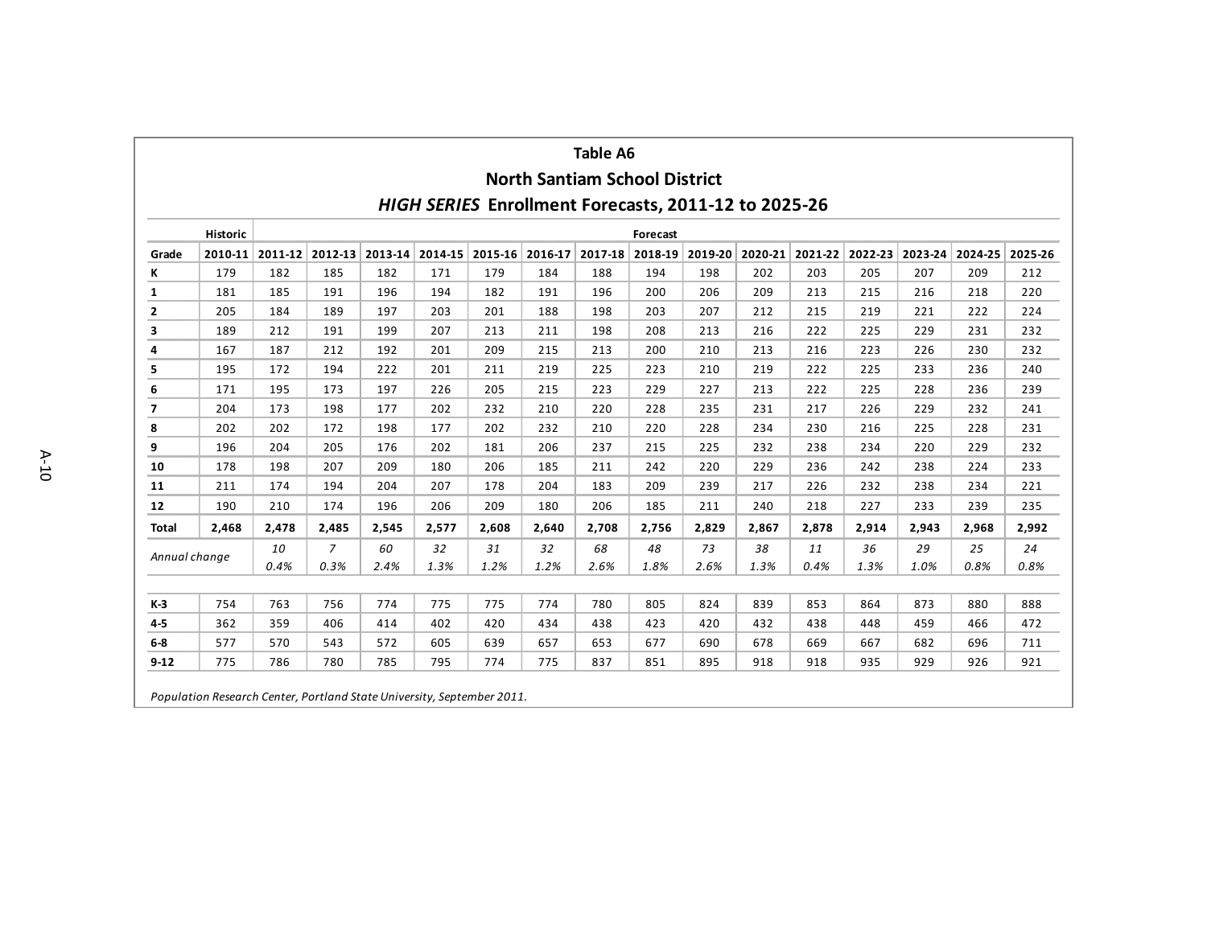**Table A6**

**North Santiam School District**

***HIGH SERIES* Enrollment Forecasts, 2011-12 to 2025-26**

| | Historic | Forecast | | | | | | | | | | | | | | |
|---|---|---|---|---|---|---|---|---|---|---|---|---|---|---|---|---|
| **Grade** | **2010-11** | **2011-12** | **2012-13** | **2013-14** | **2014-15** | **2015-16** | **2016-17** | **2017-18** | **2018-19** | **2019-20** | **2020-21** | **2021-22** | **2022-23** | **2023-24** | **2024-25** | **2025-26** |
| **K** | 179 | 182 | 185 | 182 | 171 | 179 | 184 | 188 | 194 | 198 | 202 | 203 | 205 | 207 | 209 | 212 |
| **1** | 181 | 185 | 191 | 196 | 194 | 182 | 191 | 196 | 200 | 206 | 209 | 213 | 215 | 216 | 218 | 220 |
| **2** | 205 | 184 | 189 | 197 | 203 | 201 | 188 | 198 | 203 | 207 | 212 | 215 | 219 | 221 | 222 | 224 |
| **3** | 189 | 212 | 191 | 199 | 207 | 213 | 211 | 198 | 208 | 213 | 216 | 222 | 225 | 229 | 231 | 232 |
| **4** | 167 | 187 | 212 | 192 | 201 | 209 | 215 | 213 | 200 | 210 | 213 | 216 | 223 | 226 | 230 | 232 |
| **5** | 195 | 172 | 194 | 222 | 201 | 211 | 219 | 225 | 223 | 210 | 219 | 222 | 225 | 233 | 236 | 240 |
| **6** | 171 | 195 | 173 | 197 | 226 | 205 | 215 | 223 | 229 | 227 | 213 | 222 | 225 | 228 | 236 | 239 |
| **7** | 204 | 173 | 198 | 177 | 202 | 232 | 210 | 220 | 228 | 235 | 231 | 217 | 226 | 229 | 232 | 241 |
| **8** | 202 | 202 | 172 | 198 | 177 | 202 | 232 | 210 | 220 | 228 | 234 | 230 | 216 | 225 | 228 | 231 |
| **9** | 196 | 204 | 205 | 176 | 202 | 181 | 206 | 237 | 215 | 225 | 232 | 238 | 234 | 220 | 229 | 232 |
| **10** | 178 | 198 | 207 | 209 | 180 | 206 | 185 | 211 | 242 | 220 | 229 | 236 | 242 | 238 | 224 | 233 |
| **11** | 211 | 174 | 194 | 204 | 207 | 178 | 204 | 183 | 209 | 239 | 217 | 226 | 232 | 238 | 234 | 221 |
| **12** | 190 | 210 | 174 | 196 | 206 | 209 | 180 | 206 | 185 | 211 | 240 | 218 | 227 | 233 | 239 | 235 |
| **Total** | **2,468** | **2,478** | **2,485** | **2,545** | **2,577** | **2,608** | **2,640** | **2,708** | **2,756** | **2,829** | **2,867** | **2,878** | **2,914** | **2,943** | **2,968** | **2,992** |
| *Annual change* | | *10* | *7* | *60* | *32* | *31* | *32* | *68* | *48* | *73* | *38* | *11* | *36* | *29* | *25* | *24* |
| | | *0.4%* | *0.3%* | *2.4%* | *1.3%* | *1.2%* | *1.2%* | *2.6%* | *1.8%* | *2.6%* | *1.3%* | *0.4%* | *1.3%* | *1.0%* | *0.8%* | *0.8%* |
| | | | | | | | | | | | | | | | | |
| **K-3** | 754 | 763 | 756 | 774 | 775 | 775 | 774 | 780 | 805 | 824 | 839 | 853 | 864 | 873 | 880 | 888 |
| **4-5** | 362 | 359 | 406 | 414 | 402 | 420 | 434 | 438 | 423 | 420 | 432 | 438 | 448 | 459 | 466 | 472 |
| **6-8** | 577 | 570 | 543 | 572 | 605 | 639 | 657 | 653 | 677 | 690 | 678 | 669 | 667 | 682 | 696 | 711 |
| **9-12** | 775 | 786 | 780 | 785 | 795 | 774 | 775 | 837 | 851 | 895 | 918 | 918 | 935 | 929 | 926 | 921 |

*Population Research Center, Portland State University, September 2011.*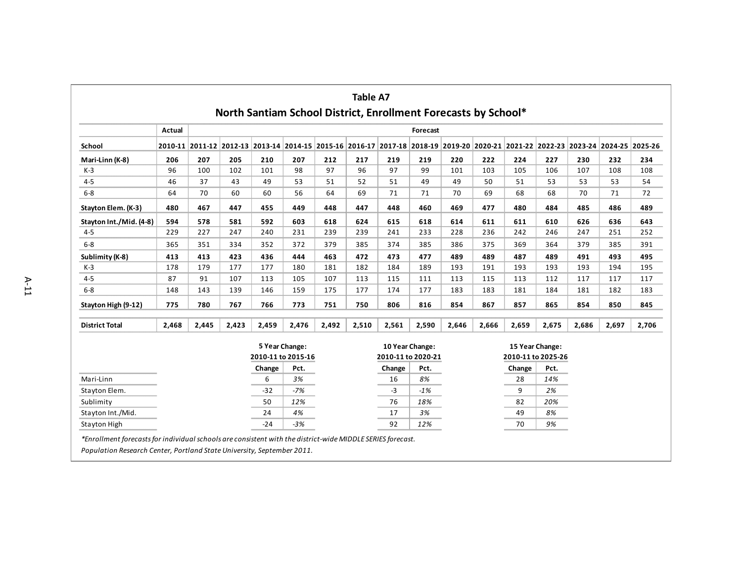## Table A7

## North Santiam School District, Enrollment Forecasts by School*

| | Actual | Forecast | | | | | | | | | | | | | | |
|---|---|---|---|---|---|---|---|---|---|---|---|---|---|---|---|---|
| **School** | **2010-11** | **2011-12** | **2012-13** | **2013-14** | **2014-15** | **2015-16** | **2016-17** | **2017-18** | **2018-19** | **2019-20** | **2020-21** | **2021-22** | **2022-23** | **2023-24** | **2024-25** | **2025-26** |
| **Mari-Linn (K-8)** | **206** | **207** | **205** | **210** | **207** | **212** | **217** | **219** | **219** | **220** | **222** | **224** | **227** | **230** | **232** | **234** |
| K-3 | 96 | 100 | 102 | 101 | 98 | 97 | 96 | 97 | 99 | 101 | 103 | 105 | 106 | 107 | 108 | 108 |
| 4-5 | 46 | 37 | 43 | 49 | 53 | 51 | 52 | 51 | 49 | 49 | 50 | 51 | 53 | 53 | 53 | 54 |
| 6-8 | 64 | 70 | 60 | 60 | 56 | 64 | 69 | 71 | 71 | 70 | 69 | 68 | 68 | 70 | 71 | 72 |
| **Stayton Elem. (K-3)** | **480** | **467** | **447** | **455** | **449** | **448** | **447** | **448** | **460** | **469** | **477** | **480** | **484** | **485** | **486** | **489** |
| **Stayton Int./Mid. (4-8)** | **594** | **578** | **581** | **592** | **603** | **618** | **624** | **615** | **618** | **614** | **611** | **611** | **610** | **626** | **636** | **643** |
| 4-5 | 229 | 227 | 247 | 240 | 231 | 239 | 239 | 241 | 233 | 228 | 236 | 242 | 246 | 247 | 251 | 252 |
| 6-8 | 365 | 351 | 334 | 352 | 372 | 379 | 385 | 374 | 385 | 386 | 375 | 369 | 364 | 379 | 385 | 391 |
| **Sublimity (K-8)** | **413** | **413** | **423** | **436** | **444** | **463** | **472** | **473** | **477** | **489** | **489** | **487** | **489** | **491** | **493** | **495** |
| K-3 | 178 | 179 | 177 | 177 | 180 | 181 | 182 | 184 | 189 | 193 | 191 | 193 | 193 | 193 | 194 | 195 |
| 4-5 | 87 | 91 | 107 | 113 | 105 | 107 | 113 | 115 | 111 | 113 | 115 | 113 | 112 | 117 | 117 | 117 |
| 6-8 | 148 | 143 | 139 | 146 | 159 | 175 | 177 | 174 | 177 | 183 | 183 | 181 | 184 | 181 | 182 | 183 |
| **Stayton High (9-12)** | **775** | **780** | **767** | **766** | **773** | **751** | **750** | **806** | **816** | **854** | **867** | **857** | **865** | **854** | **850** | **845** |
| **District Total** | **2,468** | **2,445** | **2,423** | **2,459** | **2,476** | **2,492** | **2,510** | **2,561** | **2,590** | **2,646** | **2,666** | **2,659** | **2,675** | **2,686** | **2,697** | **2,706** |

| | 5 Year Change: 2010-11 to 2015-16 | | 10 Year Change: 2010-11 to 2020-21 | | 15 Year Change: 2010-11 to 2025-26 | |
|---|---|---|---|---|---|---|
| | Change | Pct. | Change | Pct. | Change | Pct. |
| Mari-Linn | 6 | *3%* | 16 | *8%* | 28 | *14%* |
| Stayton Elem. | -32 | *-7%* | -3 | *-1%* | 9 | *2%* |
| Sublimity | 50 | *12%* | 76 | *18%* | 82 | *20%* |
| Stayton Int./Mid. | 24 | *4%* | 17 | *3%* | 49 | *8%* |
| Stayton High | -24 | *-3%* | 92 | *12%* | 70 | *9%* |

*\*Enrollment forecasts for individual schools are consistent with the district-wide MIDDLE SERIES forecast.*

*Population Research Center, Portland State University, September 2011.*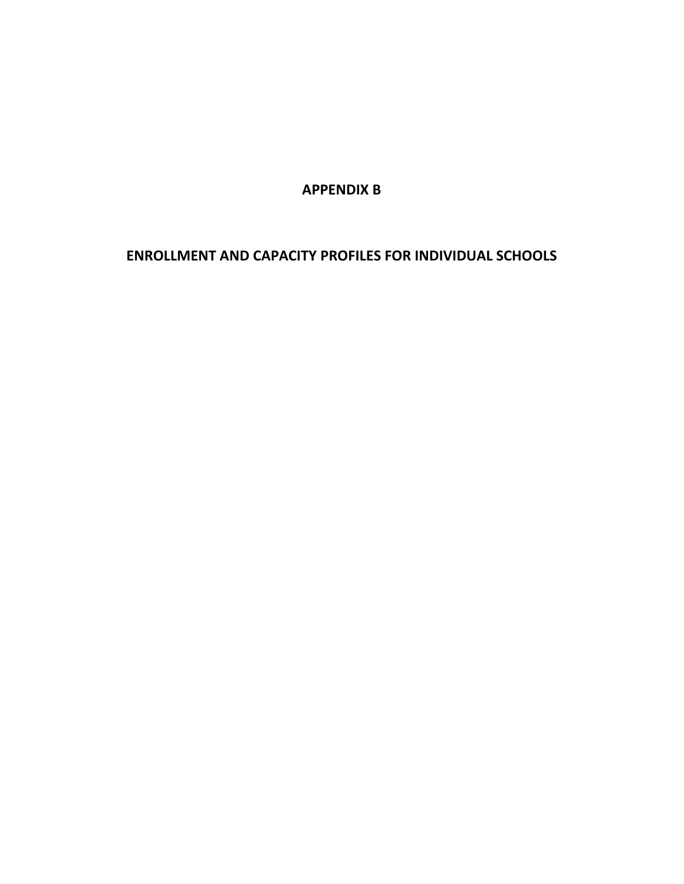# APPENDIX B

## ENROLLMENT AND CAPACITY PROFILES FOR INDIVIDUAL SCHOOLS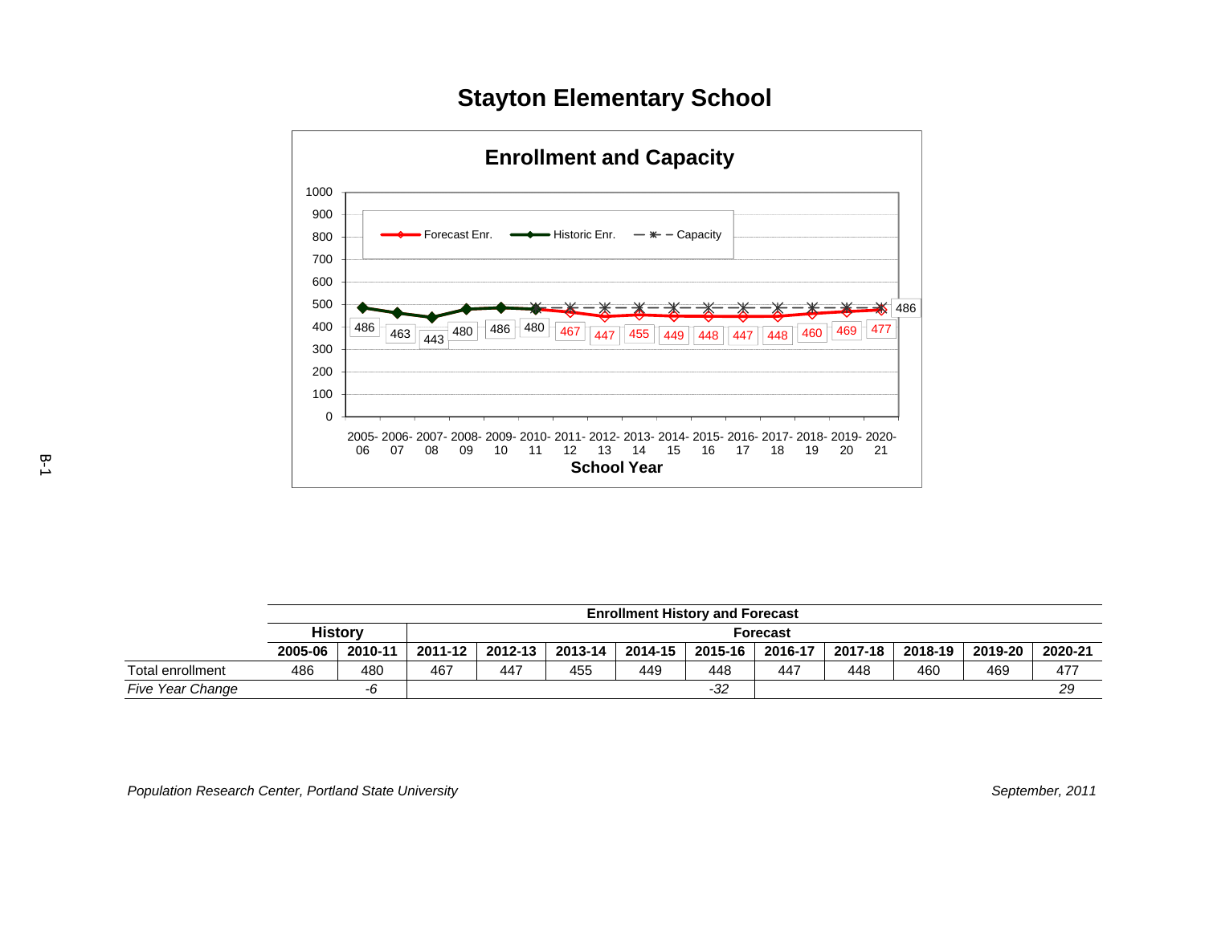# Stayton Elementary School

## Enrollment and Capacity

| School Year | Historic Enr. | Forecast Enr. | Capacity |
|---|---|---|---|
| 2005-06 | 486 | | |
| 2006-07 | 463 | | |
| 2007-08 | 443 | | |
| 2008-09 | 480 | | |
| 2009-10 | 486 | | |
| 2010-11 | 480 | | |
| 2011-12 | | 467 | |
| 2012-13 | | 447 | |
| 2013-14 | | 455 | |
| 2014-15 | | 449 | |
| 2015-16 | | 448 | |
| 2016-17 | | 447 | |
| 2017-18 | | 448 | |
| 2018-19 | | 460 | |
| 2019-20 | | 469 | |
| 2020-21 | | 477 | 486 |

| | History | | Forecast | | | | | | | | | |
|---|---|---|---|---|---|---|---|---|---|---|---|---|
| | **2005-06** | **2010-11** | **2011-12** | **2012-13** | **2013-14** | **2014-15** | **2015-16** | **2016-17** | **2017-18** | **2018-19** | **2019-20** | **2020-21** |
| Total enrollment | 486 | 480 | 467 | 447 | 455 | 449 | 448 | 447 | 448 | 460 | 469 | 477 |
| *Five Year Change* | | *-6* | | | | | *-32* | | | | | *29* |

*Population Research Center, Portland State University* *September, 2011*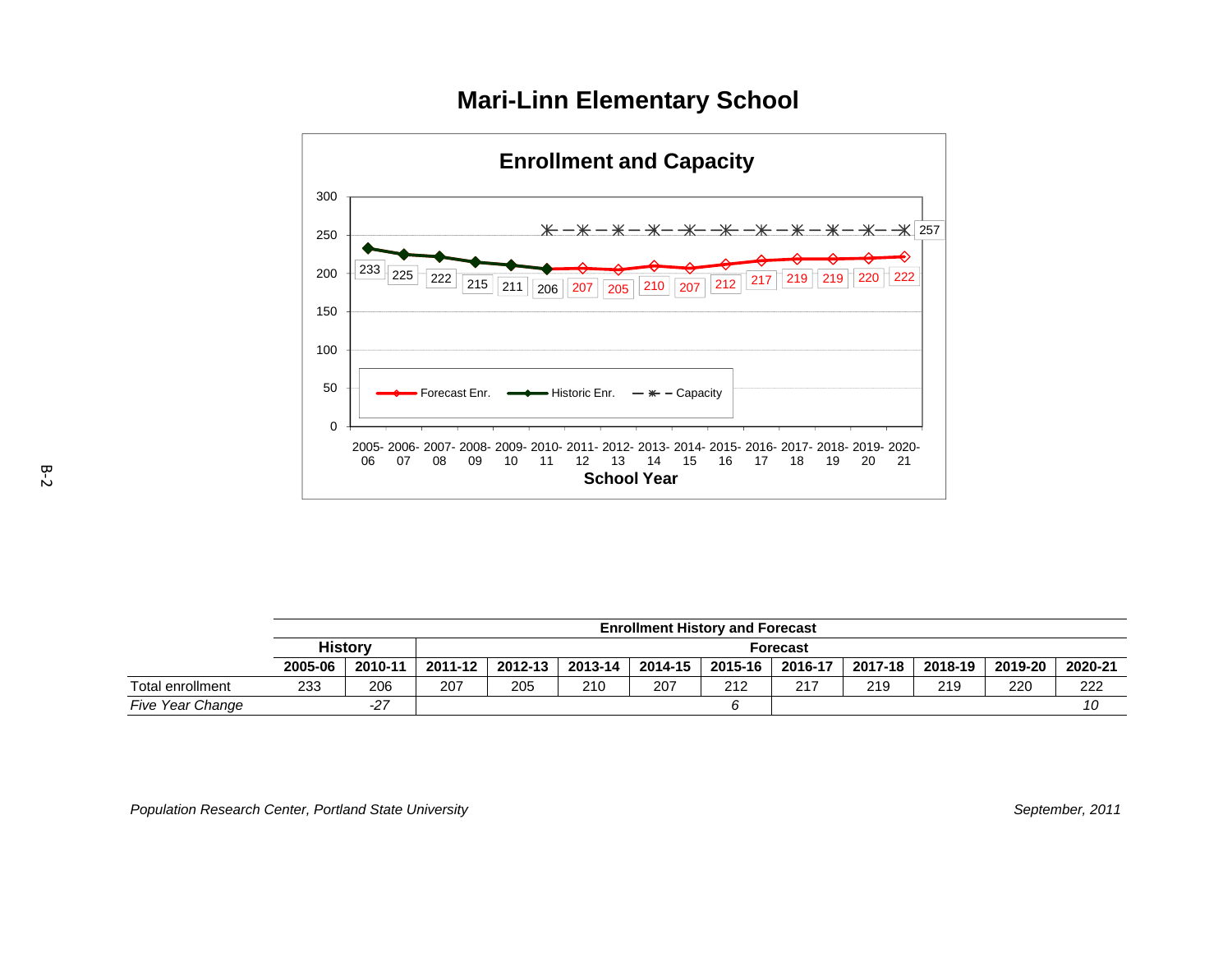# Mari-Linn Elementary School

## Enrollment and Capacity

| School Year | Historic Enr. | Forecast Enr. | Capacity |
|---|---|---|---|
| 2005-06 | 233 | | |
| 2006-07 | 225 | | |
| 2007-08 | 222 | | |
| 2008-09 | 215 | | |
| 2009-10 | 211 | | |
| 2010-11 | 206 | | 257 |
| 2011-12 | | 207 | 257 |
| 2012-13 | | 205 | 257 |
| 2013-14 | | 210 | 257 |
| 2014-15 | | 207 | 257 |
| 2015-16 | | 212 | 257 |
| 2016-17 | | 217 | 257 |
| 2017-18 | | 219 | 257 |
| 2018-19 | | 219 | 257 |
| 2019-20 | | 220 | 257 |
| 2020-21 | | 222 | 257 |

**Enrollment History and Forecast**

| | History | | Forecast | | | | | | | | | |
|---|---|---|---|---|---|---|---|---|---|---|---|---|
| | **2005-06** | **2010-11** | **2011-12** | **2012-13** | **2013-14** | **2014-15** | **2015-16** | **2016-17** | **2017-18** | **2018-19** | **2019-20** | **2020-21** |
| Total enrollment | 233 | 206 | 207 | 205 | 210 | 207 | 212 | 217 | 219 | 219 | 220 | 222 |
| *Five Year Change* | | *-27* | | | | | *6* | | | | | *10* |

*Population Research Center, Portland State University* — *September, 2011*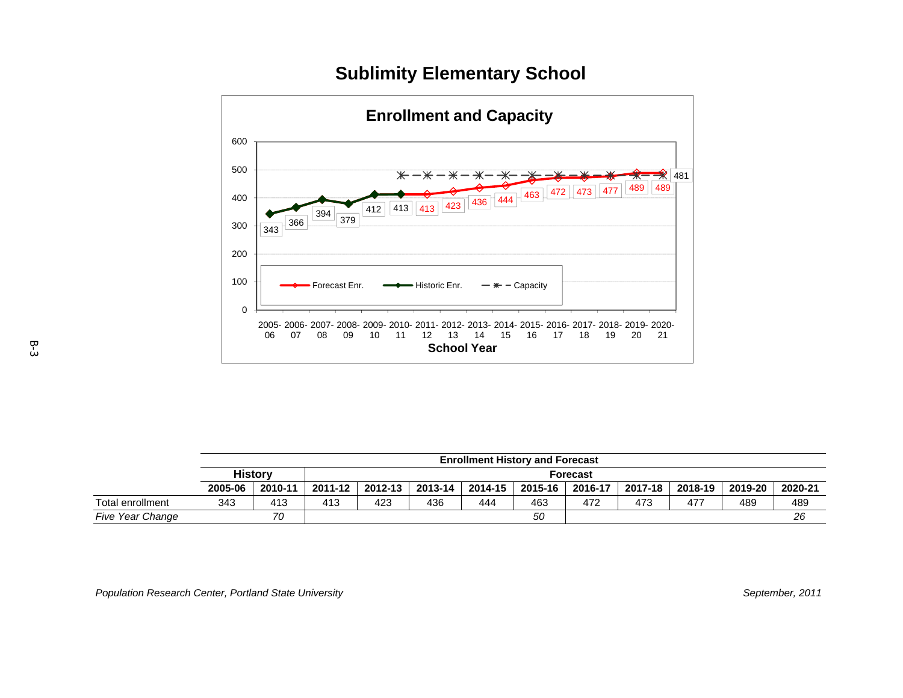# Sublimity Elementary School

## Enrollment and Capacity

| School Year | Historic Enr. | Forecast Enr. | Capacity |
|---|---|---|---|
| 2005-06 | 343 | | |
| 2006-07 | 366 | | |
| 2007-08 | 394 | | |
| 2008-09 | 379 | | |
| 2009-10 | 412 | | |
| 2010-11 | 413 | | 481 |
| 2011-12 | | 413 | 481 |
| 2012-13 | | 423 | 481 |
| 2013-14 | | 436 | 481 |
| 2014-15 | | 444 | 481 |
| 2015-16 | | 463 | 481 |
| 2016-17 | | 472 | 481 |
| 2017-18 | | 473 | 481 |
| 2018-19 | | 477 | 481 |
| 2019-20 | | 489 | 481 |
| 2020-21 | | 489 | 481 |

| | History | | Forecast | | | | | | | | | |
|---|---|---|---|---|---|---|---|---|---|---|---|---|
| | **2005-06** | **2010-11** | **2011-12** | **2012-13** | **2013-14** | **2014-15** | **2015-16** | **2016-17** | **2017-18** | **2018-19** | **2019-20** | **2020-21** |
| Total enrollment | 343 | 413 | 413 | 423 | 436 | 444 | 463 | 472 | 473 | 477 | 489 | 489 |
| *Five Year Change* | | *70* | | | | | *50* | | | | | *26* |

*Population Research Center, Portland State University* *September, 2011*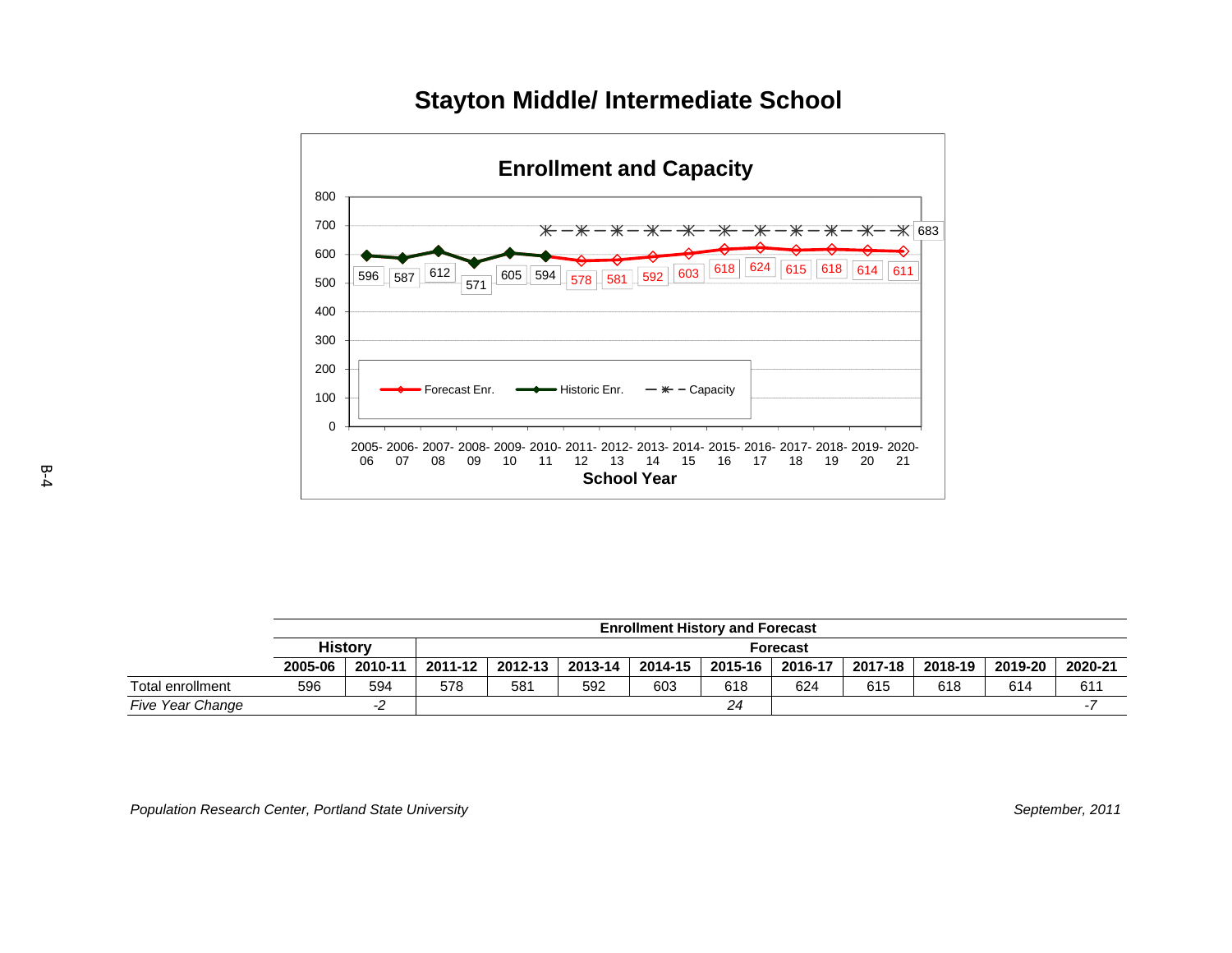# Stayton Middle/ Intermediate School

## Enrollment and Capacity

| School Year | Historic Enr. | Forecast Enr. | Capacity |
|---|---|---|---|
| 2005-06 | 596 | | |
| 2006-07 | 587 | | |
| 2007-08 | 612 | | |
| 2008-09 | 571 | | |
| 2009-10 | 605 | | |
| 2010-11 | 594 | | 683 |
| 2011-12 | | 578 | 683 |
| 2012-13 | | 581 | 683 |
| 2013-14 | | 592 | 683 |
| 2014-15 | | 603 | 683 |
| 2015-16 | | 618 | 683 |
| 2016-17 | | 624 | 683 |
| 2017-18 | | 615 | 683 |
| 2018-19 | | 618 | 683 |
| 2019-20 | | 614 | 683 |
| 2020-21 | | 611 | 683 |

| | Enrollment History and Forecast | | | | | | | | | | | |
|---|---|---|---|---|---|---|---|---|---|---|---|---|
| | History | | Forecast | | | | | | | | | |
| | 2005-06 | 2010-11 | 2011-12 | 2012-13 | 2013-14 | 2014-15 | 2015-16 | 2016-17 | 2017-18 | 2018-19 | 2019-20 | 2020-21 |
| Total enrollment | 596 | 594 | 578 | 581 | 592 | 603 | 618 | 624 | 615 | 618 | 614 | 611 |
| *Five Year Change* | | *-2* | | | | | *24* | | | | | *-7* |

*Population Research Center, Portland State University*

*September, 2011*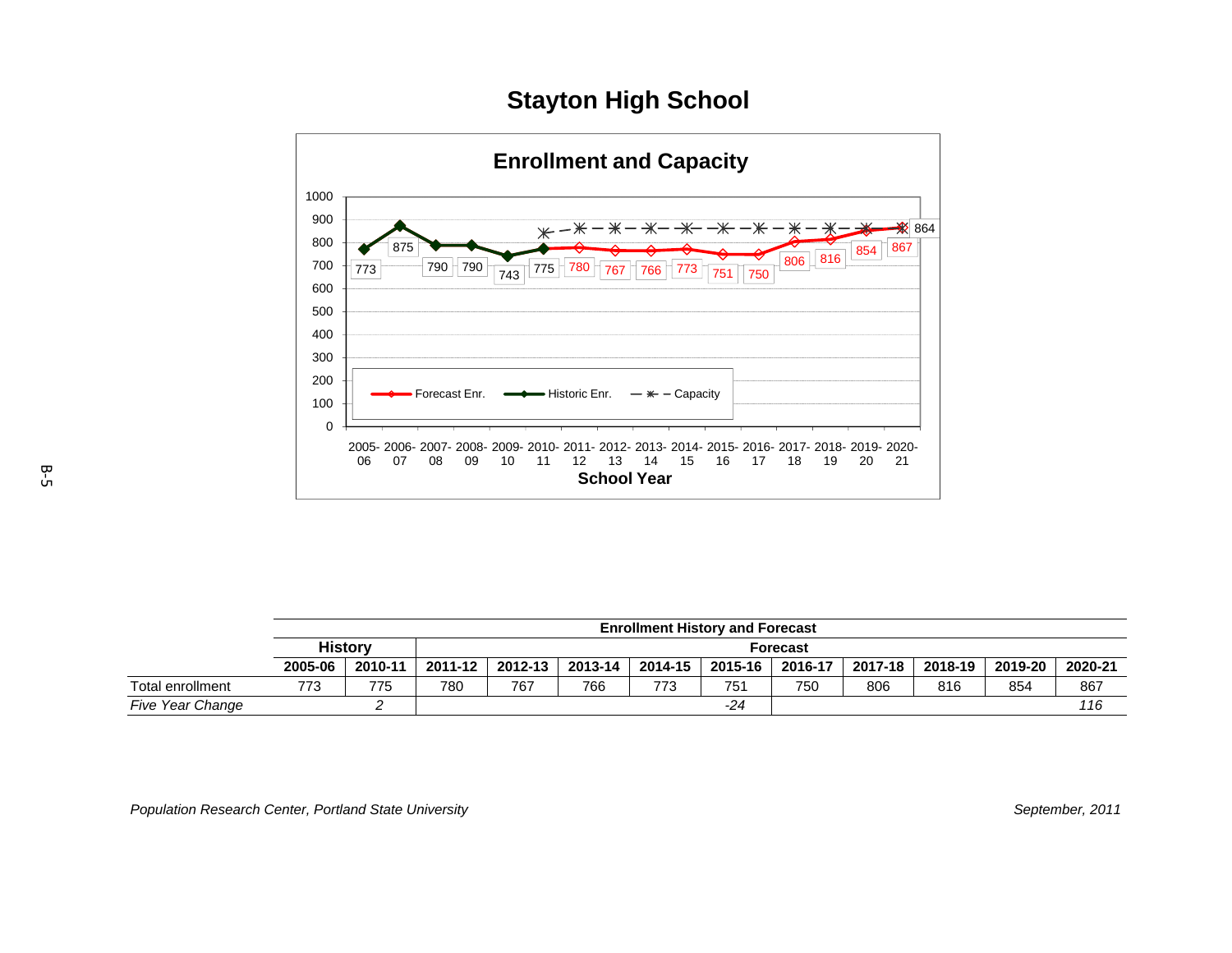# Stayton High School

## Enrollment and Capacity

| School Year | Historic Enr. | Forecast Enr. | Capacity |
|---|---|---|---|
| 2005-06 | 773 | | |
| 2006-07 | 875 | | |
| 2007-08 | 790 | | |
| 2008-09 | 790 | | |
| 2009-10 | 743 | | |
| 2010-11 | 775 | | |
| 2011-12 | | 780 | |
| 2012-13 | | 767 | |
| 2013-14 | | 766 | |
| 2014-15 | | 773 | |
| 2015-16 | | 751 | |
| 2016-17 | | 750 | |
| 2017-18 | | 806 | |
| 2018-19 | | 816 | |
| 2019-20 | | 854 | |
| 2020-21 | | 867 | 864 |

| | **Enrollment History and Forecast** | | | | | | | | | | | |
|---|---|---|---|---|---|---|---|---|---|---|---|---|
| | **History** | | **Forecast** | | | | | | | | | |
| | **2005-06** | **2010-11** | **2011-12** | **2012-13** | **2013-14** | **2014-15** | **2015-16** | **2016-17** | **2017-18** | **2018-19** | **2019-20** | **2020-21** |
| Total enrollment | 773 | 775 | 780 | 767 | 766 | 773 | 751 | 750 | 806 | 816 | 854 | 867 |
| *Five Year Change* | | *2* | | | | | *-24* | | | | | *116* |

*Population Research Center, Portland State University* *September, 2011*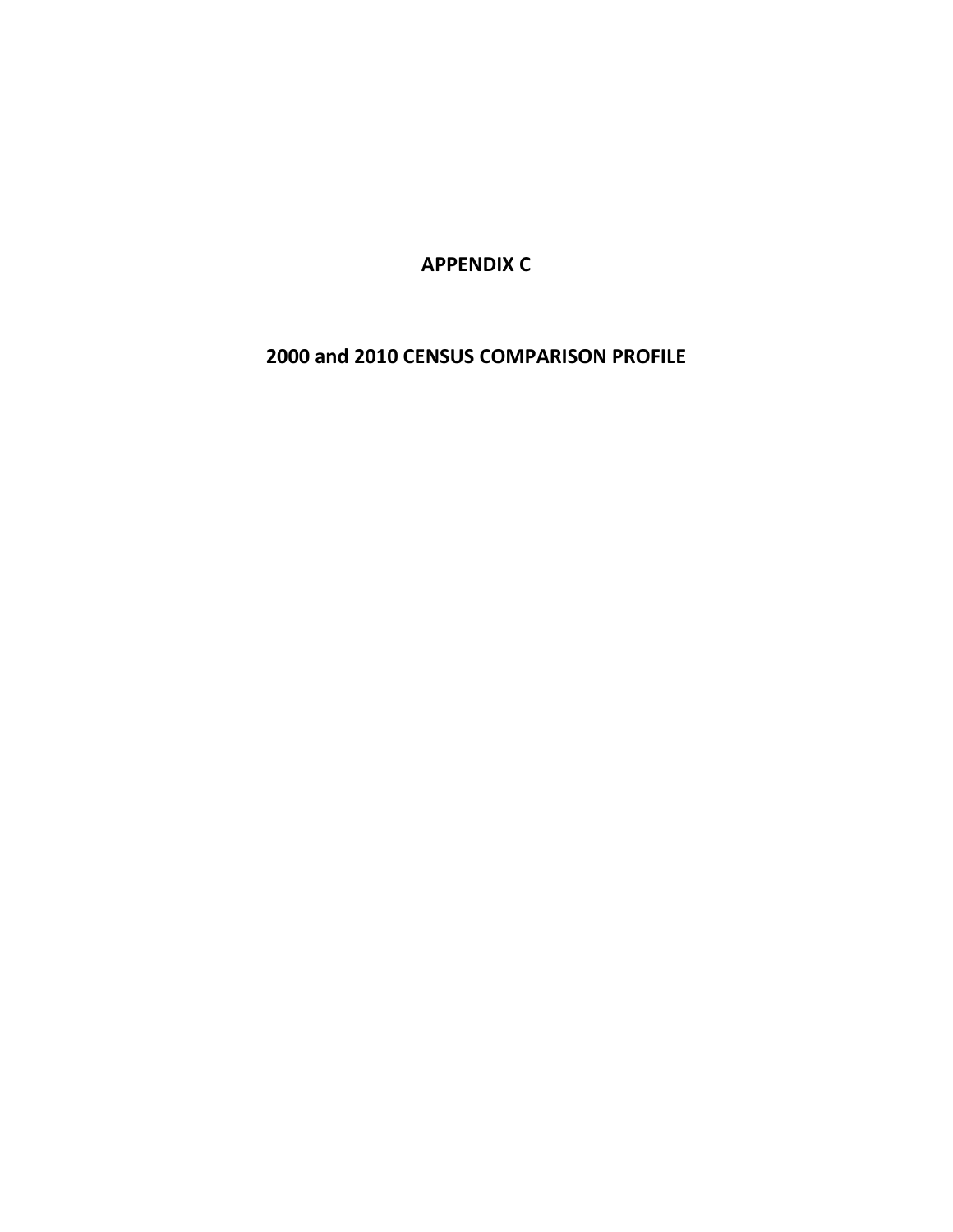# APPENDIX C

## 2000 and 2010 CENSUS COMPARISON PROFILE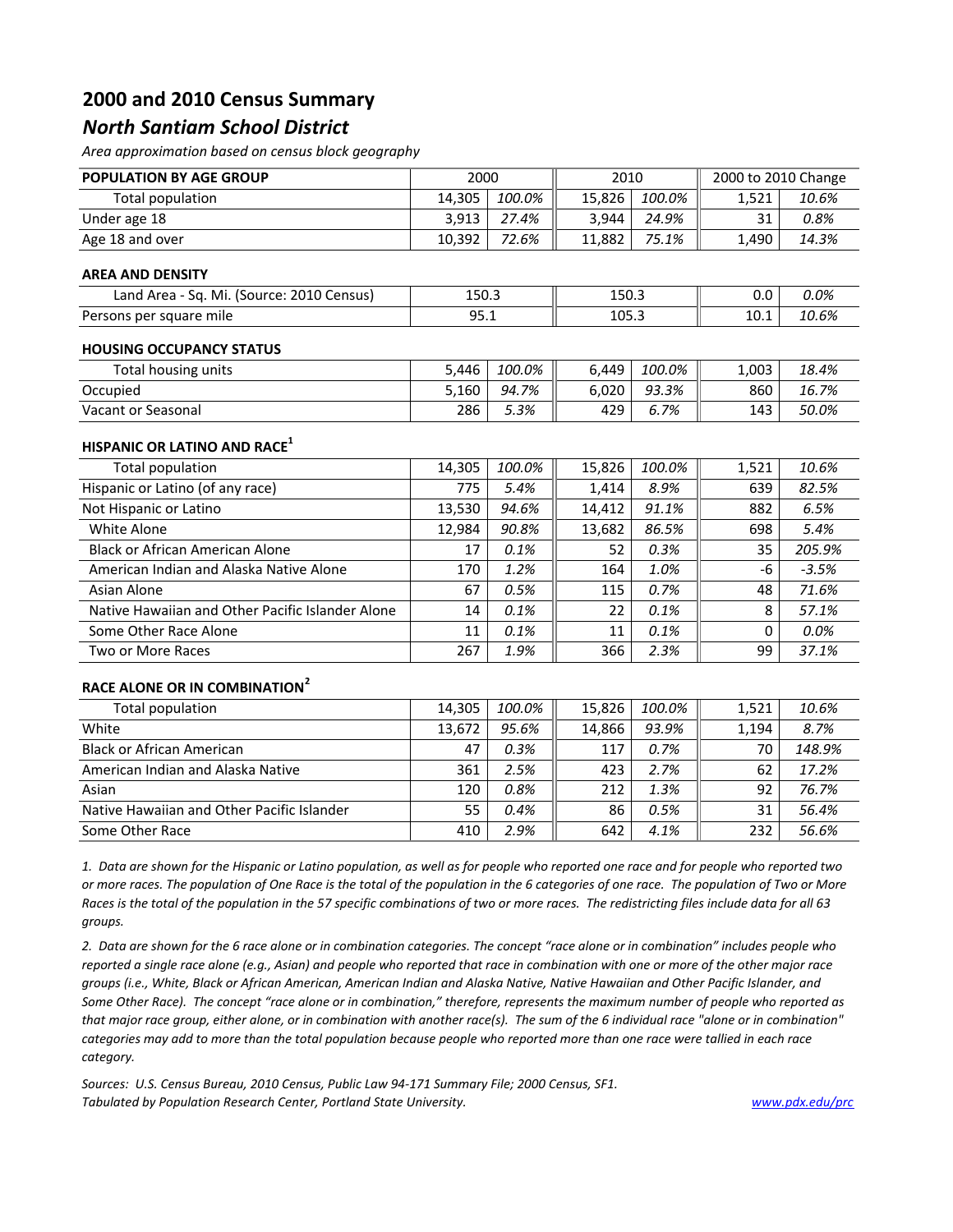# 2000 and 2010 Census Summary

## *North Santiam School District*

*Area approximation based on census block geography*

| POPULATION BY AGE GROUP | 2000 | | 2010 | | 2000 to 2010 Change | |
|---|---|---|---|---|---|---|
| Total population | 14,305 | *100.0%* | 15,826 | *100.0%* | 1,521 | *10.6%* |
| Under age 18 | 3,913 | *27.4%* | 3,944 | *24.9%* | 31 | *0.8%* |
| Age 18 and over | 10,392 | *72.6%* | 11,882 | *75.1%* | 1,490 | *14.3%* |

**AREA AND DENSITY**

| | 2000 | 2010 | 2000 to 2010 Change | |
|---|---|---|---|---|
| Land Area - Sq. Mi. (Source: 2010 Census) | 150.3 | 150.3 | 0.0 | *0.0%* |
| Persons per square mile | 95.1 | 105.3 | 10.1 | *10.6%* |

**HOUSING OCCUPANCY STATUS**

| | 2000 | | 2010 | | 2000 to 2010 Change | |
|---|---|---|---|---|---|---|
| Total housing units | 5,446 | *100.0%* | 6,449 | *100.0%* | 1,003 | *18.4%* |
| Occupied | 5,160 | *94.7%* | 6,020 | *93.3%* | 860 | *16.7%* |
| Vacant or Seasonal | 286 | *5.3%* | 429 | *6.7%* | 143 | *50.0%* |

**HISPANIC OR LATINO AND RACE[1]**

| | 2000 | | 2010 | | 2000 to 2010 Change | |
|---|---|---|---|---|---|---|
| Total population | 14,305 | *100.0%* | 15,826 | *100.0%* | 1,521 | *10.6%* |
| Hispanic or Latino (of any race) | 775 | *5.4%* | 1,414 | *8.9%* | 639 | *82.5%* |
| Not Hispanic or Latino | 13,530 | *94.6%* | 14,412 | *91.1%* | 882 | *6.5%* |
| White Alone | 12,984 | *90.8%* | 13,682 | *86.5%* | 698 | *5.4%* |
| Black or African American Alone | 17 | *0.1%* | 52 | *0.3%* | 35 | *205.9%* |
| American Indian and Alaska Native Alone | 170 | *1.2%* | 164 | *1.0%* | -6 | *-3.5%* |
| Asian Alone | 67 | *0.5%* | 115 | *0.7%* | 48 | *71.6%* |
| Native Hawaiian and Other Pacific Islander Alone | 14 | *0.1%* | 22 | *0.1%* | 8 | *57.1%* |
| Some Other Race Alone | 11 | *0.1%* | 11 | *0.1%* | 0 | *0.0%* |
| Two or More Races | 267 | *1.9%* | 366 | *2.3%* | 99 | *37.1%* |

**RACE ALONE OR IN COMBINATION[2]**

| | 2000 | | 2010 | | 2000 to 2010 Change | |
|---|---|---|---|---|---|---|
| Total population | 14,305 | *100.0%* | 15,826 | *100.0%* | 1,521 | *10.6%* |
| White | 13,672 | *95.6%* | 14,866 | *93.9%* | 1,194 | *8.7%* |
| Black or African American | 47 | *0.3%* | 117 | *0.7%* | 70 | *148.9%* |
| American Indian and Alaska Native | 361 | *2.5%* | 423 | *2.7%* | 62 | *17.2%* |
| Asian | 120 | *0.8%* | 212 | *1.3%* | 92 | *76.7%* |
| Native Hawaiian and Other Pacific Islander | 55 | *0.4%* | 86 | *0.5%* | 31 | *56.4%* |
| Some Other Race | 410 | *2.9%* | 642 | *4.1%* | 232 | *56.6%* |

*1. Data are shown for the Hispanic or Latino population, as well as for people who reported one race and for people who reported two or more races. The population of One Race is the total of the population in the 6 categories of one race. The population of Two or More Races is the total of the population in the 57 specific combinations of two or more races. The redistricting files include data for all 63 groups.*

*2. Data are shown for the 6 race alone or in combination categories. The concept "race alone or in combination" includes people who reported a single race alone (e.g., Asian) and people who reported that race in combination with one or more of the other major race groups (i.e., White, Black or African American, American Indian and Alaska Native, Native Hawaiian and Other Pacific Islander, and Some Other Race). The concept "race alone or in combination," therefore, represents the maximum number of people who reported as that major race group, either alone, or in combination with another race(s). The sum of the 6 individual race "alone or in combination" categories may add to more than the total population because people who reported more than one race were tallied in each race category.*

*Sources: U.S. Census Bureau, 2010 Census, Public Law 94-171 Summary File; 2000 Census, SF1.*
*Tabulated by Population Research Center, Portland State University.* www.pdx.edu/prc